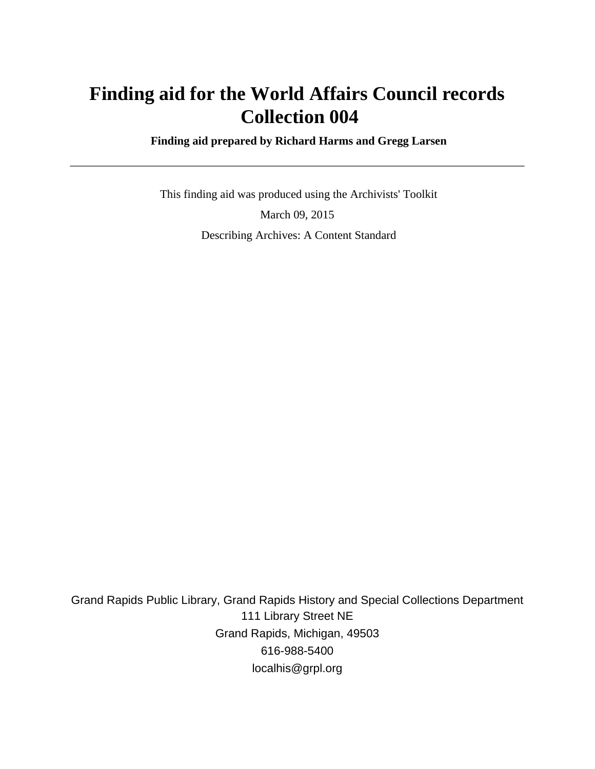# Finding aid for the World Affairs Council records Collection 004

**Finding aid prepared by Richard Harms and Gregg Larsen**

---

This finding aid was produced using the Archivists' Toolkit

March 09, 2015

Describing Archives: A Content Standard

Grand Rapids Public Library, Grand Rapids History and Special Collections Department
111 Library Street NE
Grand Rapids, Michigan, 49503
616-988-5400
localhis@grpl.org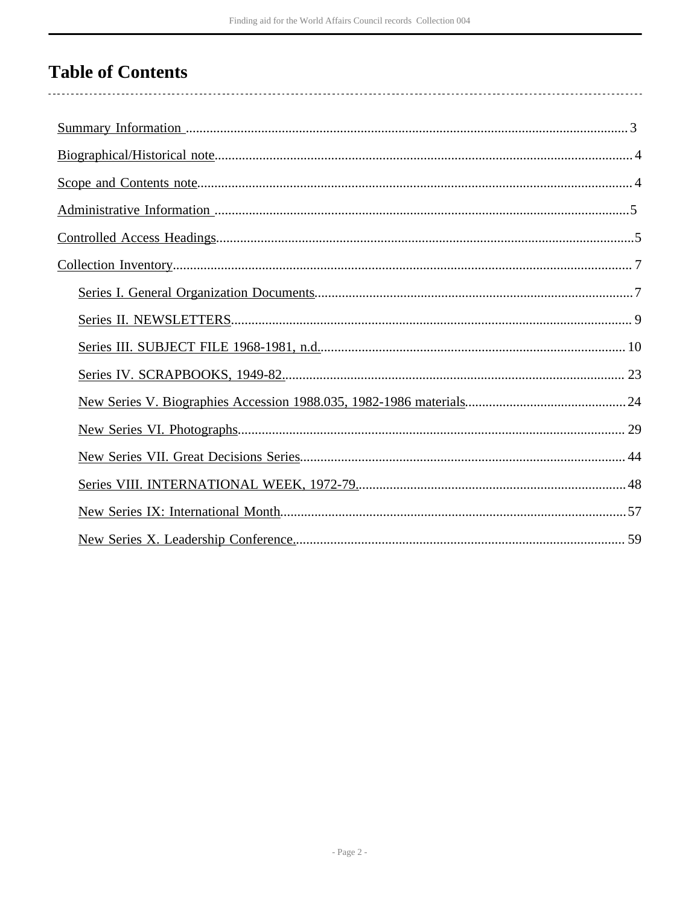# Table of Contents

- Summary Information ........................................ 3
- Biographical/Historical note ........................................ 4
- Scope and Contents note ........................................ 4
- Administrative Information ........................................ 5
- Controlled Access Headings ........................................ 5
- Collection Inventory ........................................ 7
  - Series I. General Organization Documents ........................................ 7
  - Series II. NEWSLETTERS ........................................ 9
  - Series III. SUBJECT FILE 1968-1981, n.d. ........................................ 10
  - Series IV. SCRAPBOOKS, 1949-82 ........................................ 23
  - New Series V. Biographies Accession 1988.035, 1982-1986 materials ........................................ 24
  - New Series VI. Photographs ........................................ 29
  - New Series VII. Great Decisions Series ........................................ 44
  - Series VIII. INTERNATIONAL WEEK, 1972-79 ........................................ 48
  - New Series IX: International Month ........................................ 57
  - New Series X. Leadership Conference ........................................ 59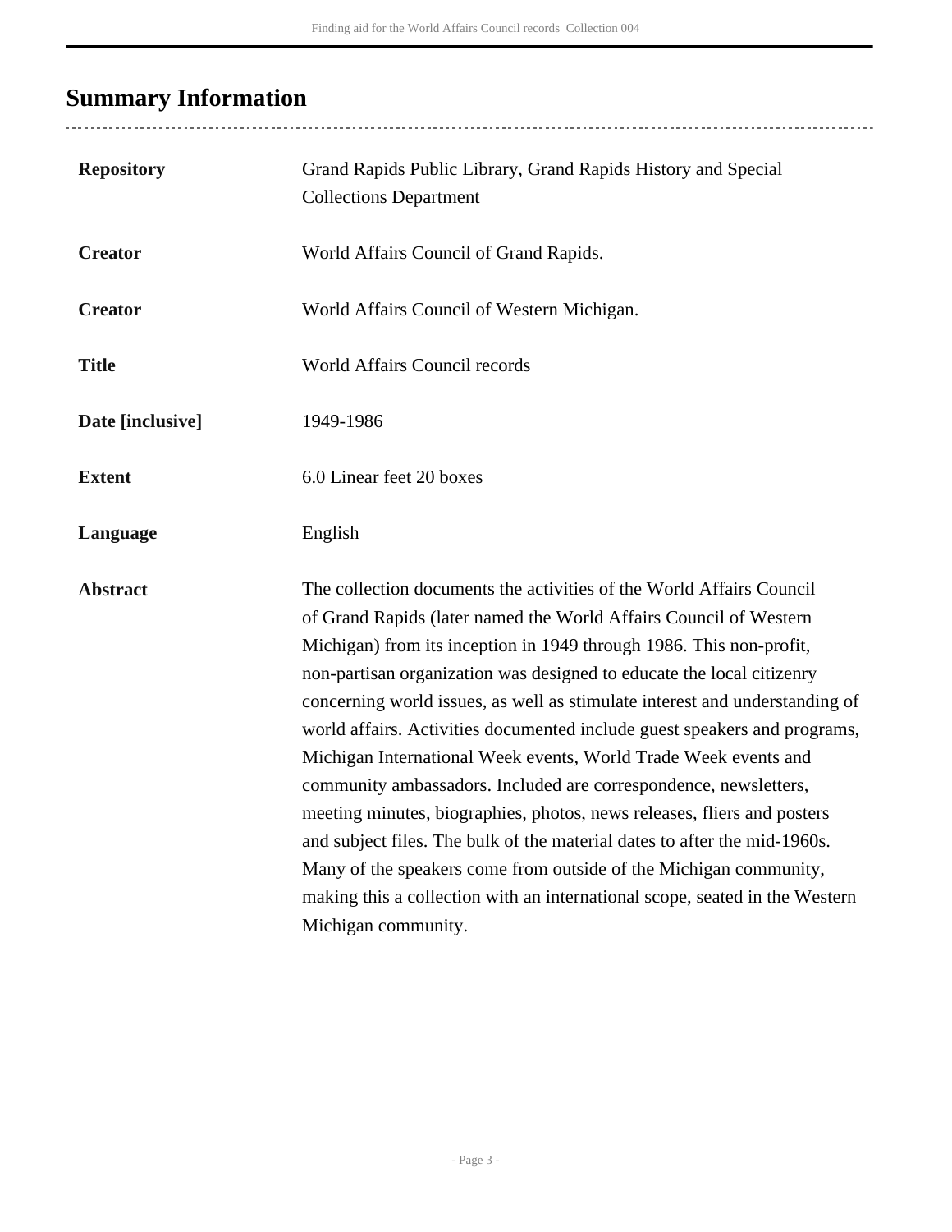## Summary Information

| | |
|---|---|
| **Repository** | Grand Rapids Public Library, Grand Rapids History and Special Collections Department |
| **Creator** | World Affairs Council of Grand Rapids. |
| **Creator** | World Affairs Council of Western Michigan. |
| **Title** | World Affairs Council records |
| **Date [inclusive]** | 1949-1986 |
| **Extent** | 6.0 Linear feet 20 boxes |
| **Language** | English |
| **Abstract** | The collection documents the activities of the World Affairs Council of Grand Rapids (later named the World Affairs Council of Western Michigan) from its inception in 1949 through 1986. This non-profit, non-partisan organization was designed to educate the local citizenry concerning world issues, as well as stimulate interest and understanding of world affairs. Activities documented include guest speakers and programs, Michigan International Week events, World Trade Week events and community ambassadors. Included are correspondence, newsletters, meeting minutes, biographies, photos, news releases, fliers and posters and subject files. The bulk of the material dates to after the mid-1960s. Many of the speakers come from outside of the Michigan community, making this a collection with an international scope, seated in the Western Michigan community. |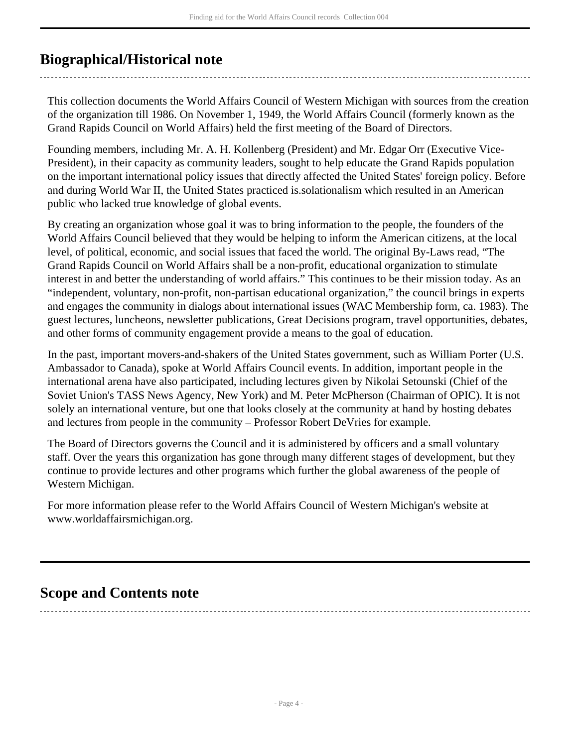## Biographical/Historical note

This collection documents the World Affairs Council of Western Michigan with sources from the creation of the organization till 1986. On November 1, 1949, the World Affairs Council (formerly known as the Grand Rapids Council on World Affairs) held the first meeting of the Board of Directors.

Founding members, including Mr. A. H. Kollenberg (President) and Mr. Edgar Orr (Executive Vice-President), in their capacity as community leaders, sought to help educate the Grand Rapids population on the important international policy issues that directly affected the United States' foreign policy. Before and during World War II, the United States practiced is.solationalism which resulted in an American public who lacked true knowledge of global events.

By creating an organization whose goal it was to bring information to the people, the founders of the World Affairs Council believed that they would be helping to inform the American citizens, at the local level, of political, economic, and social issues that faced the world. The original By-Laws read, “The Grand Rapids Council on World Affairs shall be a non-profit, educational organization to stimulate interest in and better the understanding of world affairs.” This continues to be their mission today. As an “independent, voluntary, non-profit, non-partisan educational organization,” the council brings in experts and engages the community in dialogs about international issues (WAC Membership form, ca. 1983). The guest lectures, luncheons, newsletter publications, Great Decisions program, travel opportunities, debates, and other forms of community engagement provide a means to the goal of education.

In the past, important movers-and-shakers of the United States government, such as William Porter (U.S. Ambassador to Canada), spoke at World Affairs Council events. In addition, important people in the international arena have also participated, including lectures given by Nikolai Setounski (Chief of the Soviet Union's TASS News Agency, New York) and M. Peter McPherson (Chairman of OPIC). It is not solely an international venture, but one that looks closely at the community at hand by hosting debates and lectures from people in the community – Professor Robert DeVries for example.

The Board of Directors governs the Council and it is administered by officers and a small voluntary staff. Over the years this organization has gone through many different stages of development, but they continue to provide lectures and other programs which further the global awareness of the people of Western Michigan.

For more information please refer to the World Affairs Council of Western Michigan's website at www.worldaffairsmichigan.org.

## Scope and Contents note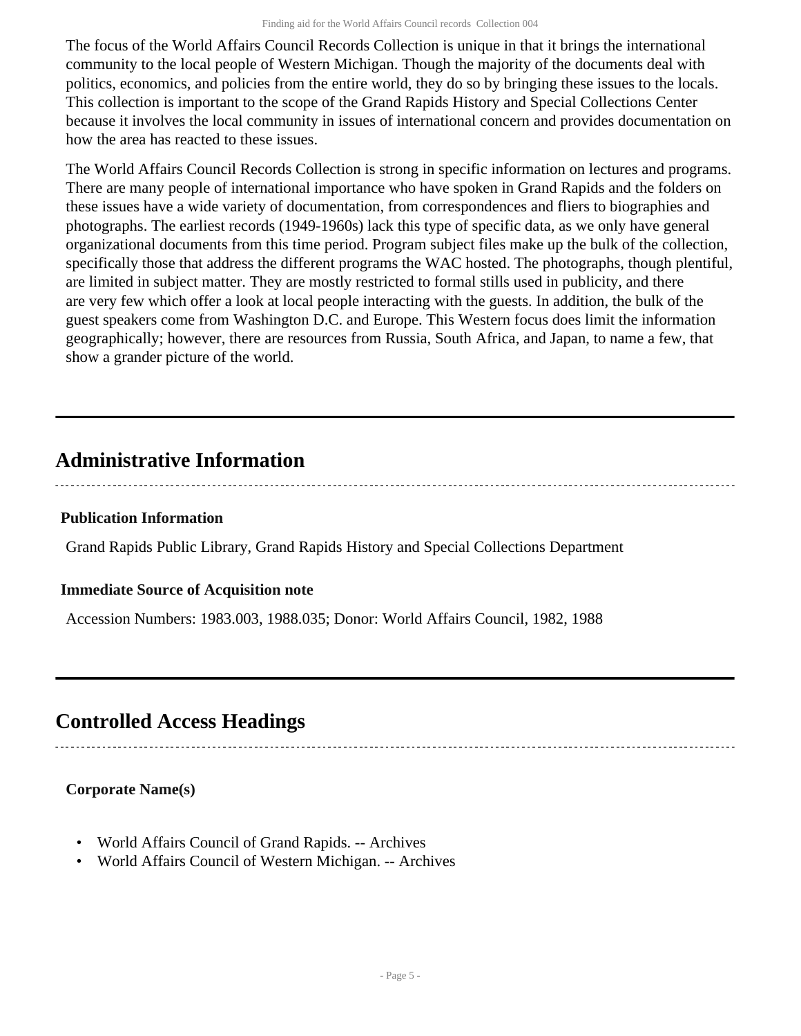The focus of the World Affairs Council Records Collection is unique in that it brings the international community to the local people of Western Michigan. Though the majority of the documents deal with politics, economics, and policies from the entire world, they do so by bringing these issues to the locals. This collection is important to the scope of the Grand Rapids History and Special Collections Center because it involves the local community in issues of international concern and provides documentation on how the area has reacted to these issues.

The World Affairs Council Records Collection is strong in specific information on lectures and programs. There are many people of international importance who have spoken in Grand Rapids and the folders on these issues have a wide variety of documentation, from correspondences and fliers to biographies and photographs. The earliest records (1949-1960s) lack this type of specific data, as we only have general organizational documents from this time period. Program subject files make up the bulk of the collection, specifically those that address the different programs the WAC hosted. The photographs, though plentiful, are limited in subject matter. They are mostly restricted to formal stills used in publicity, and there are very few which offer a look at local people interacting with the guests. In addition, the bulk of the guest speakers come from Washington D.C. and Europe. This Western focus does limit the information geographically; however, there are resources from Russia, South Africa, and Japan, to name a few, that show a grander picture of the world.

## Administrative Information

### Publication Information

Grand Rapids Public Library, Grand Rapids History and Special Collections Department

### Immediate Source of Acquisition note

Accession Numbers: 1983.003, 1988.035; Donor: World Affairs Council, 1982, 1988

## Controlled Access Headings

### Corporate Name(s)

- World Affairs Council of Grand Rapids. -- Archives
- World Affairs Council of Western Michigan. -- Archives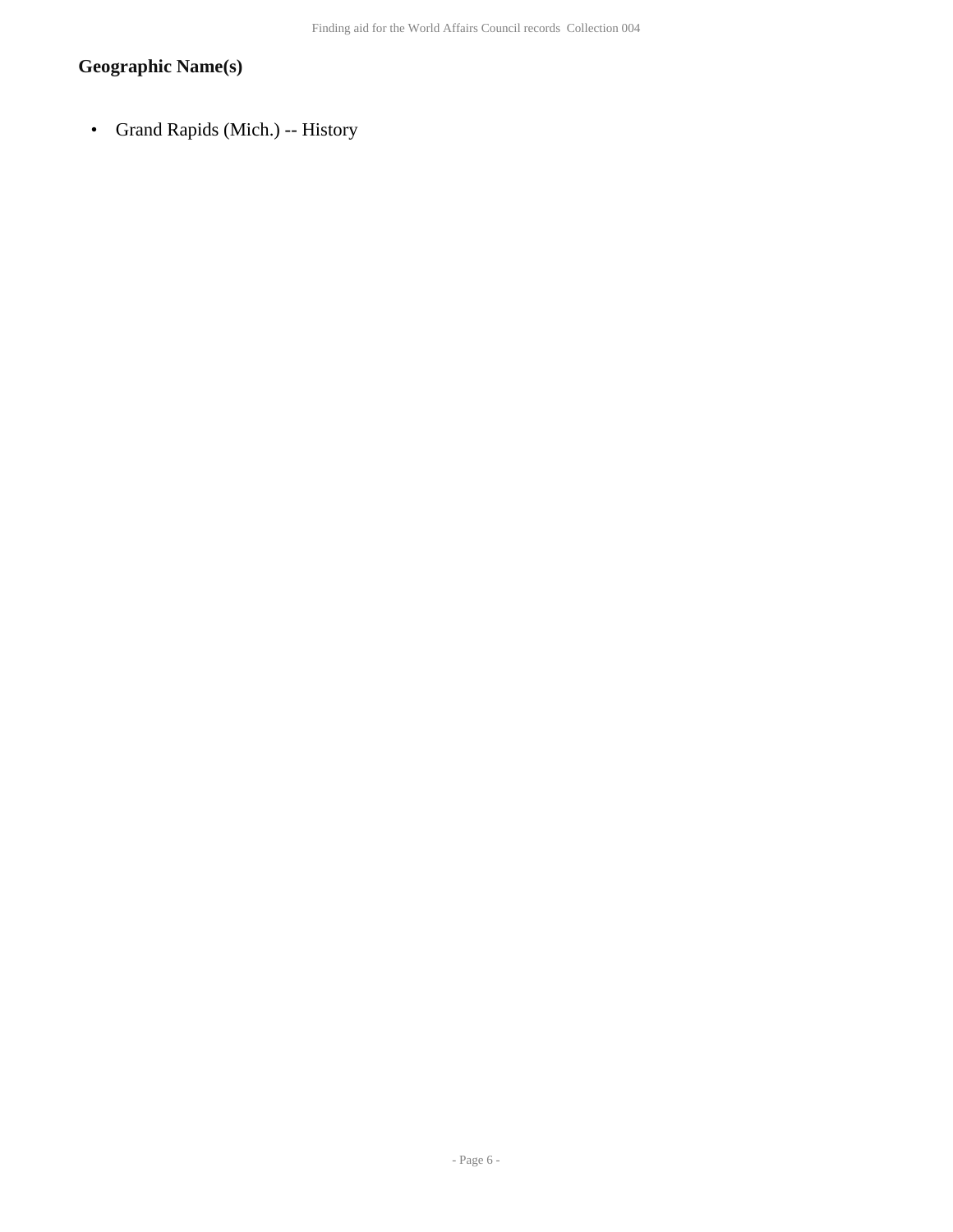## Geographic Name(s)

- Grand Rapids (Mich.) -- History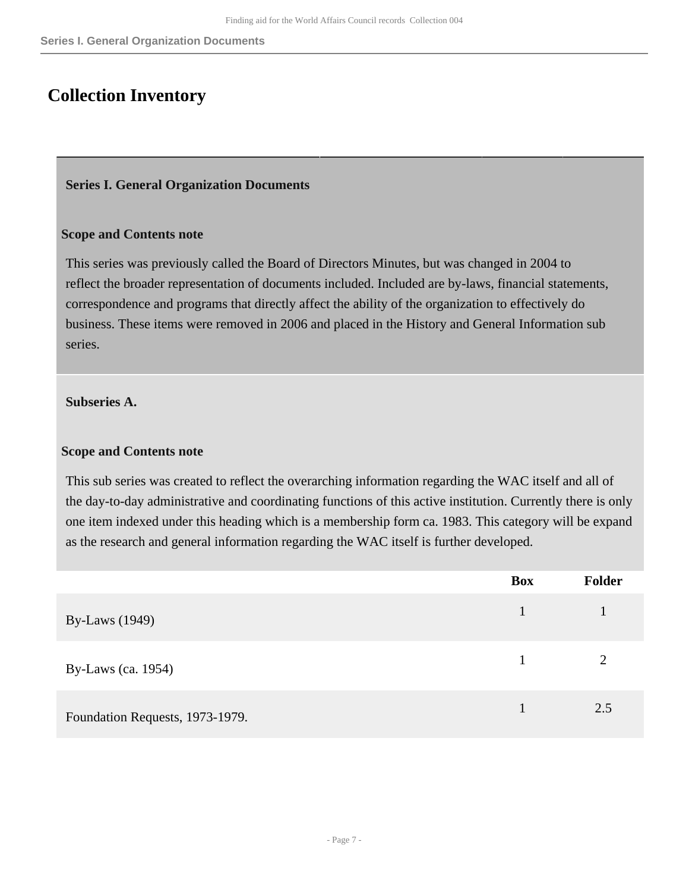# Collection Inventory

## Series I. General Organization Documents

**Scope and Contents note**

This series was previously called the Board of Directors Minutes, but was changed in 2004 to reflect the broader representation of documents included. Included are by-laws, financial statements, correspondence and programs that directly affect the ability of the organization to effectively do business. These items were removed in 2006 and placed in the History and General Information sub series.

### Subseries A.

**Scope and Contents note**

This sub series was created to reflect the overarching information regarding the WAC itself and all of the day-to-day administrative and coordinating functions of this active institution. Currently there is only one item indexed under this heading which is a membership form ca. 1983. This category will be expand as the research and general information regarding the WAC itself is further developed.

| | Box | Folder |
|---|---|---|
| By-Laws (1949) | 1 | 1 |
| By-Laws (ca. 1954) | 1 | 2 |
| Foundation Requests, 1973-1979. | 1 | 2.5 |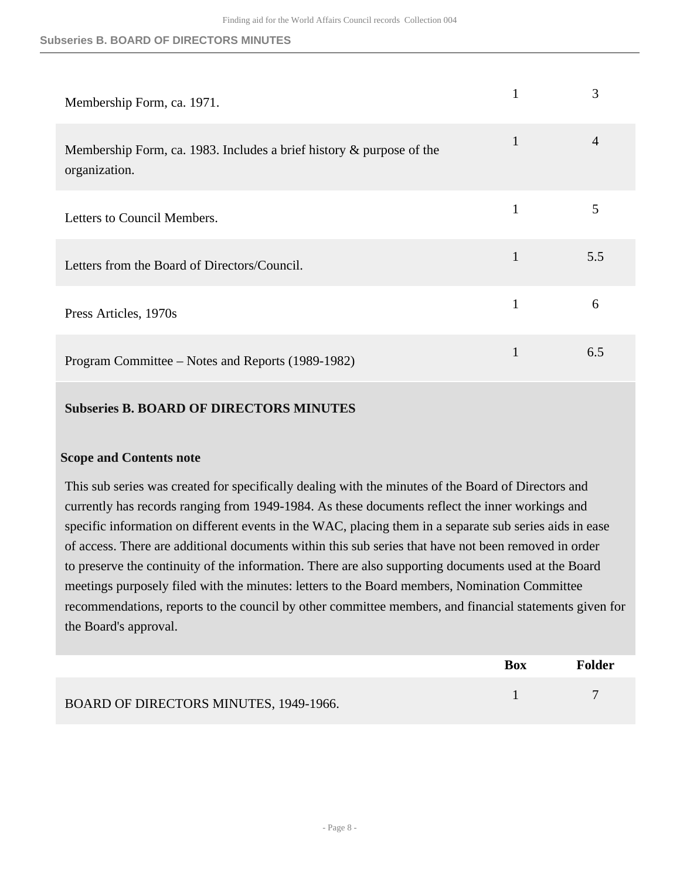| | Box | Folder |
|---|---|---|
| Membership Form, ca. 1971. | 1 | 3 |
| Membership Form, ca. 1983. Includes a brief history & purpose of the organization. | 1 | 4 |
| Letters to Council Members. | 1 | 5 |
| Letters from the Board of Directors/Council. | 1 | 5.5 |
| Press Articles, 1970s | 1 | 6 |
| Program Committee – Notes and Reports (1989-1982) | 1 | 6.5 |

### Subseries B. BOARD OF DIRECTORS MINUTES

**Scope and Contents note**

This sub series was created for specifically dealing with the minutes of the Board of Directors and currently has records ranging from 1949-1984. As these documents reflect the inner workings and specific information on different events in the WAC, placing them in a separate sub series aids in ease of access. There are additional documents within this sub series that have not been removed in order to preserve the continuity of the information. There are also supporting documents used at the Board meetings purposely filed with the minutes: letters to the Board members, Nomination Committee recommendations, reports to the council by other committee members, and financial statements given for the Board's approval.

| | Box | Folder |
|---|---|---|
| BOARD OF DIRECTORS MINUTES, 1949-1966. | 1 | 7 |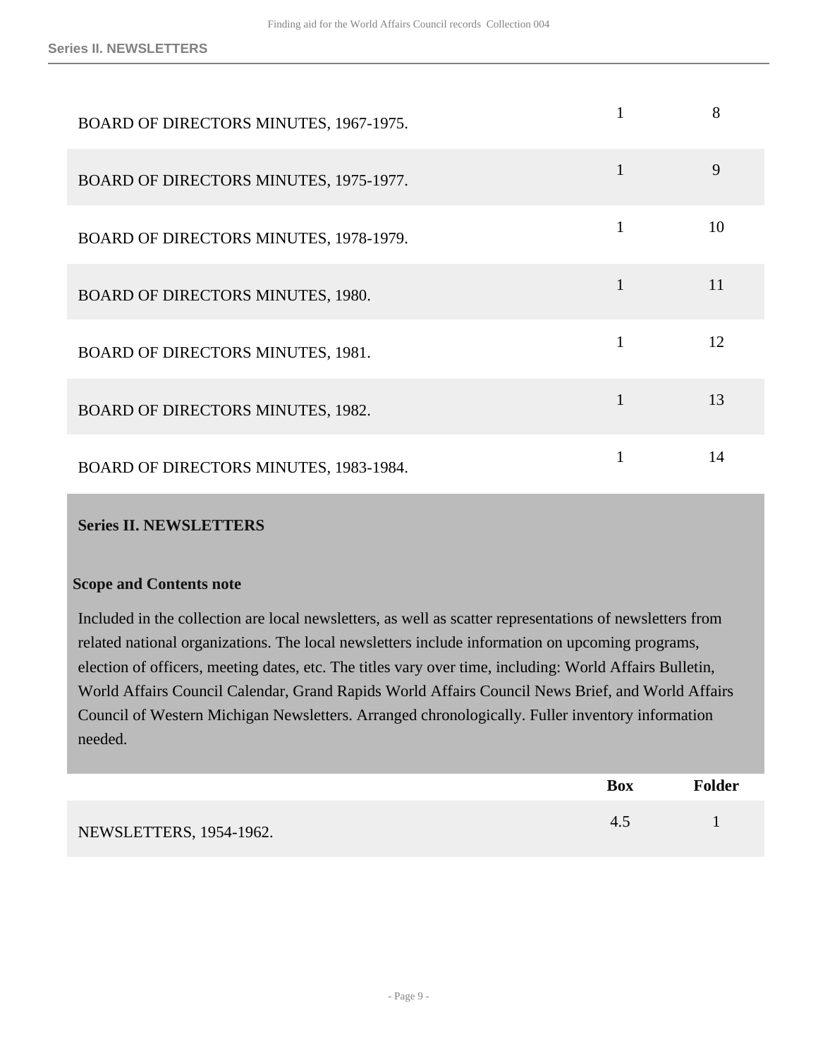| | | |
|---|---|---|
| BOARD OF DIRECTORS MINUTES, 1967-1975. | 1 | 8 |
| BOARD OF DIRECTORS MINUTES, 1975-1977. | 1 | 9 |
| BOARD OF DIRECTORS MINUTES, 1978-1979. | 1 | 10 |
| BOARD OF DIRECTORS MINUTES, 1980. | 1 | 11 |
| BOARD OF DIRECTORS MINUTES, 1981. | 1 | 12 |
| BOARD OF DIRECTORS MINUTES, 1982. | 1 | 13 |
| BOARD OF DIRECTORS MINUTES, 1983-1984. | 1 | 14 |

## Series II. NEWSLETTERS

### Scope and Contents note

Included in the collection are local newsletters, as well as scatter representations of newsletters from related national organizations. The local newsletters include information on upcoming programs, election of officers, meeting dates, etc. The titles vary over time, including: World Affairs Bulletin, World Affairs Council Calendar, Grand Rapids World Affairs Council News Brief, and World Affairs Council of Western Michigan Newsletters. Arranged chronologically. Fuller inventory information needed.

| | Box | Folder |
|---|---|---|
| NEWSLETTERS, 1954-1962. | 4.5 | 1 |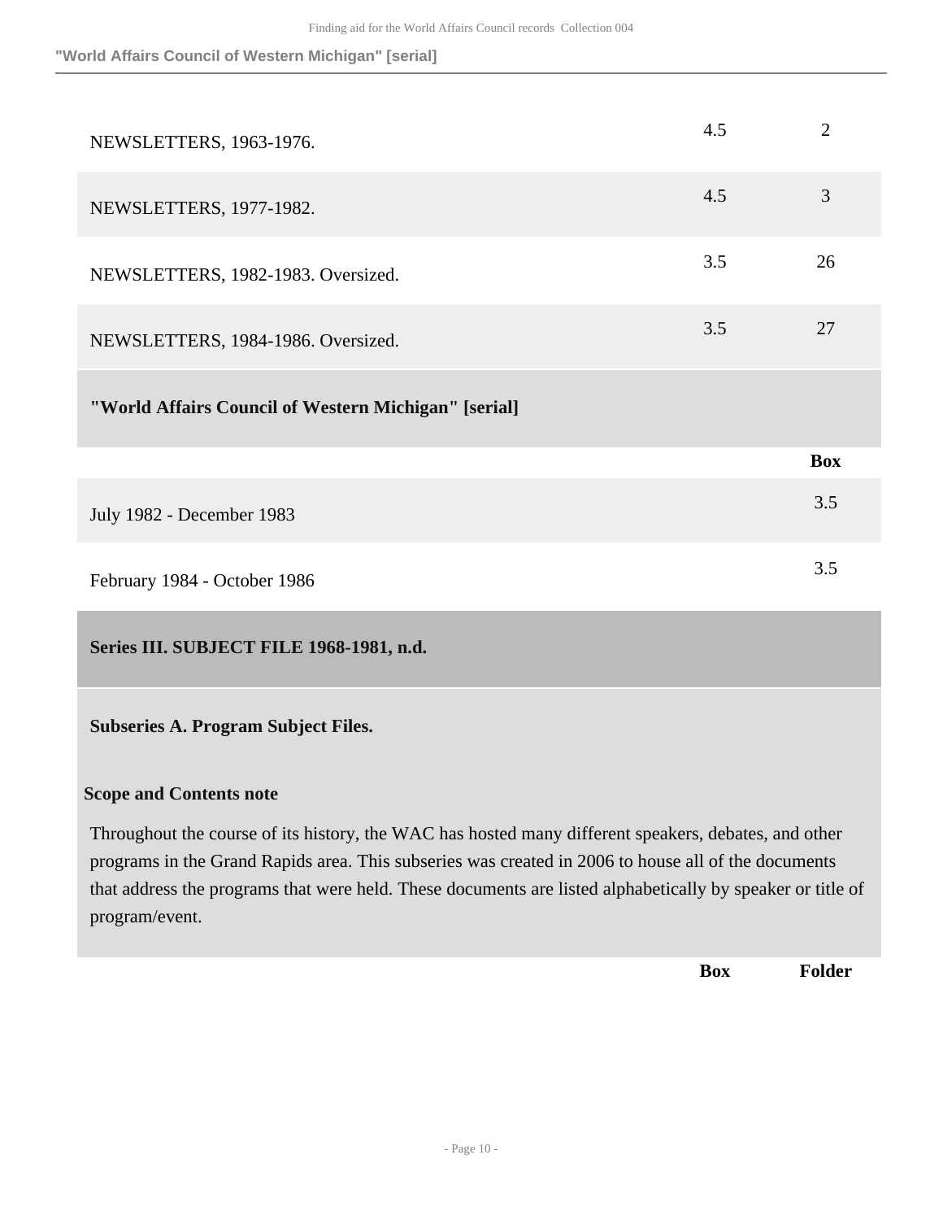| | | |
|---|---|---|
| NEWSLETTERS, 1963-1976. | 4.5 | 2 |
| NEWSLETTERS, 1977-1982. | 4.5 | 3 |
| NEWSLETTERS, 1982-1983. Oversized. | 3.5 | 26 |
| NEWSLETTERS, 1984-1986. Oversized. | 3.5 | 27 |

### "World Affairs Council of Western Michigan" [serial]

| | Box |
|---|---|
| July 1982 - December 1983 | 3.5 |
| February 1984 - October 1986 | 3.5 |

## Series III. SUBJECT FILE 1968-1981, n.d.

### Subseries A. Program Subject Files.

**Scope and Contents note**

Throughout the course of its history, the WAC has hosted many different speakers, debates, and other programs in the Grand Rapids area. This subseries was created in 2006 to house all of the documents that address the programs that were held. These documents are listed alphabetically by speaker or title of program/event.

| | Box | Folder |
|---|---|---|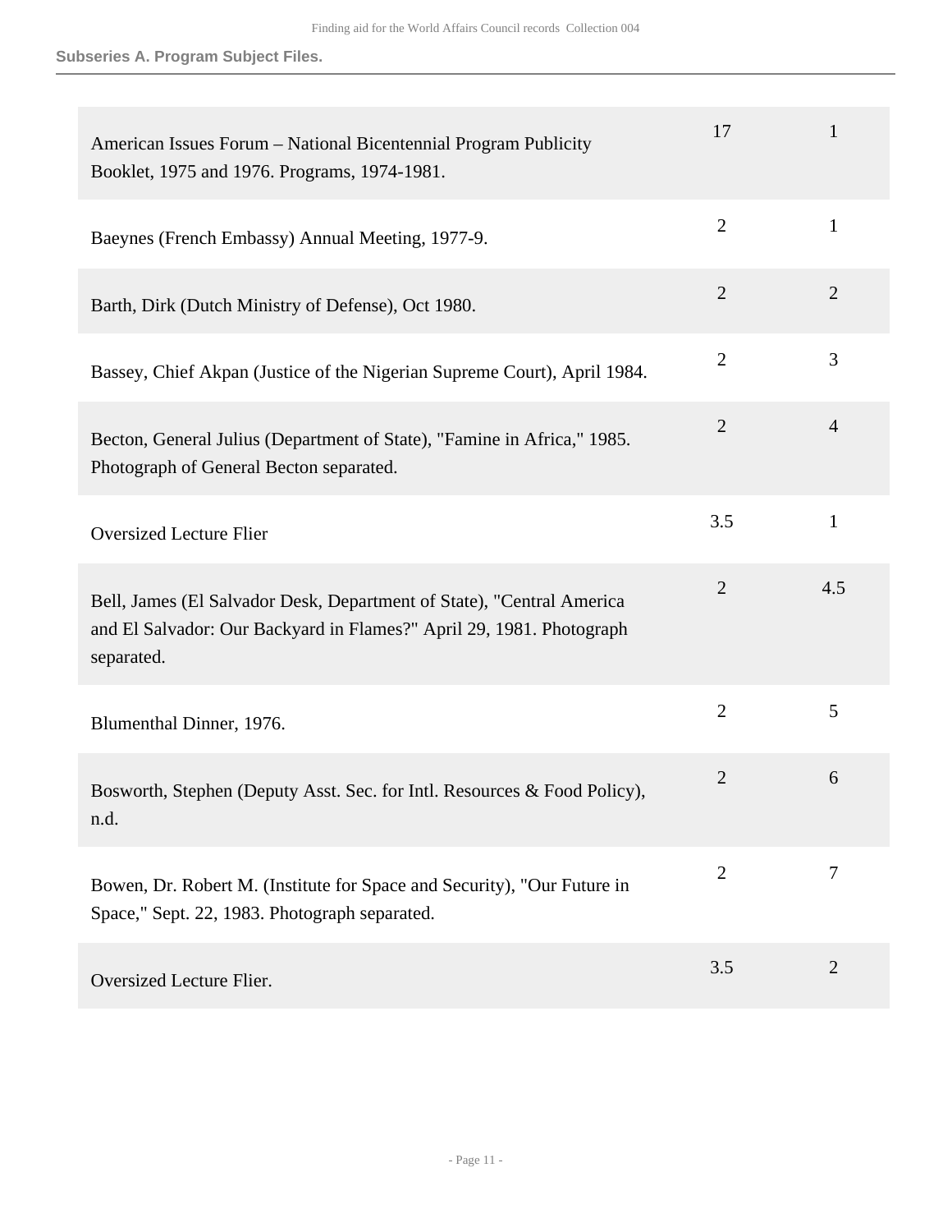### Subseries A. Program Subject Files.

| Description | Box | Folder |
|---|---|---|
| American Issues Forum – National Bicentennial Program Publicity Booklet, 1975 and 1976. Programs, 1974-1981. | 17 | 1 |
| Baeynes (French Embassy) Annual Meeting, 1977-9. | 2 | 1 |
| Barth, Dirk (Dutch Ministry of Defense), Oct 1980. | 2 | 2 |
| Bassey, Chief Akpan (Justice of the Nigerian Supreme Court), April 1984. | 2 | 3 |
| Becton, General Julius (Department of State), "Famine in Africa," 1985. Photograph of General Becton separated. | 2 | 4 |
| Oversized Lecture Flier | 3.5 | 1 |
| Bell, James (El Salvador Desk, Department of State), "Central America and El Salvador: Our Backyard in Flames?" April 29, 1981. Photograph separated. | 2 | 4.5 |
| Blumenthal Dinner, 1976. | 2 | 5 |
| Bosworth, Stephen (Deputy Asst. Sec. for Intl. Resources & Food Policy), n.d. | 2 | 6 |
| Bowen, Dr. Robert M. (Institute for Space and Security), "Our Future in Space," Sept. 22, 1983. Photograph separated. | 2 | 7 |
| Oversized Lecture Flier. | 3.5 | 2 |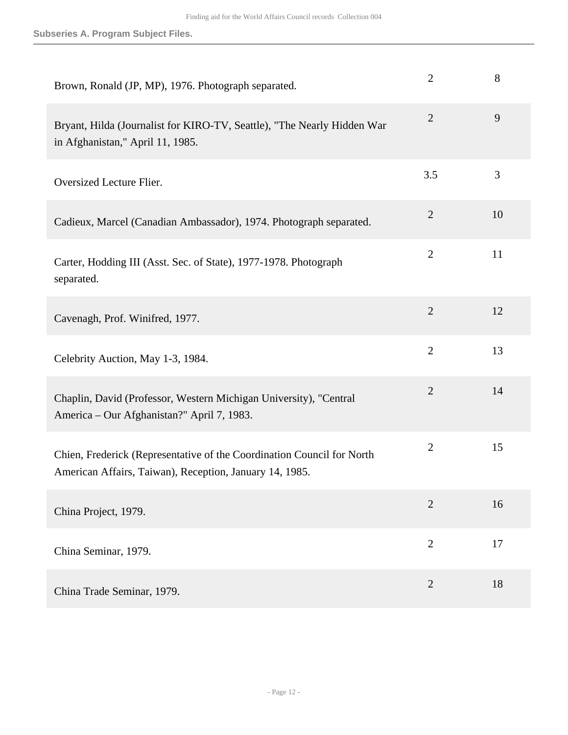| | | |
|---|---|---|
| Brown, Ronald (JP, MP), 1976. Photograph separated. | 2 | 8 |
| Bryant, Hilda (Journalist for KIRO-TV, Seattle), "The Nearly Hidden War in Afghanistan," April 11, 1985. | 2 | 9 |
| Oversized Lecture Flier. | 3.5 | 3 |
| Cadieux, Marcel (Canadian Ambassador), 1974. Photograph separated. | 2 | 10 |
| Carter, Hodding III (Asst. Sec. of State), 1977-1978. Photograph separated. | 2 | 11 |
| Cavenagh, Prof. Winifred, 1977. | 2 | 12 |
| Celebrity Auction, May 1-3, 1984. | 2 | 13 |
| Chaplin, David (Professor, Western Michigan University), "Central America – Our Afghanistan?" April 7, 1983. | 2 | 14 |
| Chien, Frederick (Representative of the Coordination Council for North American Affairs, Taiwan), Reception, January 14, 1985. | 2 | 15 |
| China Project, 1979. | 2 | 16 |
| China Seminar, 1979. | 2 | 17 |
| China Trade Seminar, 1979. | 2 | 18 |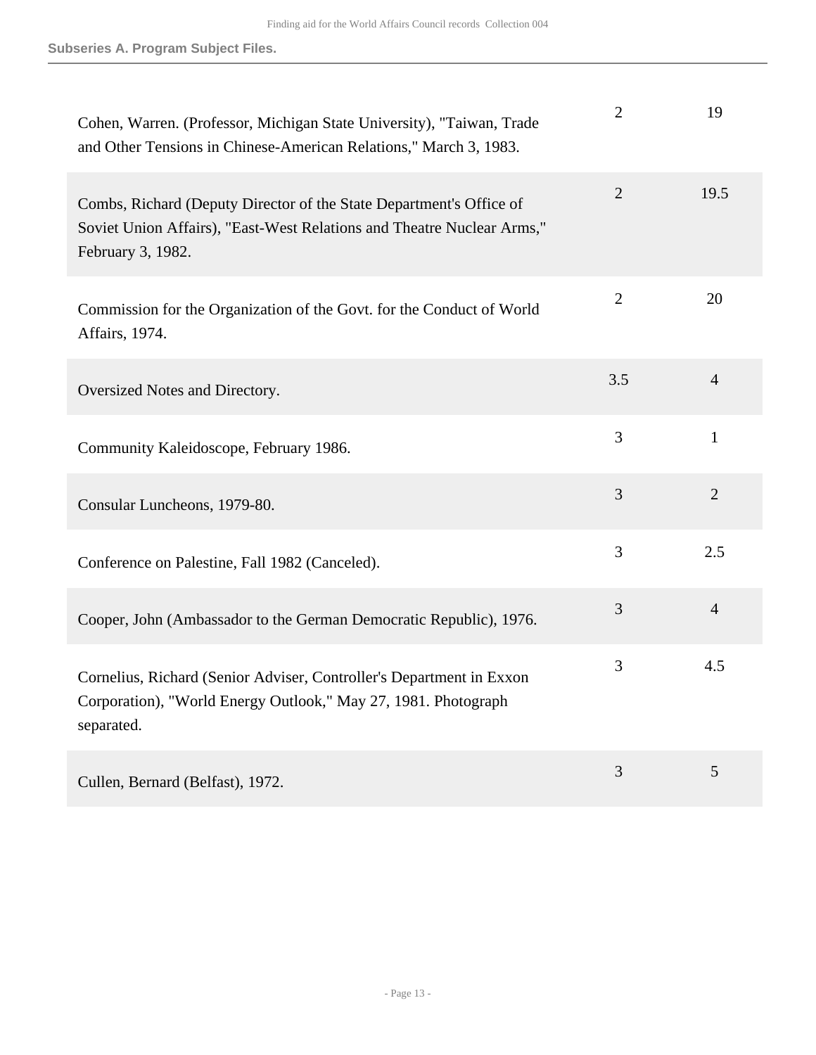**Subseries A. Program Subject Files.**

| | | |
|---|---|---|
| Cohen, Warren. (Professor, Michigan State University), "Taiwan, Trade and Other Tensions in Chinese-American Relations," March 3, 1983. | 2 | 19 |
| Combs, Richard (Deputy Director of the State Department's Office of Soviet Union Affairs), "East-West Relations and Theatre Nuclear Arms," February 3, 1982. | 2 | 19.5 |
| Commission for the Organization of the Govt. for the Conduct of World Affairs, 1974. | 2 | 20 |
| Oversized Notes and Directory. | 3.5 | 4 |
| Community Kaleidoscope, February 1986. | 3 | 1 |
| Consular Luncheons, 1979-80. | 3 | 2 |
| Conference on Palestine, Fall 1982 (Canceled). | 3 | 2.5 |
| Cooper, John (Ambassador to the German Democratic Republic), 1976. | 3 | 4 |
| Cornelius, Richard (Senior Adviser, Controller's Department in Exxon Corporation), "World Energy Outlook," May 27, 1981. Photograph separated. | 3 | 4.5 |
| Cullen, Bernard (Belfast), 1972. | 3 | 5 |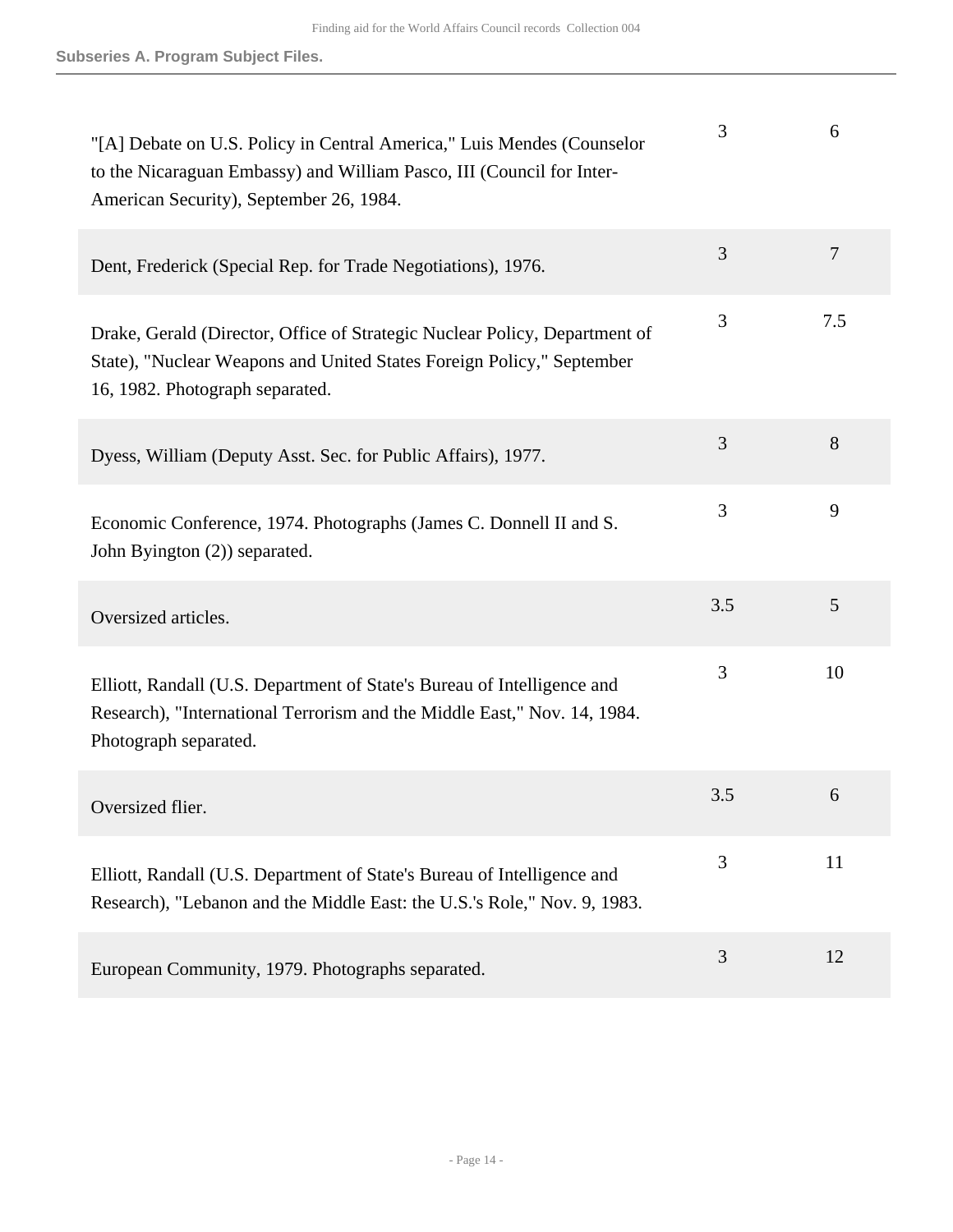**Subseries A. Program Subject Files.**

| | | |
|---|---|---|
| "[A] Debate on U.S. Policy in Central America," Luis Mendes (Counselor to the Nicaraguan Embassy) and William Pasco, III (Council for Inter-American Security), September 26, 1984. | 3 | 6 |
| Dent, Frederick (Special Rep. for Trade Negotiations), 1976. | 3 | 7 |
| Drake, Gerald (Director, Office of Strategic Nuclear Policy, Department of State), "Nuclear Weapons and United States Foreign Policy," September 16, 1982. Photograph separated. | 3 | 7.5 |
| Dyess, William (Deputy Asst. Sec. for Public Affairs), 1977. | 3 | 8 |
| Economic Conference, 1974. Photographs (James C. Donnell II and S. John Byington (2)) separated. | 3 | 9 |
| Oversized articles. | 3.5 | 5 |
| Elliott, Randall (U.S. Department of State's Bureau of Intelligence and Research), "International Terrorism and the Middle East," Nov. 14, 1984. Photograph separated. | 3 | 10 |
| Oversized flier. | 3.5 | 6 |
| Elliott, Randall (U.S. Department of State's Bureau of Intelligence and Research), "Lebanon and the Middle East: the U.S.'s Role," Nov. 9, 1983. | 3 | 11 |
| European Community, 1979. Photographs separated. | 3 | 12 |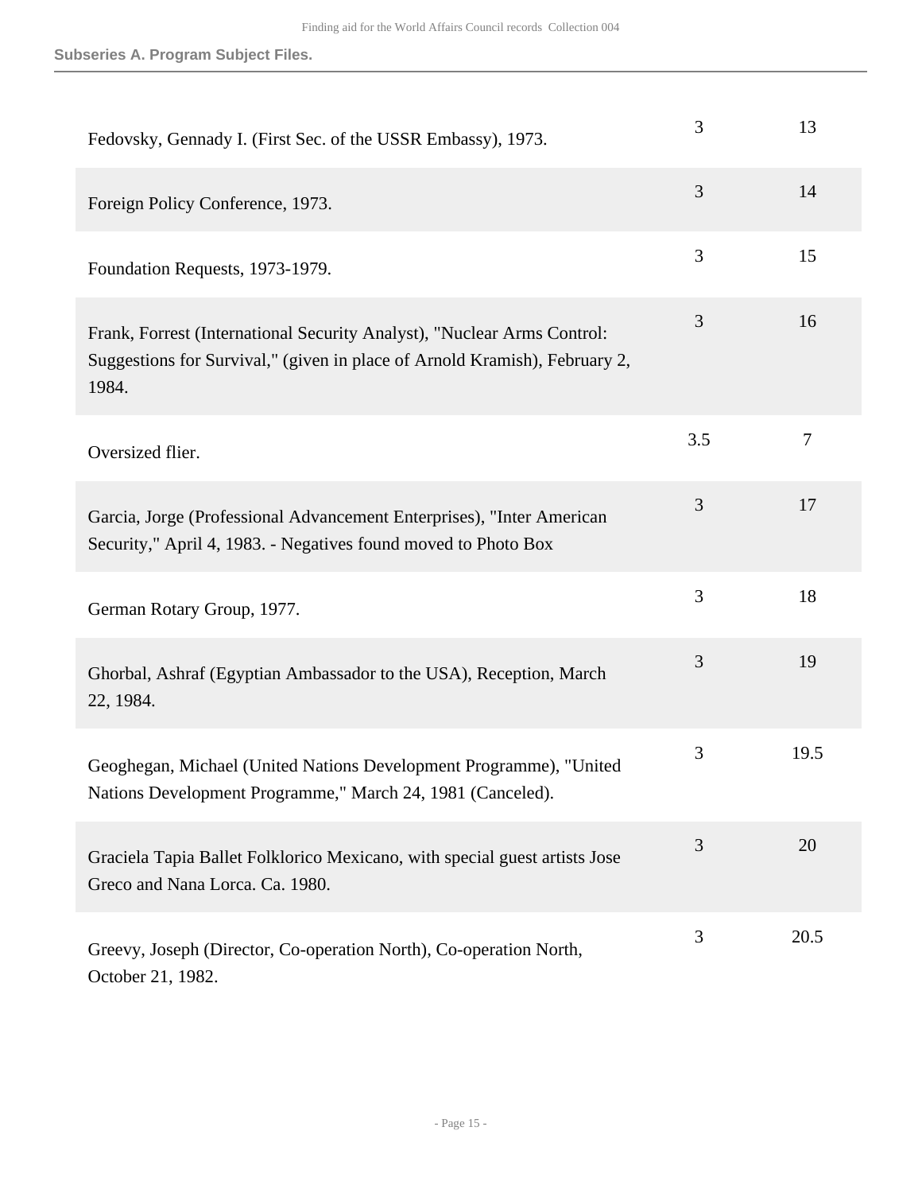**Subseries A. Program Subject Files.**

| | | |
|---|---|---|
| Fedovsky, Gennady I. (First Sec. of the USSR Embassy), 1973. | 3 | 13 |
| Foreign Policy Conference, 1973. | 3 | 14 |
| Foundation Requests, 1973-1979. | 3 | 15 |
| Frank, Forrest (International Security Analyst), "Nuclear Arms Control: Suggestions for Survival," (given in place of Arnold Kramish), February 2, 1984. | 3 | 16 |
| Oversized flier. | 3.5 | 7 |
| Garcia, Jorge (Professional Advancement Enterprises), "Inter American Security," April 4, 1983. - Negatives found moved to Photo Box | 3 | 17 |
| German Rotary Group, 1977. | 3 | 18 |
| Ghorbal, Ashraf (Egyptian Ambassador to the USA), Reception, March 22, 1984. | 3 | 19 |
| Geoghegan, Michael (United Nations Development Programme), "United Nations Development Programme," March 24, 1981 (Canceled). | 3 | 19.5 |
| Graciela Tapia Ballet Folklorico Mexicano, with special guest artists Jose Greco and Nana Lorca. Ca. 1980. | 3 | 20 |
| Greevy, Joseph (Director, Co-operation North), Co-operation North, October 21, 1982. | 3 | 20.5 |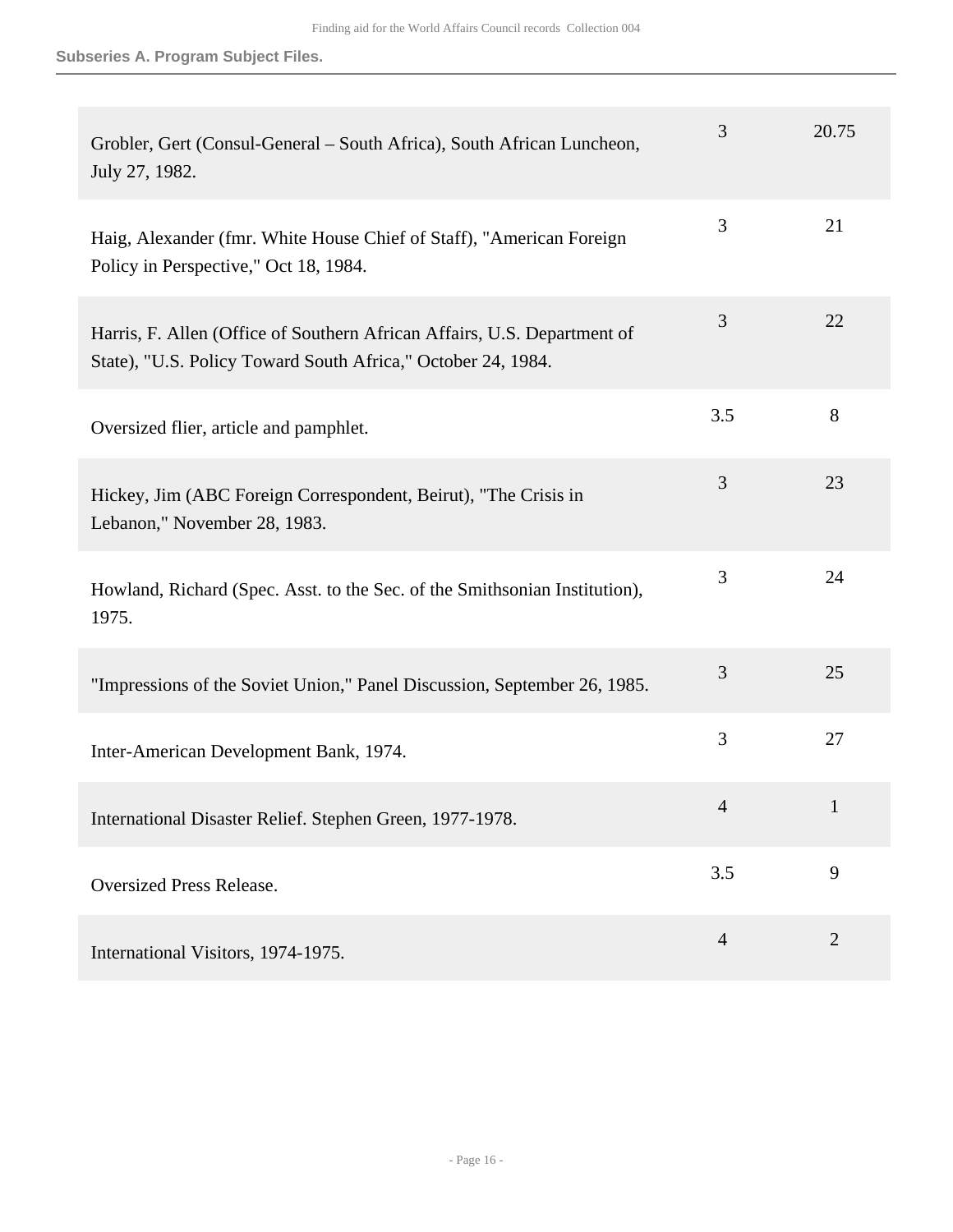**Subseries A. Program Subject Files.**

| | | |
|---|---|---|
| Grobler, Gert (Consul-General – South Africa), South African Luncheon, July 27, 1982. | 3 | 20.75 |
| Haig, Alexander (fmr. White House Chief of Staff), "American Foreign Policy in Perspective," Oct 18, 1984. | 3 | 21 |
| Harris, F. Allen (Office of Southern African Affairs, U.S. Department of State), "U.S. Policy Toward South Africa," October 24, 1984. | 3 | 22 |
| Oversized flier, article and pamphlet. | 3.5 | 8 |
| Hickey, Jim (ABC Foreign Correspondent, Beirut), "The Crisis in Lebanon," November 28, 1983. | 3 | 23 |
| Howland, Richard (Spec. Asst. to the Sec. of the Smithsonian Institution), 1975. | 3 | 24 |
| "Impressions of the Soviet Union," Panel Discussion, September 26, 1985. | 3 | 25 |
| Inter-American Development Bank, 1974. | 3 | 27 |
| International Disaster Relief. Stephen Green, 1977-1978. | 4 | 1 |
| Oversized Press Release. | 3.5 | 9 |
| International Visitors, 1974-1975. | 4 | 2 |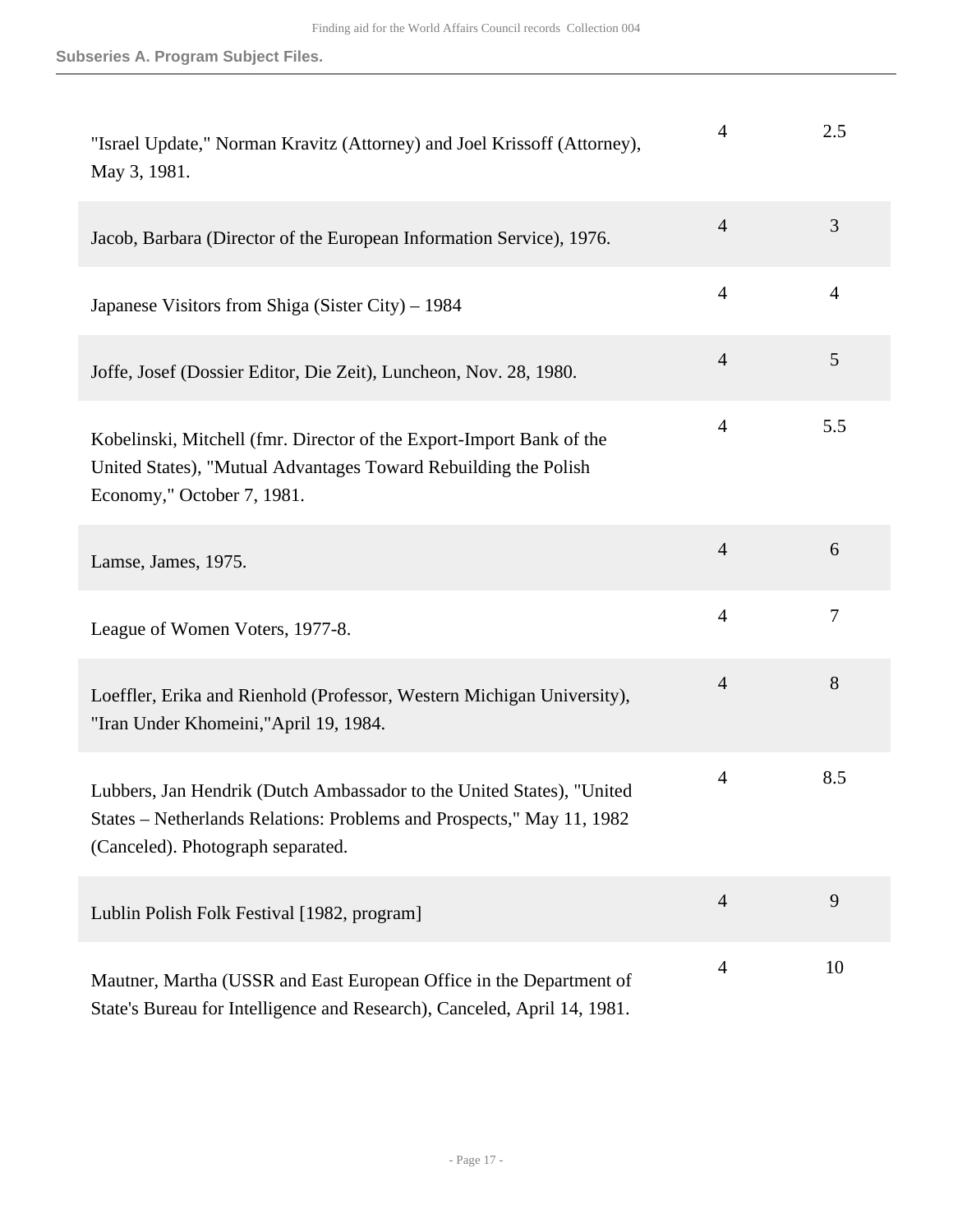**Subseries A. Program Subject Files.**

| | | |
|---|---|---|
| "Israel Update," Norman Kravitz (Attorney) and Joel Krissoff (Attorney), May 3, 1981. | 4 | 2.5 |
| Jacob, Barbara (Director of the European Information Service), 1976. | 4 | 3 |
| Japanese Visitors from Shiga (Sister City) – 1984 | 4 | 4 |
| Joffe, Josef (Dossier Editor, Die Zeit), Luncheon, Nov. 28, 1980. | 4 | 5 |
| Kobelinski, Mitchell (fmr. Director of the Export-Import Bank of the United States), "Mutual Advantages Toward Rebuilding the Polish Economy," October 7, 1981. | 4 | 5.5 |
| Lamse, James, 1975. | 4 | 6 |
| League of Women Voters, 1977-8. | 4 | 7 |
| Loeffler, Erika and Rienhold (Professor, Western Michigan University), "Iran Under Khomeini,"April 19, 1984. | 4 | 8 |
| Lubbers, Jan Hendrik (Dutch Ambassador to the United States), "United States – Netherlands Relations: Problems and Prospects," May 11, 1982 (Canceled). Photograph separated. | 4 | 8.5 |
| Lublin Polish Folk Festival [1982, program] | 4 | 9 |
| Mautner, Martha (USSR and East European Office in the Department of State's Bureau for Intelligence and Research), Canceled, April 14, 1981. | 4 | 10 |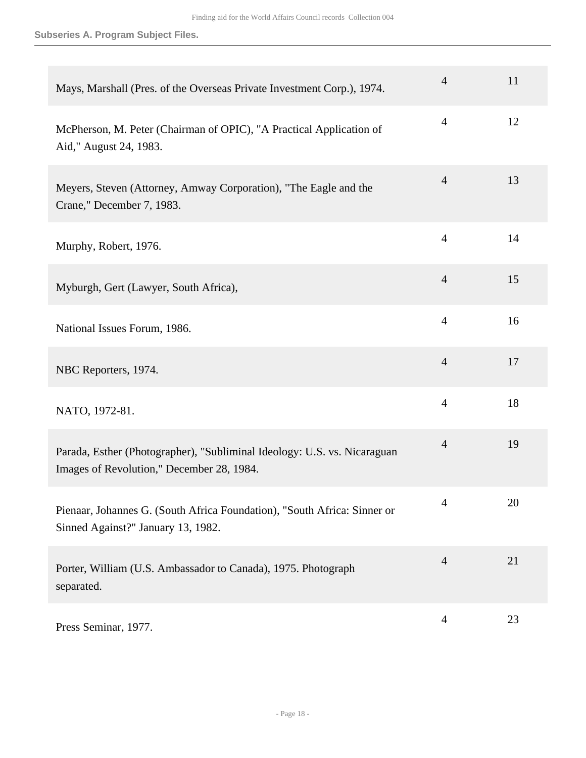### Subseries A. Program Subject Files.

| | | |
|---|---|---|
| Mays, Marshall (Pres. of the Overseas Private Investment Corp.), 1974. | 4 | 11 |
| McPherson, M. Peter (Chairman of OPIC), "A Practical Application of Aid," August 24, 1983. | 4 | 12 |
| Meyers, Steven (Attorney, Amway Corporation), "The Eagle and the Crane," December 7, 1983. | 4 | 13 |
| Murphy, Robert, 1976. | 4 | 14 |
| Myburgh, Gert (Lawyer, South Africa), | 4 | 15 |
| National Issues Forum, 1986. | 4 | 16 |
| NBC Reporters, 1974. | 4 | 17 |
| NATO, 1972-81. | 4 | 18 |
| Parada, Esther (Photographer), "Subliminal Ideology: U.S. vs. Nicaraguan Images of Revolution," December 28, 1984. | 4 | 19 |
| Pienaar, Johannes G. (South Africa Foundation), "South Africa: Sinner or Sinned Against?" January 13, 1982. | 4 | 20 |
| Porter, William (U.S. Ambassador to Canada), 1975. Photograph separated. | 4 | 21 |
| Press Seminar, 1977. | 4 | 23 |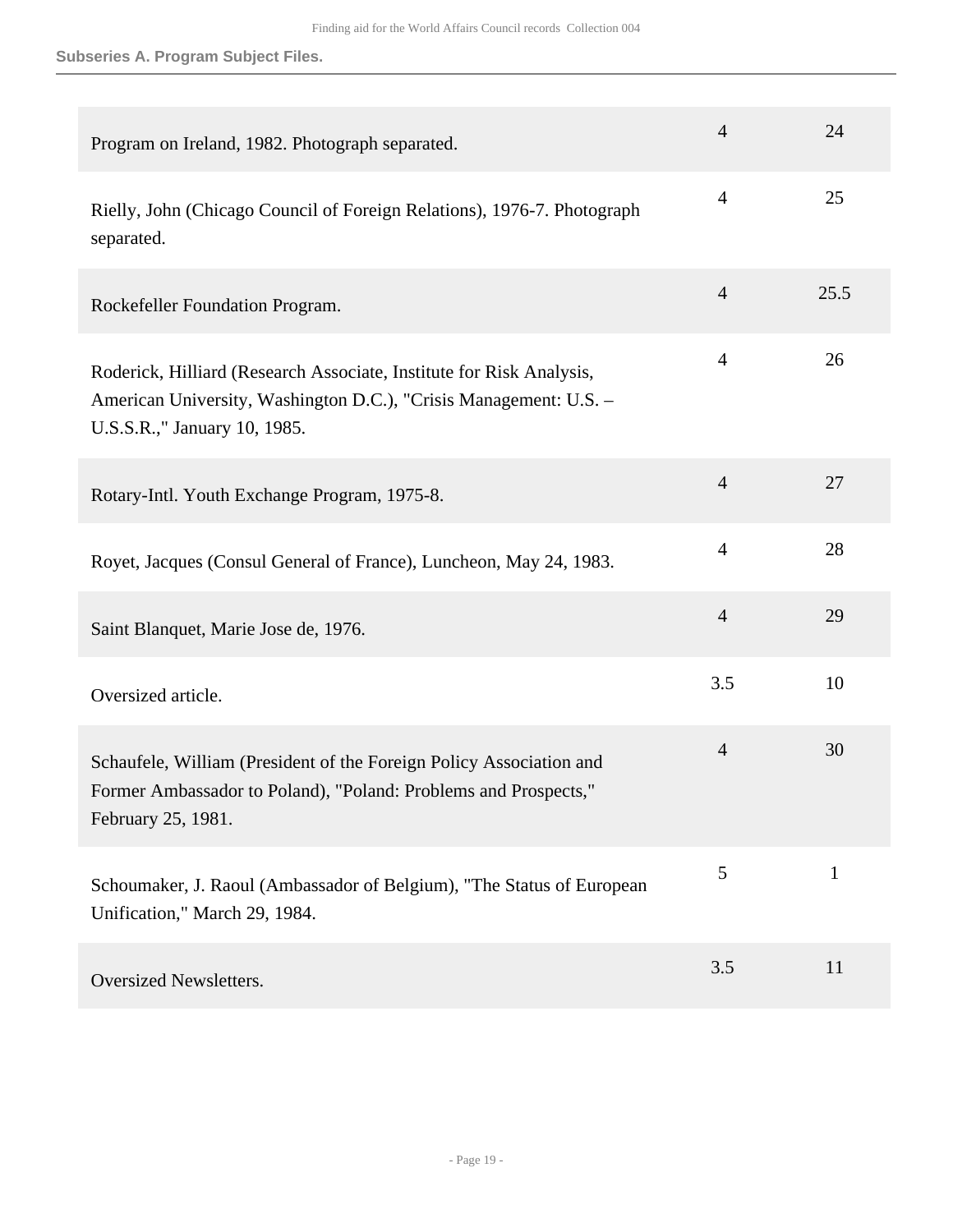**Subseries A. Program Subject Files.**

| | | |
|---|---|---|
| Program on Ireland, 1982. Photograph separated. | 4 | 24 |
| Rielly, John (Chicago Council of Foreign Relations), 1976-7. Photograph separated. | 4 | 25 |
| Rockefeller Foundation Program. | 4 | 25.5 |
| Roderick, Hilliard (Research Associate, Institute for Risk Analysis, American University, Washington D.C.), "Crisis Management: U.S. – U.S.S.R.," January 10, 1985. | 4 | 26 |
| Rotary-Intl. Youth Exchange Program, 1975-8. | 4 | 27 |
| Royet, Jacques (Consul General of France), Luncheon, May 24, 1983. | 4 | 28 |
| Saint Blanquet, Marie Jose de, 1976. | 4 | 29 |
| Oversized article. | 3.5 | 10 |
| Schaufele, William (President of the Foreign Policy Association and Former Ambassador to Poland), "Poland: Problems and Prospects," February 25, 1981. | 4 | 30 |
| Schoumaker, J. Raoul (Ambassador of Belgium), "The Status of European Unification," March 29, 1984. | 5 | 1 |
| Oversized Newsletters. | 3.5 | 11 |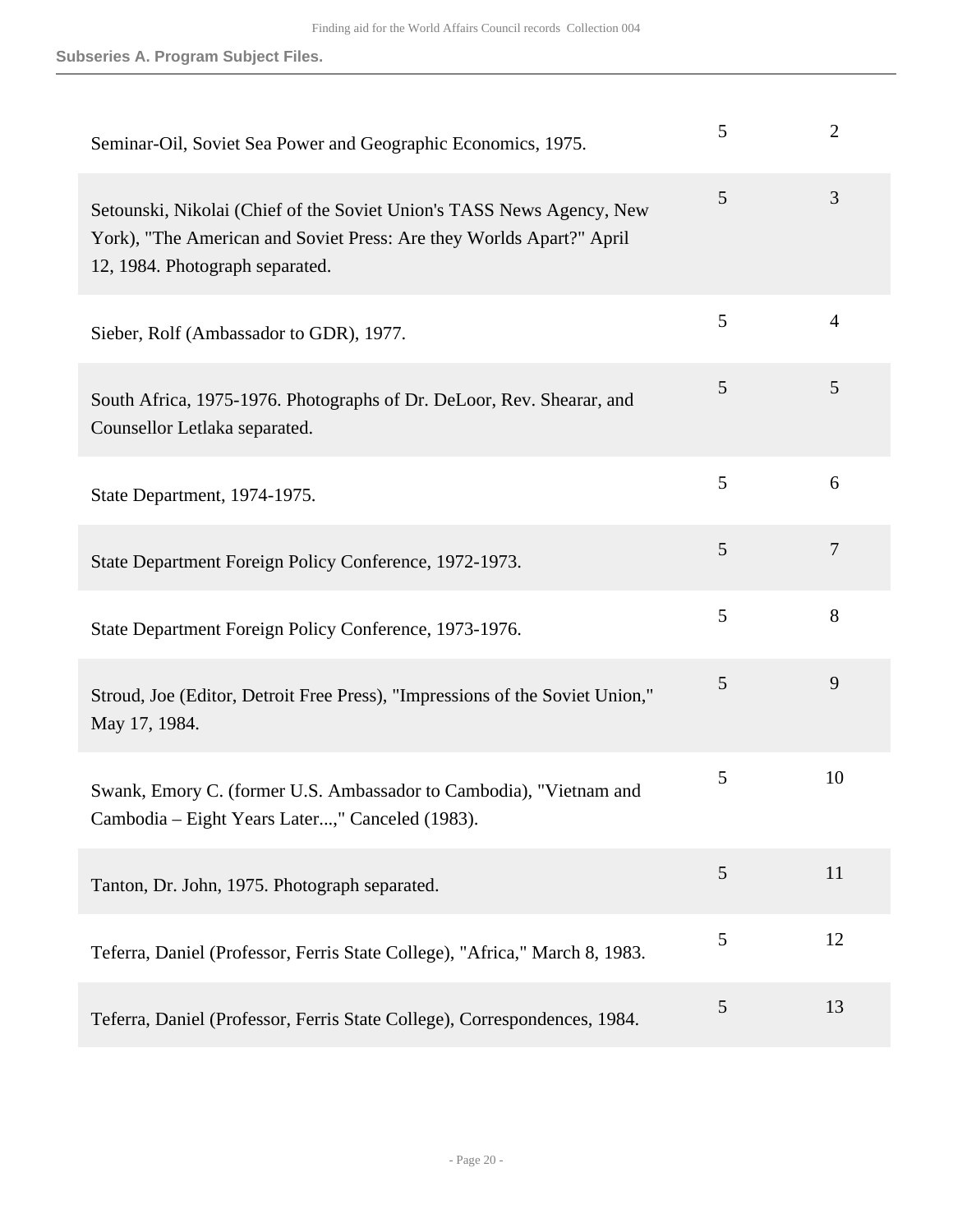**Subseries A. Program Subject Files.**

| | | |
|---|---|---|
| Seminar-Oil, Soviet Sea Power and Geographic Economics, 1975. | 5 | 2 |
| Setounski, Nikolai (Chief of the Soviet Union's TASS News Agency, New York), "The American and Soviet Press: Are they Worlds Apart?" April 12, 1984. Photograph separated. | 5 | 3 |
| Sieber, Rolf (Ambassador to GDR), 1977. | 5 | 4 |
| South Africa, 1975-1976. Photographs of Dr. DeLoor, Rev. Shearar, and Counsellor Letlaka separated. | 5 | 5 |
| State Department, 1974-1975. | 5 | 6 |
| State Department Foreign Policy Conference, 1972-1973. | 5 | 7 |
| State Department Foreign Policy Conference, 1973-1976. | 5 | 8 |
| Stroud, Joe (Editor, Detroit Free Press), "Impressions of the Soviet Union," May 17, 1984. | 5 | 9 |
| Swank, Emory C. (former U.S. Ambassador to Cambodia), "Vietnam and Cambodia – Eight Years Later...," Canceled (1983). | 5 | 10 |
| Tanton, Dr. John, 1975. Photograph separated. | 5 | 11 |
| Teferra, Daniel (Professor, Ferris State College), "Africa," March 8, 1983. | 5 | 12 |
| Teferra, Daniel (Professor, Ferris State College), Correspondences, 1984. | 5 | 13 |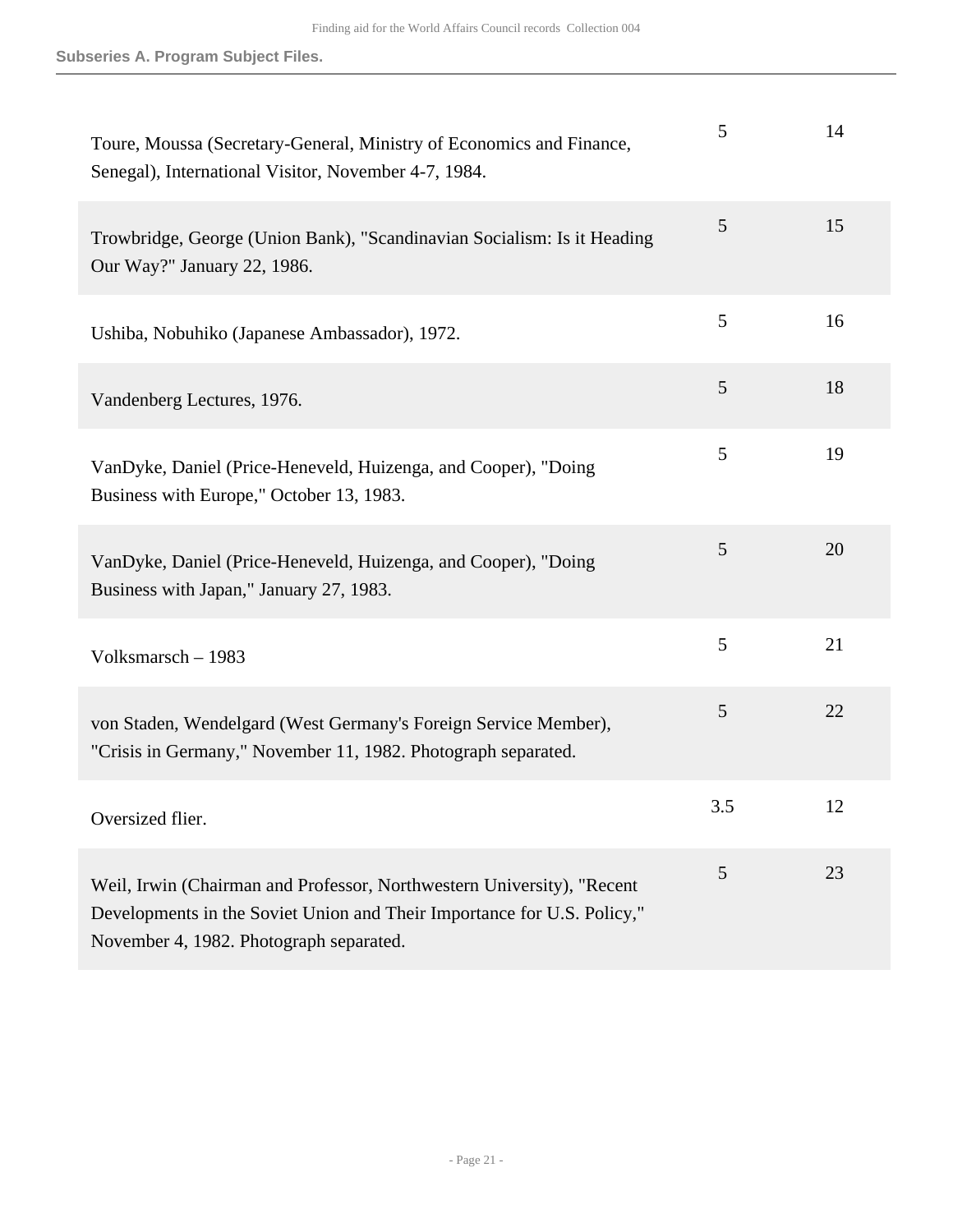**Subseries A. Program Subject Files.**

| | | |
|---|---|---|
| Toure, Moussa (Secretary-General, Ministry of Economics and Finance, Senegal), International Visitor, November 4-7, 1984. | 5 | 14 |
| Trowbridge, George (Union Bank), "Scandinavian Socialism: Is it Heading Our Way?" January 22, 1986. | 5 | 15 |
| Ushiba, Nobuhiko (Japanese Ambassador), 1972. | 5 | 16 |
| Vandenberg Lectures, 1976. | 5 | 18 |
| VanDyke, Daniel (Price-Heneveld, Huizenga, and Cooper), "Doing Business with Europe," October 13, 1983. | 5 | 19 |
| VanDyke, Daniel (Price-Heneveld, Huizenga, and Cooper), "Doing Business with Japan," January 27, 1983. | 5 | 20 |
| Volksmarsch – 1983 | 5 | 21 |
| von Staden, Wendelgard (West Germany's Foreign Service Member), "Crisis in Germany," November 11, 1982. Photograph separated. | 5 | 22 |
| Oversized flier. | 3.5 | 12 |
| Weil, Irwin (Chairman and Professor, Northwestern University), "Recent Developments in the Soviet Union and Their Importance for U.S. Policy," November 4, 1982. Photograph separated. | 5 | 23 |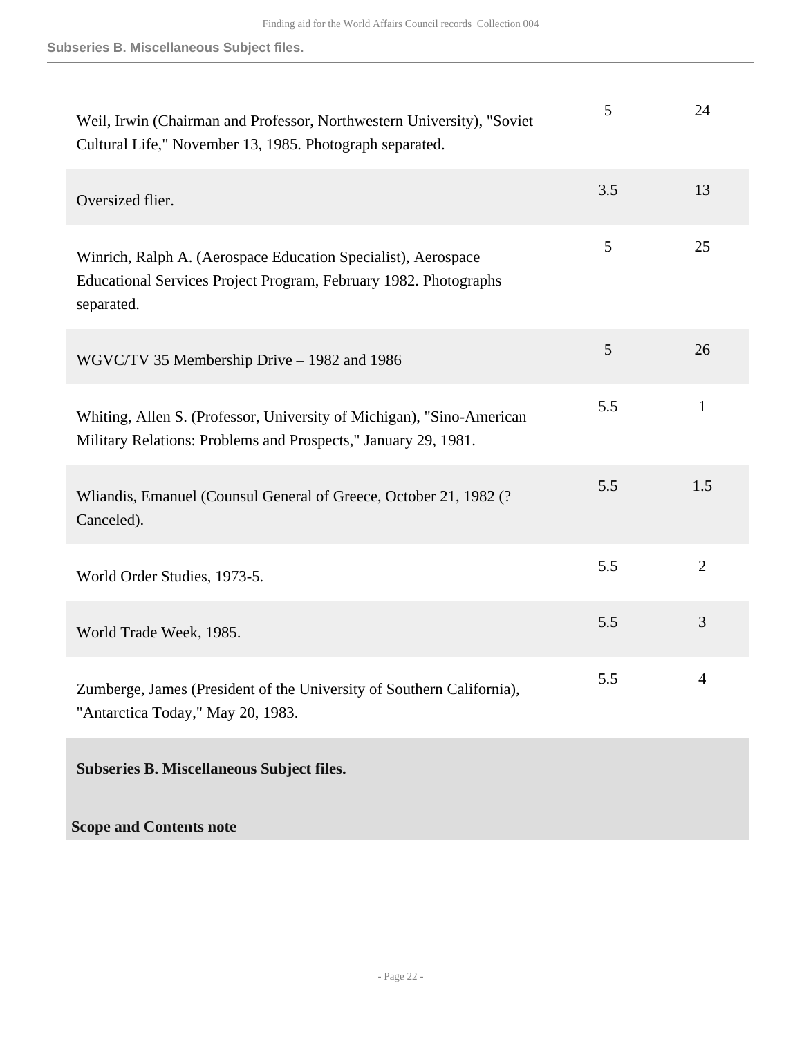| | | |
|---|---|---|
| Weil, Irwin (Chairman and Professor, Northwestern University), "Soviet Cultural Life," November 13, 1985. Photograph separated. | 5 | 24 |
| Oversized flier. | 3.5 | 13 |
| Winrich, Ralph A. (Aerospace Education Specialist), Aerospace Educational Services Project Program, February 1982. Photographs separated. | 5 | 25 |
| WGVC/TV 35 Membership Drive – 1982 and 1986 | 5 | 26 |
| Whiting, Allen S. (Professor, University of Michigan), "Sino-American Military Relations: Problems and Prospects," January 29, 1981. | 5.5 | 1 |
| Wliandis, Emanuel (Counsul General of Greece, October 21, 1982 (? Canceled). | 5.5 | 1.5 |
| World Order Studies, 1973-5. | 5.5 | 2 |
| World Trade Week, 1985. | 5.5 | 3 |
| Zumberge, James (President of the University of Southern California), "Antarctica Today," May 20, 1983. | 5.5 | 4 |

**Subseries B. Miscellaneous Subject files.**

**Scope and Contents note**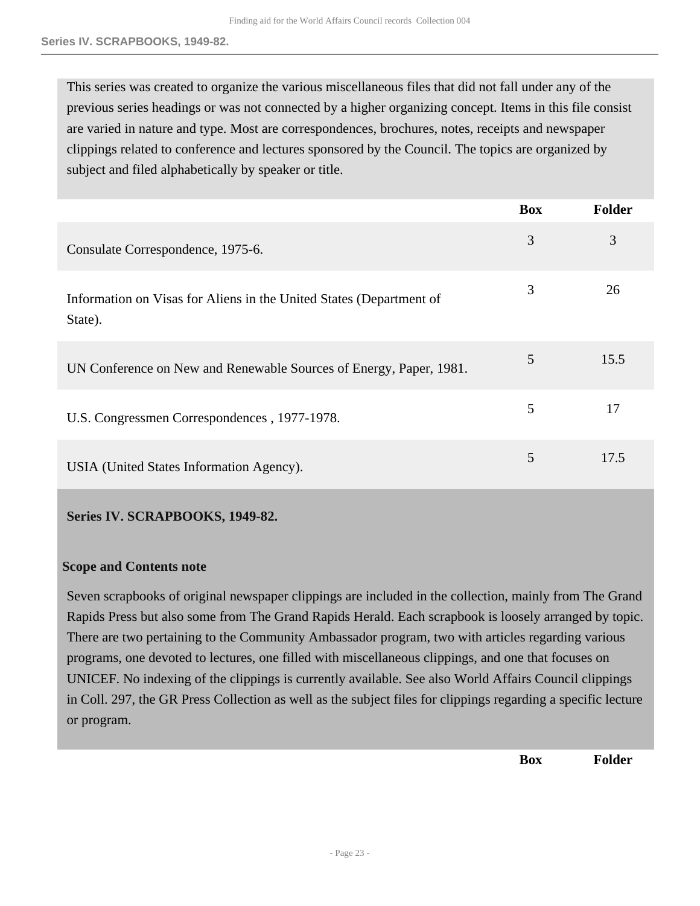This series was created to organize the various miscellaneous files that did not fall under any of the previous series headings or was not connected by a higher organizing concept. Items in this file consist are varied in nature and type. Most are correspondences, brochures, notes, receipts and newspaper clippings related to conference and lectures sponsored by the Council. The topics are organized by subject and filed alphabetically by speaker or title.

| | Box | Folder |
|---|---|---|
| Consulate Correspondence, 1975-6. | 3 | 3 |
| Information on Visas for Aliens in the United States (Department of State). | 3 | 26 |
| UN Conference on New and Renewable Sources of Energy, Paper, 1981. | 5 | 15.5 |
| U.S. Congressmen Correspondences , 1977-1978. | 5 | 17 |
| USIA (United States Information Agency). | 5 | 17.5 |

## Series IV. SCRAPBOOKS, 1949-82.

### Scope and Contents note

Seven scrapbooks of original newspaper clippings are included in the collection, mainly from The Grand Rapids Press but also some from The Grand Rapids Herald. Each scrapbook is loosely arranged by topic. There are two pertaining to the Community Ambassador program, two with articles regarding various programs, one devoted to lectures, one filled with miscellaneous clippings, and one that focuses on UNICEF. No indexing of the clippings is currently available. See also World Affairs Council clippings in Coll. 297, the GR Press Collection as well as the subject files for clippings regarding a specific lecture or program.

| | Box | Folder |
|---|---|---|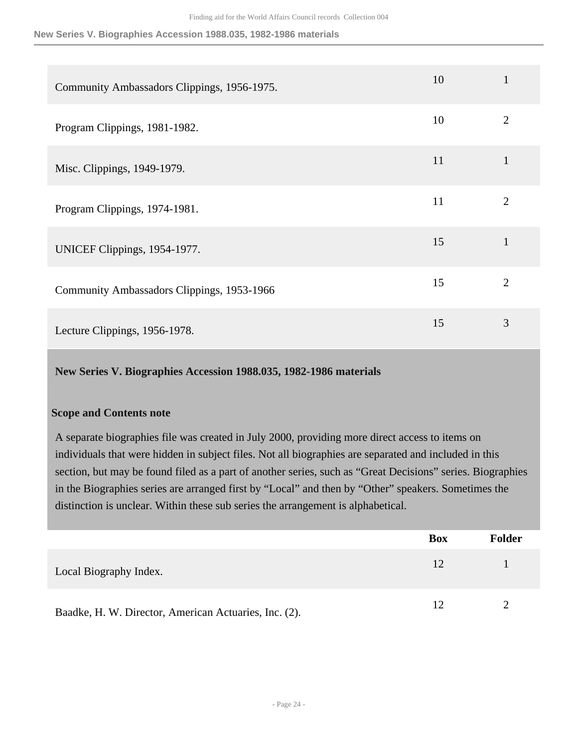| | Box | Folder |
|---|---|---|
| Community Ambassadors Clippings, 1956-1975. | 10 | 1 |
| Program Clippings, 1981-1982. | 10 | 2 |
| Misc. Clippings, 1949-1979. | 11 | 1 |
| Program Clippings, 1974-1981. | 11 | 2 |
| UNICEF Clippings, 1954-1977. | 15 | 1 |
| Community Ambassadors Clippings, 1953-1966 | 15 | 2 |
| Lecture Clippings, 1956-1978. | 15 | 3 |

### New Series V. Biographies Accession 1988.035, 1982-1986 materials

**Scope and Contents note**

A separate biographies file was created in July 2000, providing more direct access to items on individuals that were hidden in subject files. Not all biographies are separated and included in this section, but may be found filed as a part of another series, such as "Great Decisions" series. Biographies in the Biographies series are arranged first by "Local" and then by "Other" speakers. Sometimes the distinction is unclear. Within these sub series the arrangement is alphabetical.

| | Box | Folder |
|---|---|---|
| Local Biography Index. | 12 | 1 |
| Baadke, H. W. Director, American Actuaries, Inc. (2). | 12 | 2 |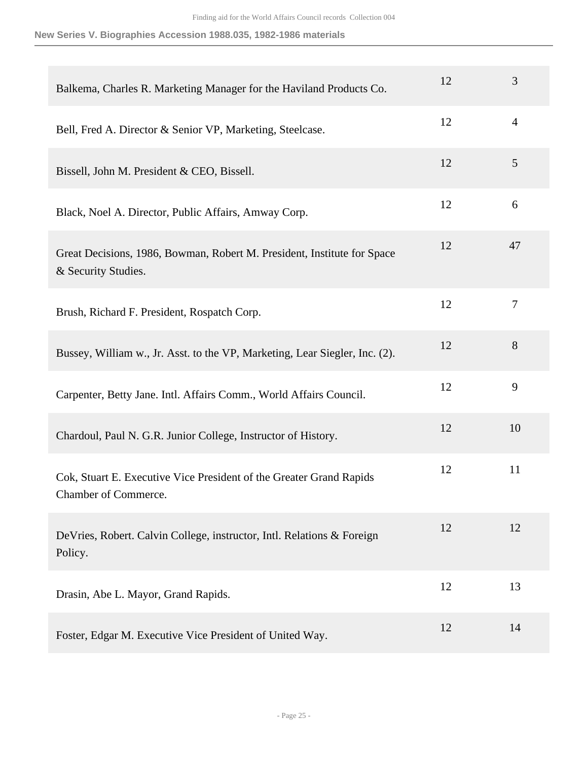## New Series V. Biographies Accession 1988.035, 1982-1986 materials

| | | |
|---|---|---|
| Balkema, Charles R. Marketing Manager for the Haviland Products Co. | 12 | 3 |
| Bell, Fred A. Director & Senior VP, Marketing, Steelcase. | 12 | 4 |
| Bissell, John M. President & CEO, Bissell. | 12 | 5 |
| Black, Noel A. Director, Public Affairs, Amway Corp. | 12 | 6 |
| Great Decisions, 1986, Bowman, Robert M. President, Institute for Space & Security Studies. | 12 | 47 |
| Brush, Richard F. President, Rospatch Corp. | 12 | 7 |
| Bussey, William w., Jr. Asst. to the VP, Marketing, Lear Siegler, Inc. (2). | 12 | 8 |
| Carpenter, Betty Jane. Intl. Affairs Comm., World Affairs Council. | 12 | 9 |
| Chardoul, Paul N. G.R. Junior College, Instructor of History. | 12 | 10 |
| Cok, Stuart E. Executive Vice President of the Greater Grand Rapids Chamber of Commerce. | 12 | 11 |
| DeVries, Robert. Calvin College, instructor, Intl. Relations & Foreign Policy. | 12 | 12 |
| Drasin, Abe L. Mayor, Grand Rapids. | 12 | 13 |
| Foster, Edgar M. Executive Vice President of United Way. | 12 | 14 |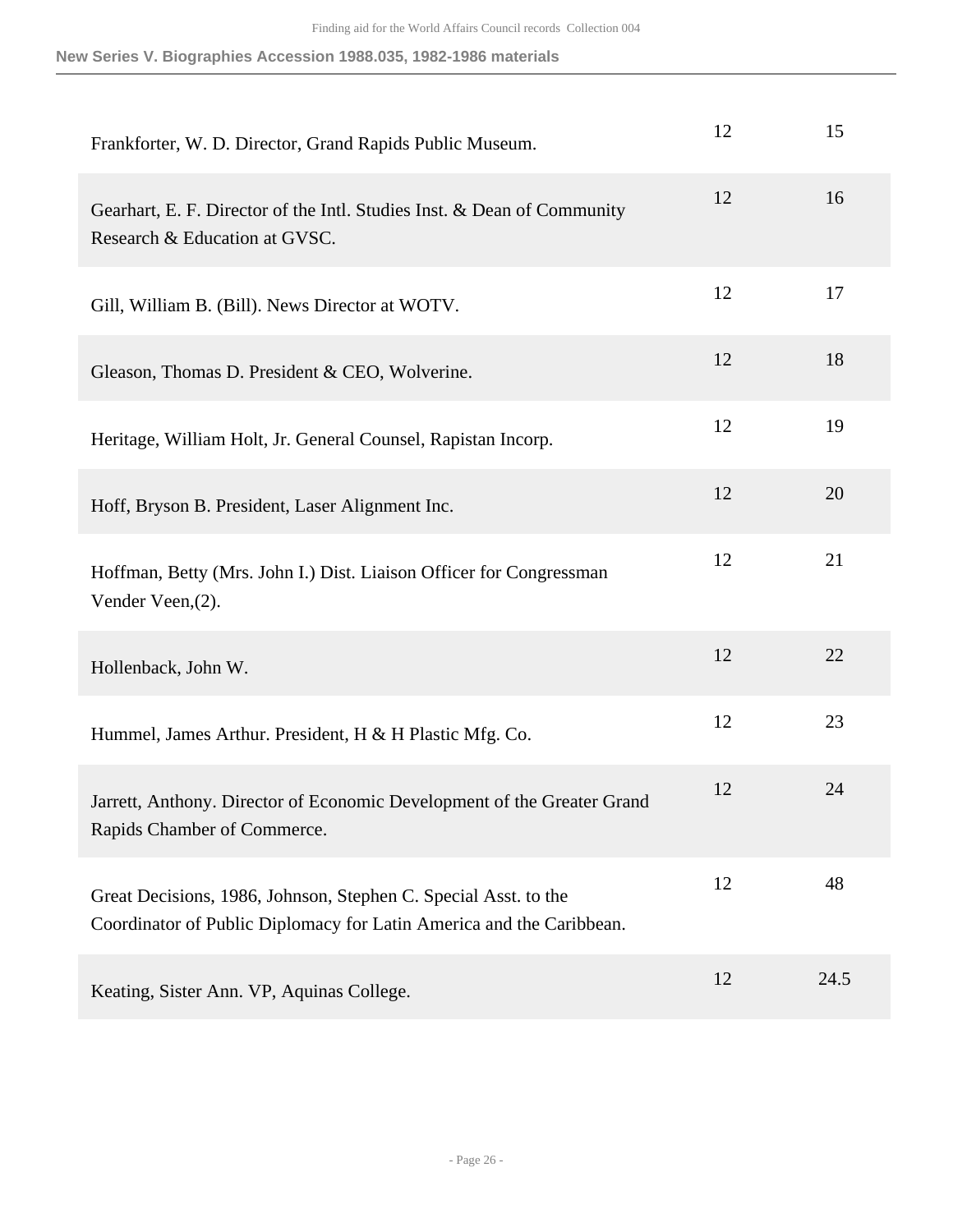| | | |
|---|---|---|
| Frankforter, W. D. Director, Grand Rapids Public Museum. | 12 | 15 |
| Gearhart, E. F. Director of the Intl. Studies Inst. & Dean of Community Research & Education at GVSC. | 12 | 16 |
| Gill, William B. (Bill). News Director at WOTV. | 12 | 17 |
| Gleason, Thomas D. President & CEO, Wolverine. | 12 | 18 |
| Heritage, William Holt, Jr. General Counsel, Rapistan Incorp. | 12 | 19 |
| Hoff, Bryson B. President, Laser Alignment Inc. | 12 | 20 |
| Hoffman, Betty (Mrs. John I.) Dist. Liaison Officer for Congressman Vender Veen,(2). | 12 | 21 |
| Hollenback, John W. | 12 | 22 |
| Hummel, James Arthur. President, H & H Plastic Mfg. Co. | 12 | 23 |
| Jarrett, Anthony. Director of Economic Development of the Greater Grand Rapids Chamber of Commerce. | 12 | 24 |
| Great Decisions, 1986, Johnson, Stephen C. Special Asst. to the Coordinator of Public Diplomacy for Latin America and the Caribbean. | 12 | 48 |
| Keating, Sister Ann. VP, Aquinas College. | 12 | 24.5 |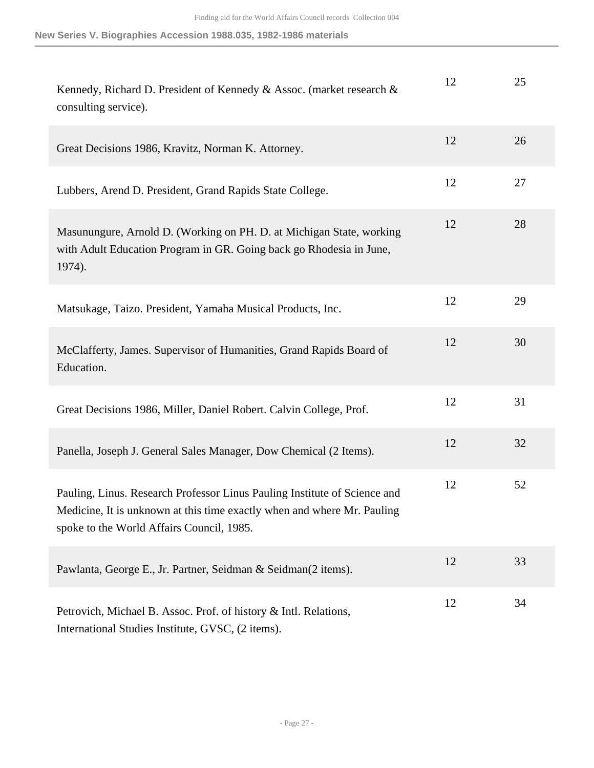| | | |
|---|---|---|
| Kennedy, Richard D. President of Kennedy & Assoc. (market research & consulting service). | 12 | 25 |
| Great Decisions 1986, Kravitz, Norman K. Attorney. | 12 | 26 |
| Lubbers, Arend D. President, Grand Rapids State College. | 12 | 27 |
| Masunungure, Arnold D. (Working on PH. D. at Michigan State, working with Adult Education Program in GR. Going back go Rhodesia in June, 1974). | 12 | 28 |
| Matsukage, Taizo. President, Yamaha Musical Products, Inc. | 12 | 29 |
| McClafferty, James. Supervisor of Humanities, Grand Rapids Board of Education. | 12 | 30 |
| Great Decisions 1986, Miller, Daniel Robert. Calvin College, Prof. | 12 | 31 |
| Panella, Joseph J. General Sales Manager, Dow Chemical (2 Items). | 12 | 32 |
| Pauling, Linus. Research Professor Linus Pauling Institute of Science and Medicine, It is unknown at this time exactly when and where Mr. Pauling spoke to the World Affairs Council, 1985. | 12 | 52 |
| Pawlanta, George E., Jr. Partner, Seidman & Seidman(2 items). | 12 | 33 |
| Petrovich, Michael B. Assoc. Prof. of history & Intl. Relations, International Studies Institute, GVSC, (2 items). | 12 | 34 |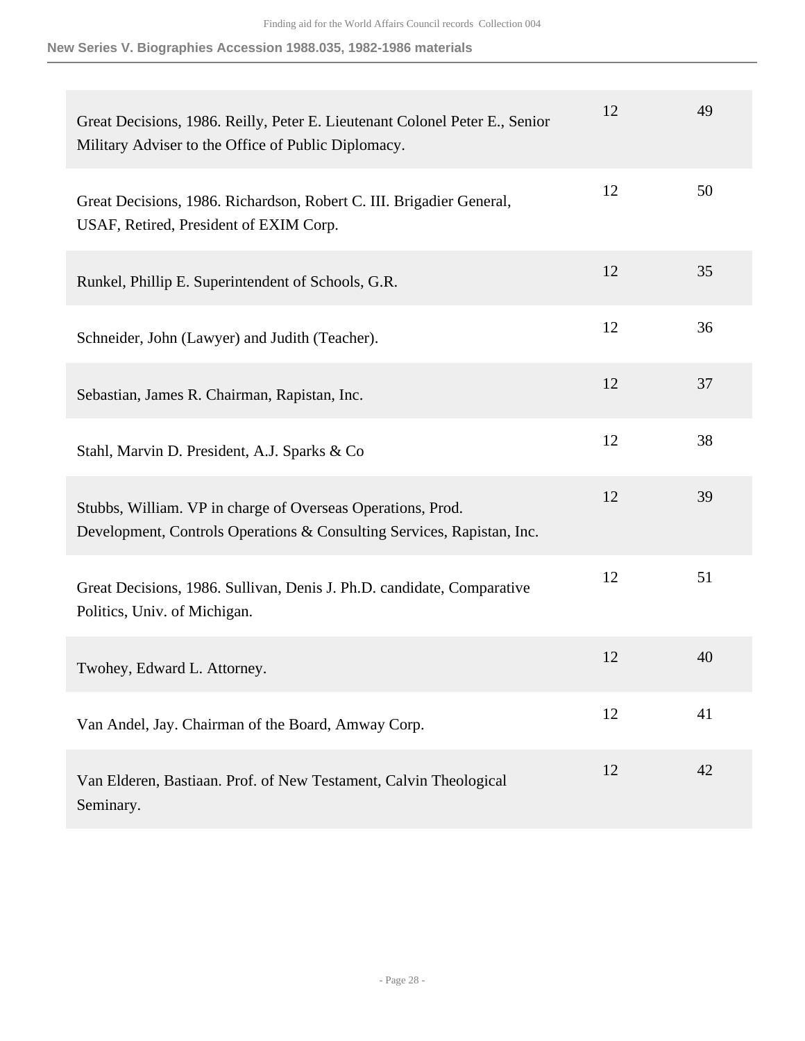**New Series V. Biographies Accession 1988.035, 1982-1986 materials**

| | | |
|---|---|---|
| Great Decisions, 1986. Reilly, Peter E. Lieutenant Colonel Peter E., Senior Military Adviser to the Office of Public Diplomacy. | 12 | 49 |
| Great Decisions, 1986. Richardson, Robert C. III. Brigadier General, USAF, Retired, President of EXIM Corp. | 12 | 50 |
| Runkel, Phillip E. Superintendent of Schools, G.R. | 12 | 35 |
| Schneider, John (Lawyer) and Judith (Teacher). | 12 | 36 |
| Sebastian, James R. Chairman, Rapistan, Inc. | 12 | 37 |
| Stahl, Marvin D. President, A.J. Sparks & Co | 12 | 38 |
| Stubbs, William. VP in charge of Overseas Operations, Prod. Development, Controls Operations & Consulting Services, Rapistan, Inc. | 12 | 39 |
| Great Decisions, 1986. Sullivan, Denis J. Ph.D. candidate, Comparative Politics, Univ. of Michigan. | 12 | 51 |
| Twohey, Edward L. Attorney. | 12 | 40 |
| Van Andel, Jay. Chairman of the Board, Amway Corp. | 12 | 41 |
| Van Elderen, Bastiaan. Prof. of New Testament, Calvin Theological Seminary. | 12 | 42 |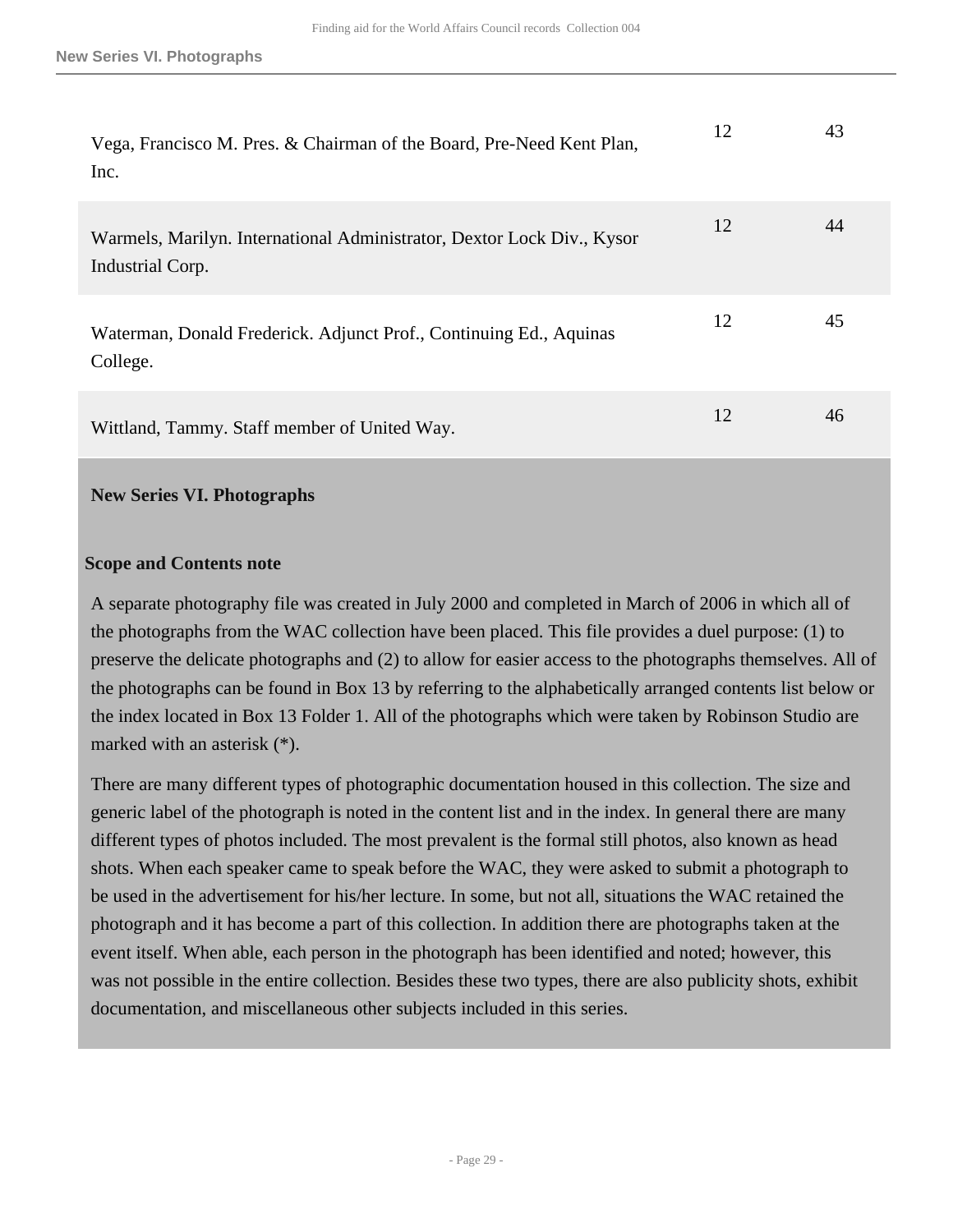| | | |
|---|---|---|
| Vega, Francisco M. Pres. & Chairman of the Board, Pre-Need Kent Plan, Inc. | 12 | 43 |
| Warmels, Marilyn. International Administrator, Dextor Lock Div., Kysor Industrial Corp. | 12 | 44 |
| Waterman, Donald Frederick. Adjunct Prof., Continuing Ed., Aquinas College. | 12 | 45 |
| Wittland, Tammy. Staff member of United Way. | 12 | 46 |

## New Series VI. Photographs

### Scope and Contents note

A separate photography file was created in July 2000 and completed in March of 2006 in which all of the photographs from the WAC collection have been placed. This file provides a duel purpose: (1) to preserve the delicate photographs and (2) to allow for easier access to the photographs themselves. All of the photographs can be found in Box 13 by referring to the alphabetically arranged contents list below or the index located in Box 13 Folder 1. All of the photographs which were taken by Robinson Studio are marked with an asterisk (*).

There are many different types of photographic documentation housed in this collection. The size and generic label of the photograph is noted in the content list and in the index. In general there are many different types of photos included. The most prevalent is the formal still photos, also known as head shots. When each speaker came to speak before the WAC, they were asked to submit a photograph to be used in the advertisement for his/her lecture. In some, but not all, situations the WAC retained the photograph and it has become a part of this collection. In addition there are photographs taken at the event itself. When able, each person in the photograph has been identified and noted; however, this was not possible in the entire collection. Besides these two types, there are also publicity shots, exhibit documentation, and miscellaneous other subjects included in this series.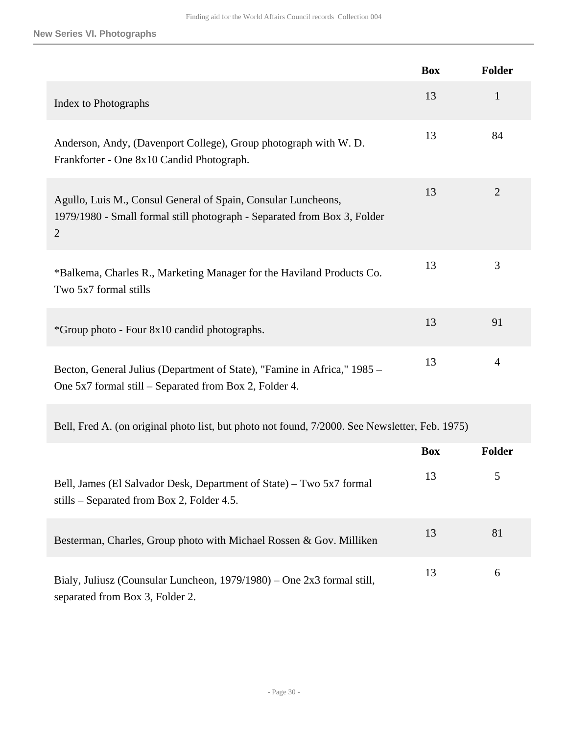**New Series VI. Photographs**

| | Box | Folder |
|---|---|---|
| Index to Photographs | 13 | 1 |
| Anderson, Andy, (Davenport College), Group photograph with W. D. Frankforter - One 8x10 Candid Photograph. | 13 | 84 |
| Agullo, Luis M., Consul General of Spain, Consular Luncheons, 1979/1980 - Small formal still photograph - Separated from Box 3, Folder 2 | 13 | 2 |
| *Balkema, Charles R., Marketing Manager for the Haviland Products Co. Two 5x7 formal stills | 13 | 3 |
| *Group photo - Four 8x10 candid photographs. | 13 | 91 |
| Becton, General Julius (Department of State), "Famine in Africa," 1985 – One 5x7 formal still – Separated from Box 2, Folder 4. | 13 | 4 |

Bell, Fred A. (on original photo list, but photo not found, 7/2000. See Newsletter, Feb. 1975)

| | Box | Folder |
|---|---|---|
| Bell, James (El Salvador Desk, Department of State) – Two 5x7 formal stills – Separated from Box 2, Folder 4.5. | 13 | 5 |
| Besterman, Charles, Group photo with Michael Rossen & Gov. Milliken | 13 | 81 |
| Bialy, Juliusz (Counsular Luncheon, 1979/1980) – One 2x3 formal still, separated from Box 3, Folder 2. | 13 | 6 |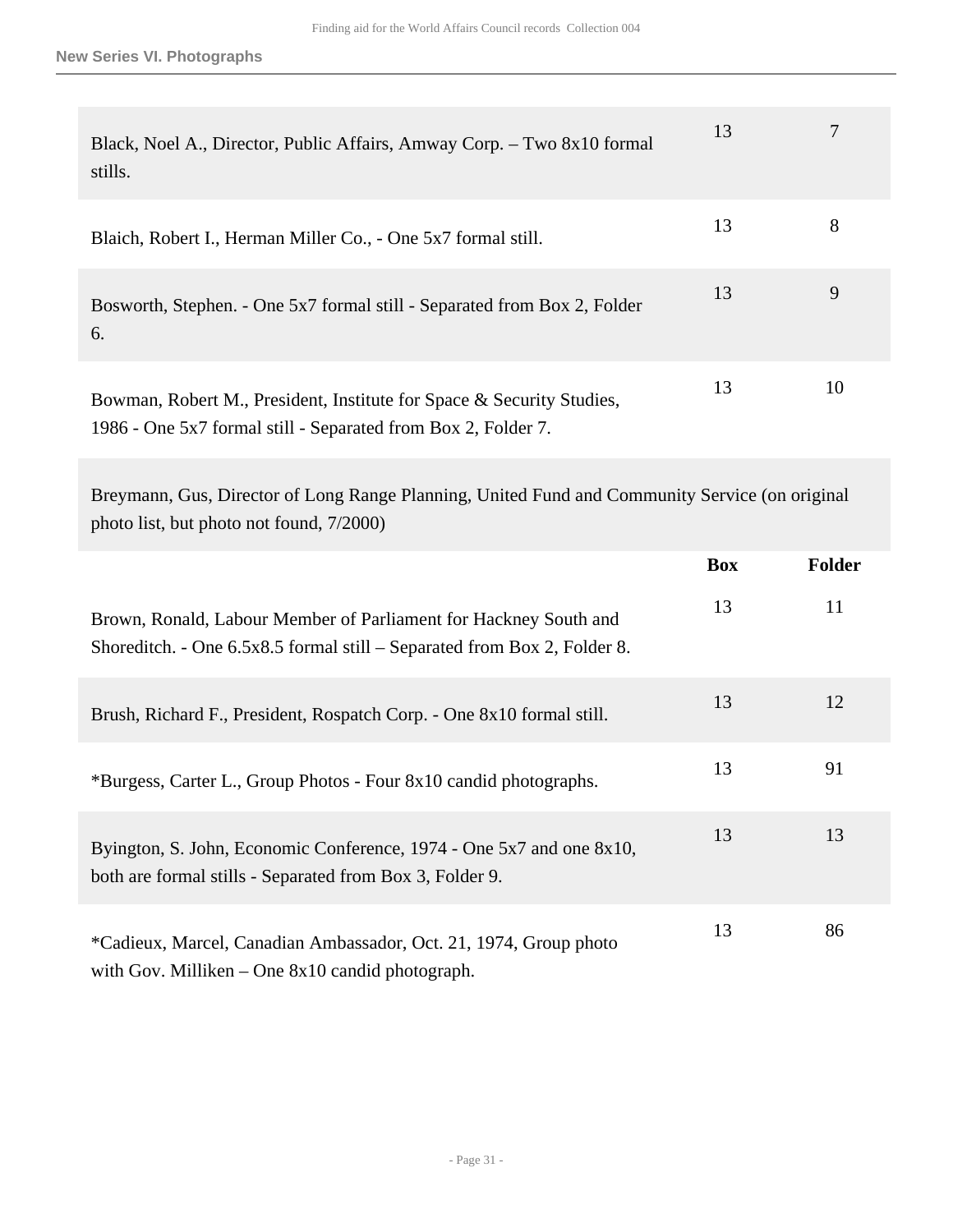| | | |
|---|---|---|
| Black, Noel A., Director, Public Affairs, Amway Corp. – Two 8x10 formal stills. | 13 | 7 |
| Blaich, Robert I., Herman Miller Co., - One 5x7 formal still. | 13 | 8 |
| Bosworth, Stephen. - One 5x7 formal still - Separated from Box 2, Folder 6. | 13 | 9 |
| Bowman, Robert M., President, Institute for Space & Security Studies, 1986 - One 5x7 formal still - Separated from Box 2, Folder 7. | 13 | 10 |

Breymann, Gus, Director of Long Range Planning, United Fund and Community Service (on original photo list, but photo not found, 7/2000)

| | Box | Folder |
|---|---|---|
| Brown, Ronald, Labour Member of Parliament for Hackney South and Shoreditch. - One 6.5x8.5 formal still – Separated from Box 2, Folder 8. | 13 | 11 |
| Brush, Richard F., President, Rospatch Corp. - One 8x10 formal still. | 13 | 12 |
| *Burgess, Carter L., Group Photos - Four 8x10 candid photographs. | 13 | 91 |
| Byington, S. John, Economic Conference, 1974 - One 5x7 and one 8x10, both are formal stills - Separated from Box 3, Folder 9. | 13 | 13 |
| *Cadieux, Marcel, Canadian Ambassador, Oct. 21, 1974, Group photo with Gov. Milliken – One 8x10 candid photograph. | 13 | 86 |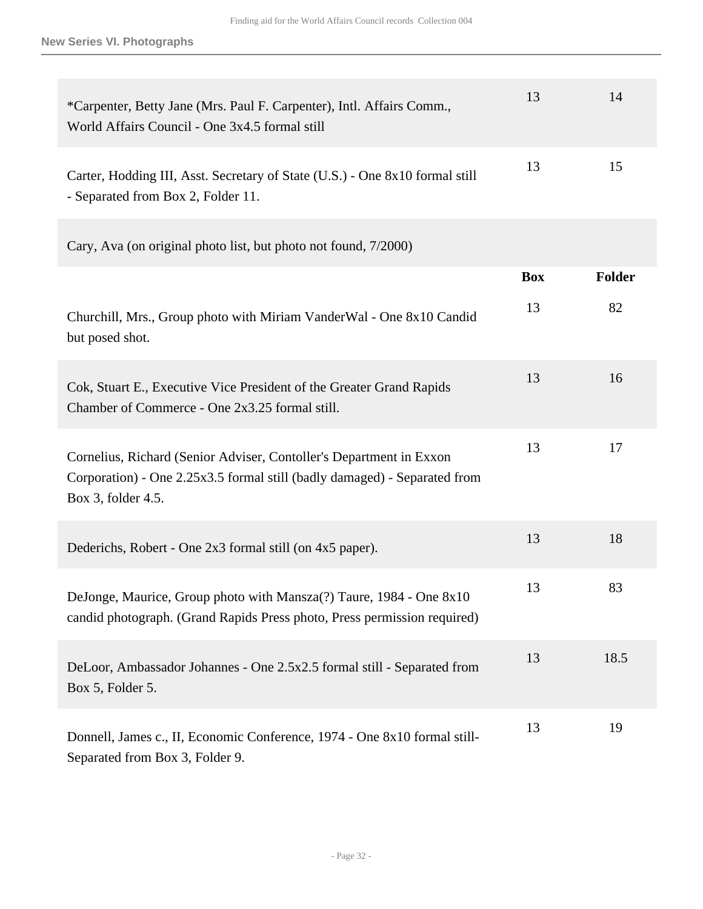| | Box | Folder |
|---|---|---|
| *Carpenter, Betty Jane (Mrs. Paul F. Carpenter), Intl. Affairs Comm., World Affairs Council - One 3x4.5 formal still | 13 | 14 |
| Carter, Hodding III, Asst. Secretary of State (U.S.) - One 8x10 formal still - Separated from Box 2, Folder 11. | 13 | 15 |
| Cary, Ava (on original photo list, but photo not found, 7/2000) | | |

| | Box | Folder |
|---|---|---|
| Churchill, Mrs., Group photo with Miriam VanderWal - One 8x10 Candid but posed shot. | 13 | 82 |
| Cok, Stuart E., Executive Vice President of the Greater Grand Rapids Chamber of Commerce - One 2x3.25 formal still. | 13 | 16 |
| Cornelius, Richard (Senior Adviser, Contoller's Department in Exxon Corporation) - One 2.25x3.5 formal still (badly damaged) - Separated from Box 3, folder 4.5. | 13 | 17 |
| Dederichs, Robert - One 2x3 formal still (on 4x5 paper). | 13 | 18 |
| DeJonge, Maurice, Group photo with Mansza(?) Taure, 1984 - One 8x10 candid photograph. (Grand Rapids Press photo, Press permission required) | 13 | 83 |
| DeLoor, Ambassador Johannes - One 2.5x2.5 formal still - Separated from Box 5, Folder 5. | 13 | 18.5 |
| Donnell, James c., II, Economic Conference, 1974 - One 8x10 formal still- Separated from Box 3, Folder 9. | 13 | 19 |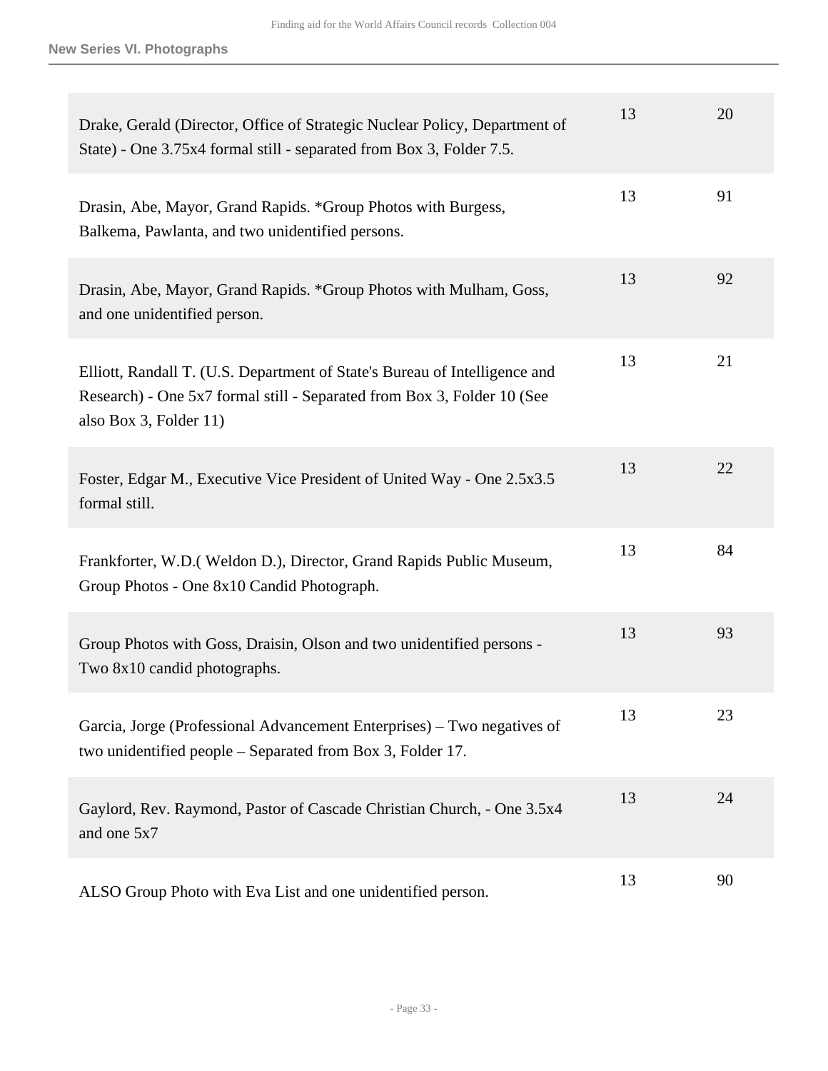| | | |
|---|---|---|
| Drake, Gerald (Director, Office of Strategic Nuclear Policy, Department of State) - One 3.75x4 formal still - separated from Box 3, Folder 7.5. | 13 | 20 |
| Drasin, Abe, Mayor, Grand Rapids. *Group Photos with Burgess, Balkema, Pawlanta, and two unidentified persons. | 13 | 91 |
| Drasin, Abe, Mayor, Grand Rapids. *Group Photos with Mulham, Goss, and one unidentified person. | 13 | 92 |
| Elliott, Randall T. (U.S. Department of State's Bureau of Intelligence and Research) - One 5x7 formal still - Separated from Box 3, Folder 10 (See also Box 3, Folder 11) | 13 | 21 |
| Foster, Edgar M., Executive Vice President of United Way - One 2.5x3.5 formal still. | 13 | 22 |
| Frankforter, W.D.( Weldon D.), Director, Grand Rapids Public Museum, Group Photos - One 8x10 Candid Photograph. | 13 | 84 |
| Group Photos with Goss, Draisin, Olson and two unidentified persons - Two 8x10 candid photographs. | 13 | 93 |
| Garcia, Jorge (Professional Advancement Enterprises) – Two negatives of two unidentified people – Separated from Box 3, Folder 17. | 13 | 23 |
| Gaylord, Rev. Raymond, Pastor of Cascade Christian Church, - One 3.5x4 and one 5x7 | 13 | 24 |
| ALSO Group Photo with Eva List and one unidentified person. | 13 | 90 |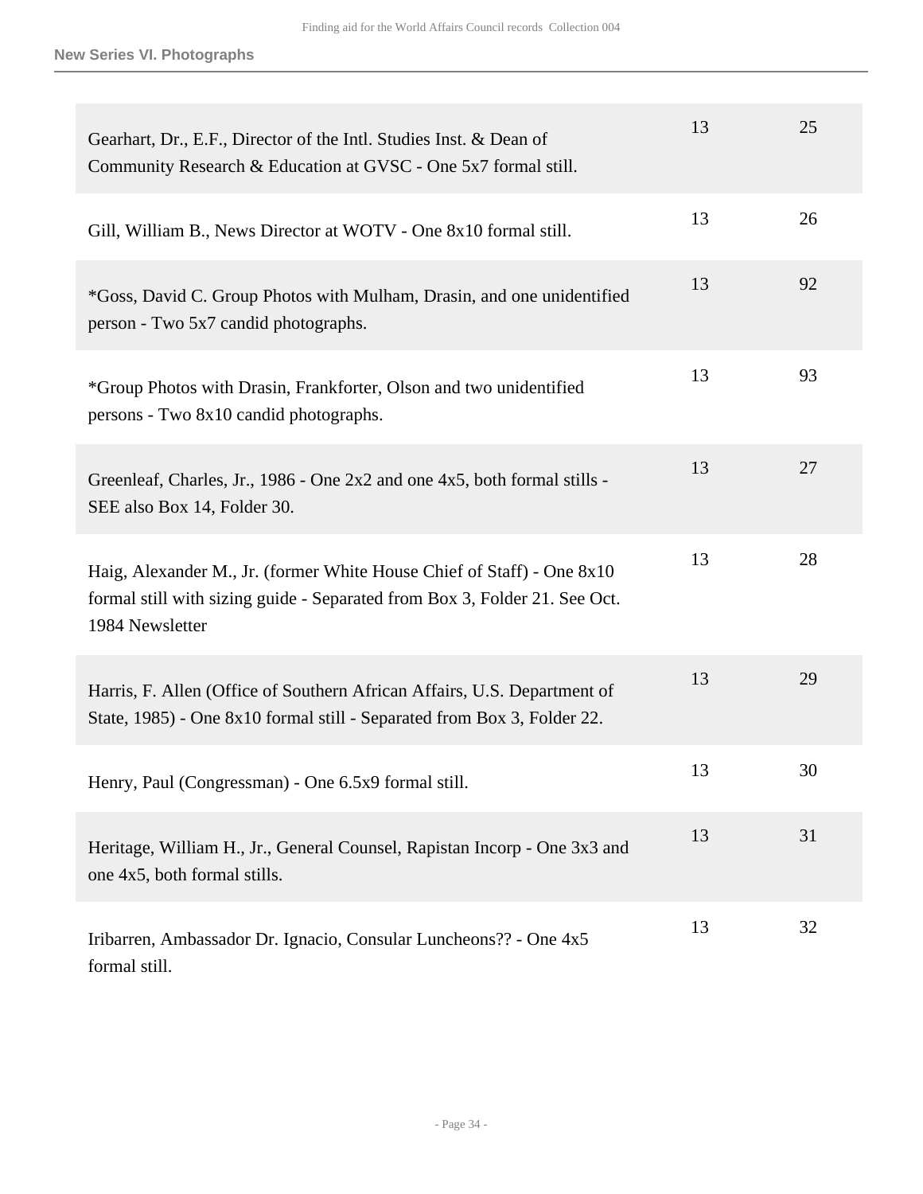**New Series VI. Photographs**

| | | |
|---|---|---|
| Gearhart, Dr., E.F., Director of the Intl. Studies Inst. & Dean of Community Research & Education at GVSC - One 5x7 formal still. | 13 | 25 |
| Gill, William B., News Director at WOTV - One 8x10 formal still. | 13 | 26 |
| *Goss, David C. Group Photos with Mulham, Drasin, and one unidentified person - Two 5x7 candid photographs. | 13 | 92 |
| *Group Photos with Drasin, Frankforter, Olson and two unidentified persons - Two 8x10 candid photographs. | 13 | 93 |
| Greenleaf, Charles, Jr., 1986 - One 2x2 and one 4x5, both formal stills - SEE also Box 14, Folder 30. | 13 | 27 |
| Haig, Alexander M., Jr. (former White House Chief of Staff) - One 8x10 formal still with sizing guide - Separated from Box 3, Folder 21. See Oct. 1984 Newsletter | 13 | 28 |
| Harris, F. Allen (Office of Southern African Affairs, U.S. Department of State, 1985) - One 8x10 formal still - Separated from Box 3, Folder 22. | 13 | 29 |
| Henry, Paul (Congressman) - One 6.5x9 formal still. | 13 | 30 |
| Heritage, William H., Jr., General Counsel, Rapistan Incorp - One 3x3 and one 4x5, both formal stills. | 13 | 31 |
| Iribarren, Ambassador Dr. Ignacio, Consular Luncheons?? - One 4x5 formal still. | 13 | 32 |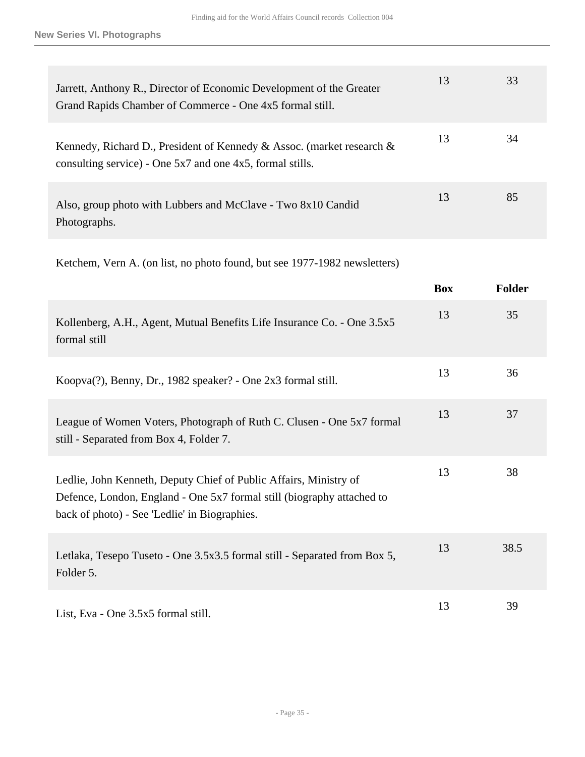| | Box | Folder |
|---|---|---|
| Jarrett, Anthony R., Director of Economic Development of the Greater Grand Rapids Chamber of Commerce - One 4x5 formal still. | 13 | 33 |
| Kennedy, Richard D., President of Kennedy & Assoc. (market research & consulting service) - One 5x7 and one 4x5, formal stills. | 13 | 34 |
| Also, group photo with Lubbers and McClave - Two 8x10 Candid Photographs. | 13 | 85 |

Ketchem, Vern A. (on list, no photo found, but see 1977-1982 newsletters)

| | Box | Folder |
|---|---|---|
| Kollenberg, A.H., Agent, Mutual Benefits Life Insurance Co. - One 3.5x5 formal still | 13 | 35 |
| Koopva(?), Benny, Dr., 1982 speaker? - One 2x3 formal still. | 13 | 36 |
| League of Women Voters, Photograph of Ruth C. Clusen - One 5x7 formal still - Separated from Box 4, Folder 7. | 13 | 37 |
| Ledlie, John Kenneth, Deputy Chief of Public Affairs, Ministry of Defence, London, England - One 5x7 formal still (biography attached to back of photo) - See 'Ledlie' in Biographies. | 13 | 38 |
| Letlaka, Tesepo Tuseto - One 3.5x3.5 formal still - Separated from Box 5, Folder 5. | 13 | 38.5 |
| List, Eva - One 3.5x5 formal still. | 13 | 39 |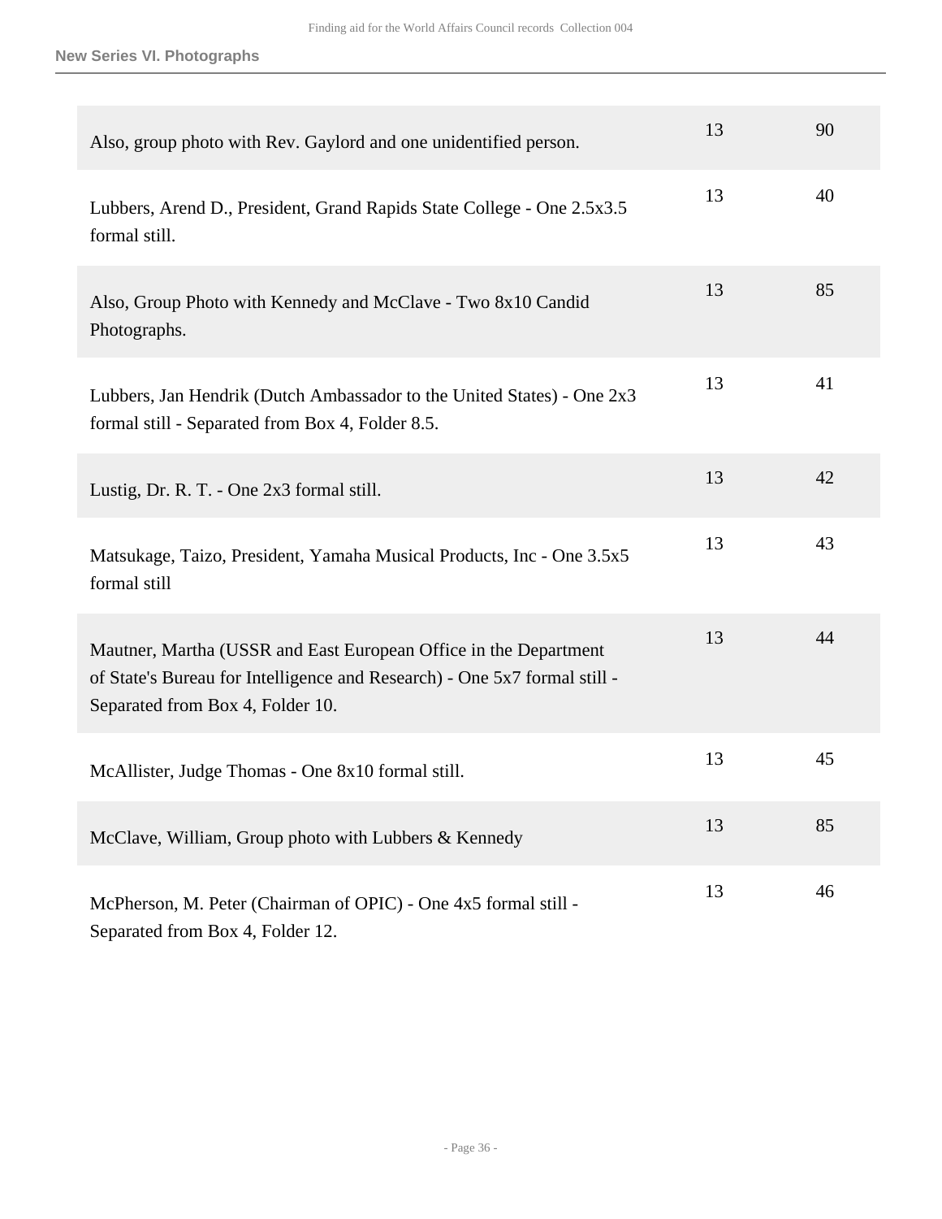| | | |
|---|---|---|
| Also, group photo with Rev. Gaylord and one unidentified person. | 13 | 90 |
| Lubbers, Arend D., President, Grand Rapids State College - One 2.5x3.5 formal still. | 13 | 40 |
| Also, Group Photo with Kennedy and McClave - Two 8x10 Candid Photographs. | 13 | 85 |
| Lubbers, Jan Hendrik (Dutch Ambassador to the United States) - One 2x3 formal still - Separated from Box 4, Folder 8.5. | 13 | 41 |
| Lustig, Dr. R. T. - One 2x3 formal still. | 13 | 42 |
| Matsukage, Taizo, President, Yamaha Musical Products, Inc - One 3.5x5 formal still | 13 | 43 |
| Mautner, Martha (USSR and East European Office in the Department of State's Bureau for Intelligence and Research) - One 5x7 formal still - Separated from Box 4, Folder 10. | 13 | 44 |
| McAllister, Judge Thomas - One 8x10 formal still. | 13 | 45 |
| McClave, William, Group photo with Lubbers & Kennedy | 13 | 85 |
| McPherson, M. Peter (Chairman of OPIC) - One 4x5 formal still - Separated from Box 4, Folder 12. | 13 | 46 |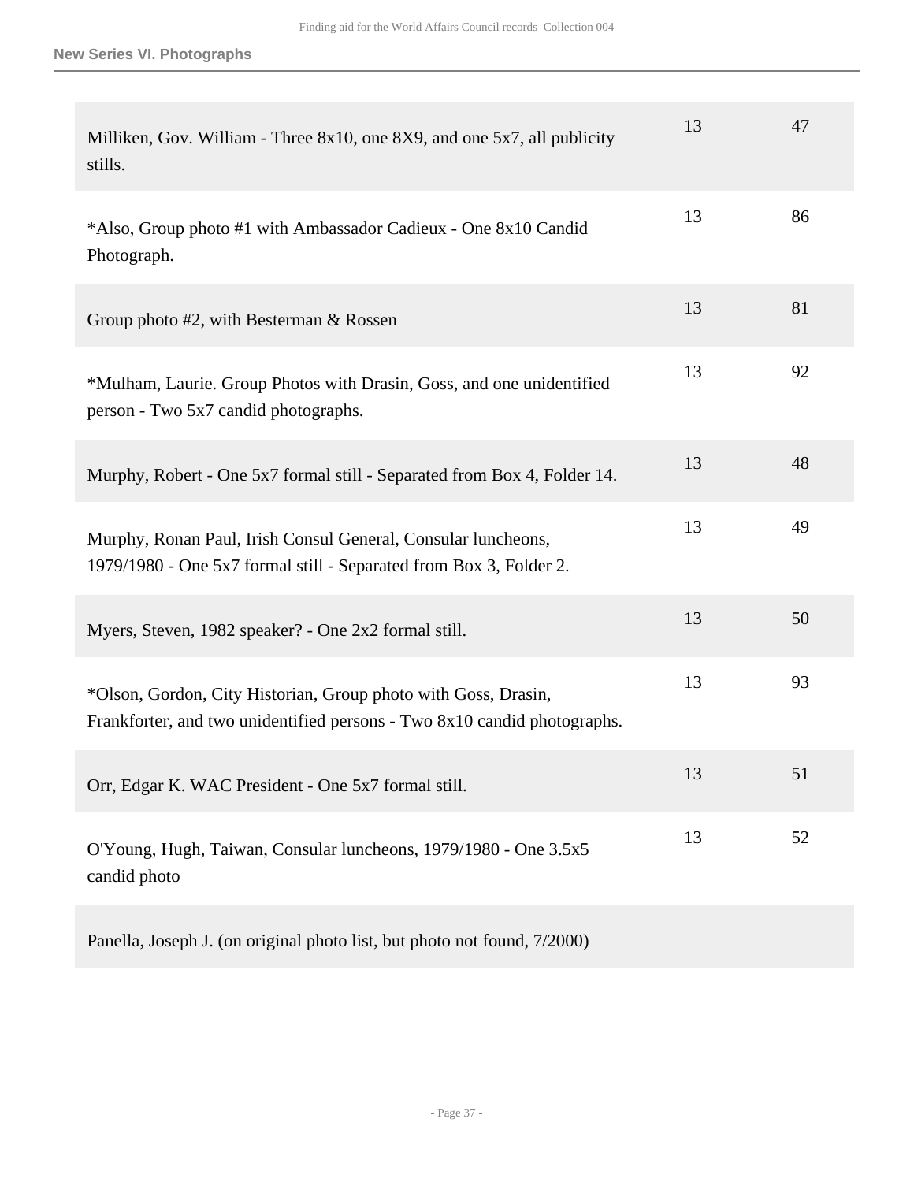| | | |
|---|---|---|
| Milliken, Gov. William - Three 8x10, one 8X9, and one 5x7, all publicity stills. | 13 | 47 |
| *Also, Group photo #1 with Ambassador Cadieux - One 8x10 Candid Photograph. | 13 | 86 |
| Group photo #2, with Besterman & Rossen | 13 | 81 |
| *Mulham, Laurie. Group Photos with Drasin, Goss, and one unidentified person - Two 5x7 candid photographs. | 13 | 92 |
| Murphy, Robert - One 5x7 formal still - Separated from Box 4, Folder 14. | 13 | 48 |
| Murphy, Ronan Paul, Irish Consul General, Consular luncheons, 1979/1980 - One 5x7 formal still - Separated from Box 3, Folder 2. | 13 | 49 |
| Myers, Steven, 1982 speaker? - One 2x2 formal still. | 13 | 50 |
| *Olson, Gordon, City Historian, Group photo with Goss, Drasin, Frankforter, and two unidentified persons - Two 8x10 candid photographs. | 13 | 93 |
| Orr, Edgar K. WAC President - One 5x7 formal still. | 13 | 51 |
| O'Young, Hugh, Taiwan, Consular luncheons, 1979/1980 - One 3.5x5 candid photo | 13 | 52 |
| Panella, Joseph J. (on original photo list, but photo not found, 7/2000) | | |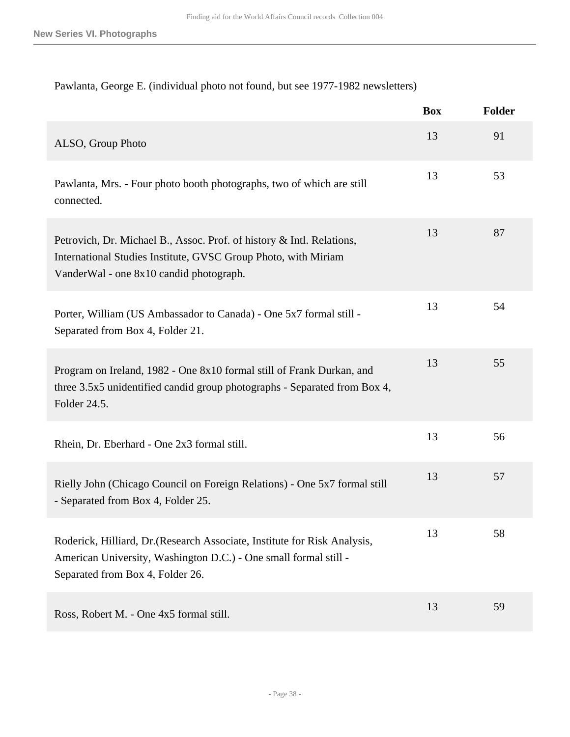Pawlanta, George E. (individual photo not found, but see 1977-1982 newsletters)

| | Box | Folder |
|---|---|---|
| ALSO, Group Photo | 13 | 91 |
| Pawlanta, Mrs. - Four photo booth photographs, two of which are still connected. | 13 | 53 |
| Petrovich, Dr. Michael B., Assoc. Prof. of history & Intl. Relations, International Studies Institute, GVSC Group Photo, with Miriam VanderWal - one 8x10 candid photograph. | 13 | 87 |
| Porter, William (US Ambassador to Canada) - One 5x7 formal still - Separated from Box 4, Folder 21. | 13 | 54 |
| Program on Ireland, 1982 - One 8x10 formal still of Frank Durkan, and three 3.5x5 unidentified candid group photographs - Separated from Box 4, Folder 24.5. | 13 | 55 |
| Rhein, Dr. Eberhard - One 2x3 formal still. | 13 | 56 |
| Rielly John (Chicago Council on Foreign Relations) - One 5x7 formal still - Separated from Box 4, Folder 25. | 13 | 57 |
| Roderick, Hilliard, Dr.(Research Associate, Institute for Risk Analysis, American University, Washington D.C.) - One small formal still - Separated from Box 4, Folder 26. | 13 | 58 |
| Ross, Robert M. - One 4x5 formal still. | 13 | 59 |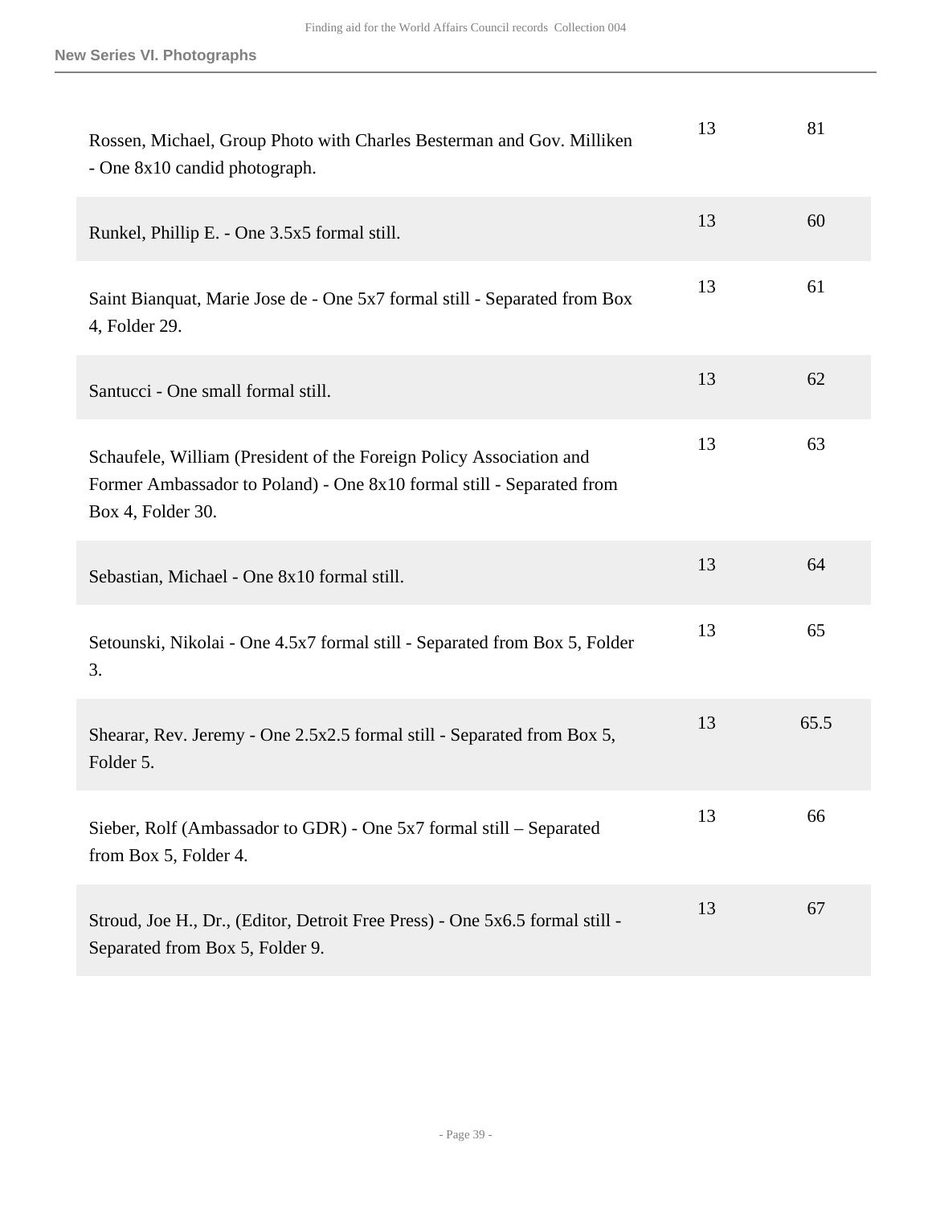| | | |
|---|---|---|
| Rossen, Michael, Group Photo with Charles Besterman and Gov. Milliken - One 8x10 candid photograph. | 13 | 81 |
| Runkel, Phillip E. - One 3.5x5 formal still. | 13 | 60 |
| Saint Bianquat, Marie Jose de - One 5x7 formal still - Separated from Box 4, Folder 29. | 13 | 61 |
| Santucci - One small formal still. | 13 | 62 |
| Schaufele, William (President of the Foreign Policy Association and Former Ambassador to Poland) - One 8x10 formal still - Separated from Box 4, Folder 30. | 13 | 63 |
| Sebastian, Michael - One 8x10 formal still. | 13 | 64 |
| Setounski, Nikolai - One 4.5x7 formal still - Separated from Box 5, Folder 3. | 13 | 65 |
| Shearar, Rev. Jeremy - One 2.5x2.5 formal still - Separated from Box 5, Folder 5. | 13 | 65.5 |
| Sieber, Rolf (Ambassador to GDR) - One 5x7 formal still – Separated from Box 5, Folder 4. | 13 | 66 |
| Stroud, Joe H., Dr., (Editor, Detroit Free Press) - One 5x6.5 formal still - Separated from Box 5, Folder 9. | 13 | 67 |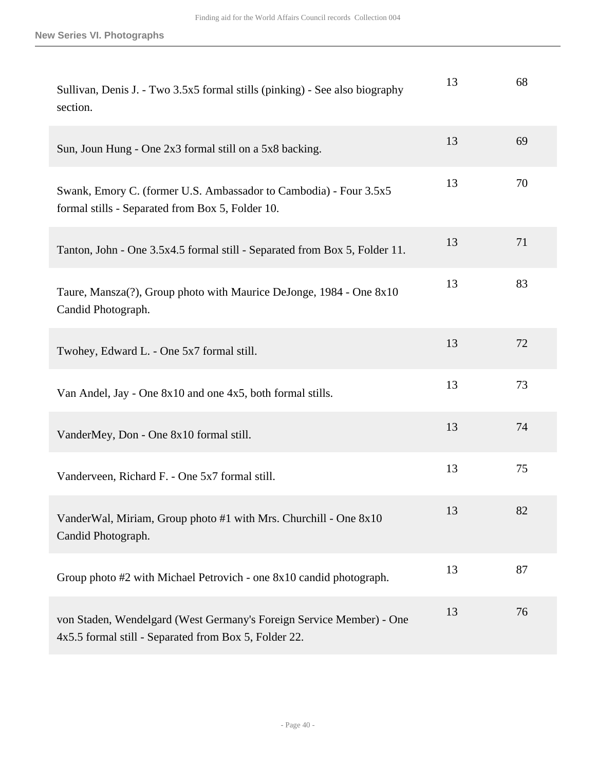| | | |
|---|---|---|
| Sullivan, Denis J. - Two 3.5x5 formal stills (pinking) - See also biography section. | 13 | 68 |
| Sun, Joun Hung - One 2x3 formal still on a 5x8 backing. | 13 | 69 |
| Swank, Emory C. (former U.S. Ambassador to Cambodia) - Four 3.5x5 formal stills - Separated from Box 5, Folder 10. | 13 | 70 |
| Tanton, John - One 3.5x4.5 formal still - Separated from Box 5, Folder 11. | 13 | 71 |
| Taure, Mansza(?), Group photo with Maurice DeJonge, 1984 - One 8x10 Candid Photograph. | 13 | 83 |
| Twohey, Edward L. - One 5x7 formal still. | 13 | 72 |
| Van Andel, Jay - One 8x10 and one 4x5, both formal stills. | 13 | 73 |
| VanderMey, Don - One 8x10 formal still. | 13 | 74 |
| Vanderveen, Richard F. - One 5x7 formal still. | 13 | 75 |
| VanderWal, Miriam, Group photo #1 with Mrs. Churchill - One 8x10 Candid Photograph. | 13 | 82 |
| Group photo #2 with Michael Petrovich - one 8x10 candid photograph. | 13 | 87 |
| von Staden, Wendelgard (West Germany's Foreign Service Member) - One 4x5.5 formal still - Separated from Box 5, Folder 22. | 13 | 76 |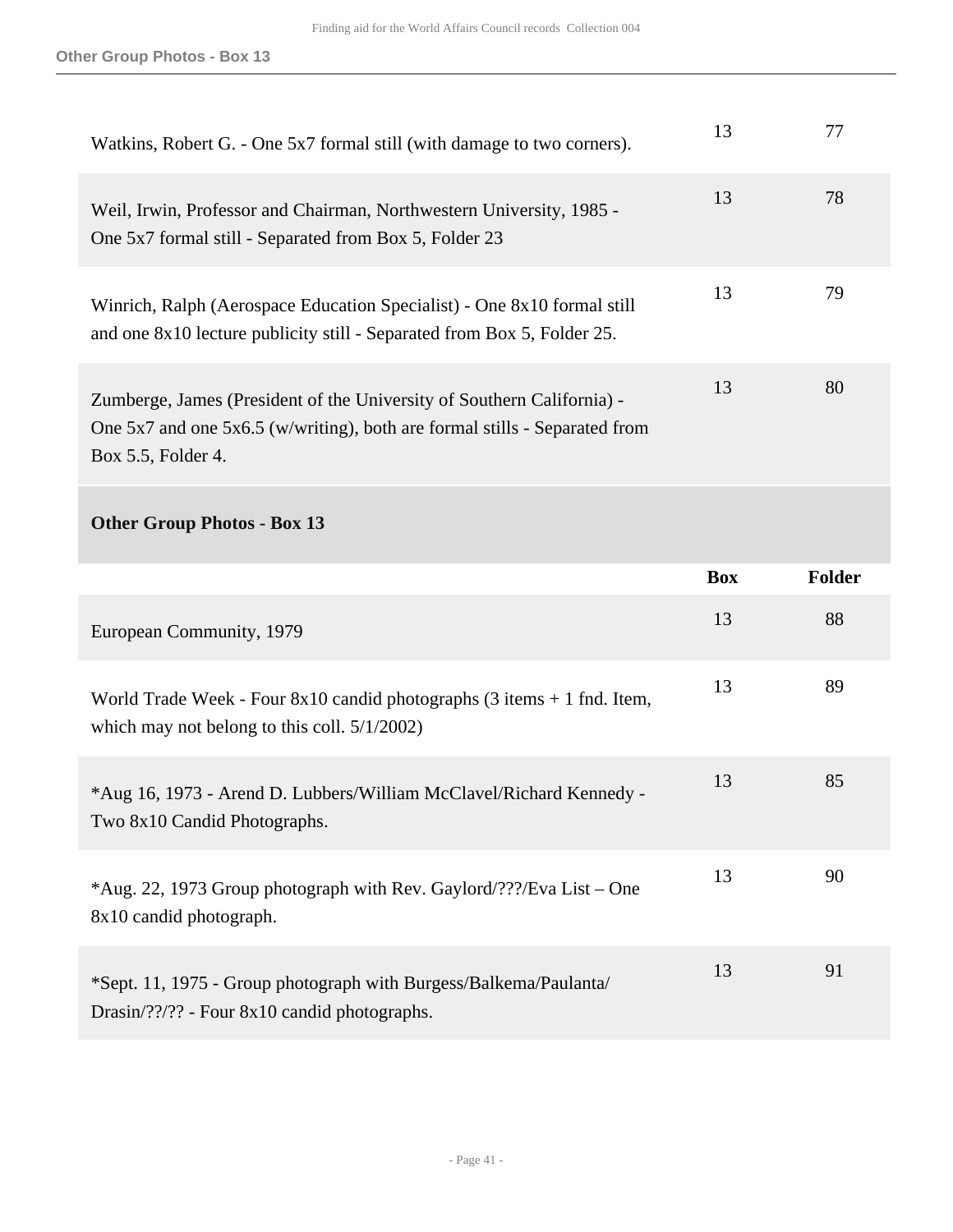| | | |
|---|---|---|
| Watkins, Robert G. - One 5x7 formal still (with damage to two corners). | 13 | 77 |
| Weil, Irwin, Professor and Chairman, Northwestern University, 1985 - One 5x7 formal still - Separated from Box 5, Folder 23 | 13 | 78 |
| Winrich, Ralph (Aerospace Education Specialist) - One 8x10 formal still and one 8x10 lecture publicity still - Separated from Box 5, Folder 25. | 13 | 79 |
| Zumberge, James (President of the University of Southern California) - One 5x7 and one 5x6.5 (w/writing), both are formal stills - Separated from Box 5.5, Folder 4. | 13 | 80 |

**Other Group Photos - Box 13**

| | Box | Folder |
|---|---|---|
| European Community, 1979 | 13 | 88 |
| World Trade Week - Four 8x10 candid photographs (3 items + 1 fnd. Item, which may not belong to this coll. 5/1/2002) | 13 | 89 |
| *Aug 16, 1973 - Arend D. Lubbers/William McClavel/Richard Kennedy - Two 8x10 Candid Photographs. | 13 | 85 |
| *Aug. 22, 1973 Group photograph with Rev. Gaylord/???/Eva List – One 8x10 candid photograph. | 13 | 90 |
| *Sept. 11, 1975 - Group photograph with Burgess/Balkema/Paulanta/ Drasin/??/?? - Four 8x10 candid photographs. | 13 | 91 |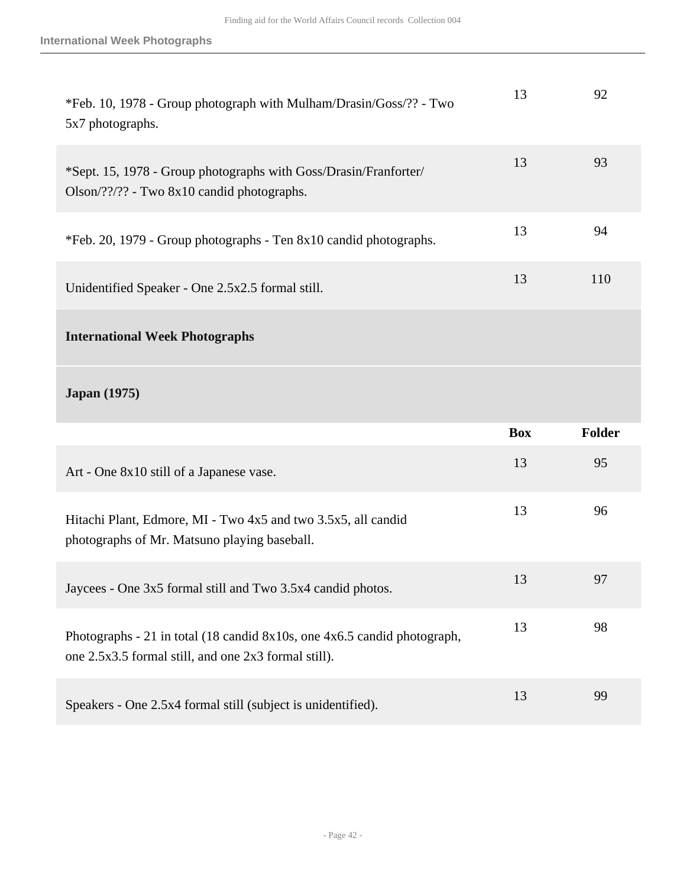| | Box | Folder |
|---|---|---|
| *Feb. 10, 1978 - Group photograph with Mulham/Drasin/Goss/?? - Two 5x7 photographs. | 13 | 92 |
| *Sept. 15, 1978 - Group photographs with Goss/Drasin/Franforter/ Olson/??/?? - Two 8x10 candid photographs. | 13 | 93 |
| *Feb. 20, 1979 - Group photographs - Ten 8x10 candid photographs. | 13 | 94 |
| Unidentified Speaker - One 2.5x2.5 formal still. | 13 | 110 |

## International Week Photographs

### Japan (1975)

| | Box | Folder |
|---|---|---|
| Art - One 8x10 still of a Japanese vase. | 13 | 95 |
| Hitachi Plant, Edmore, MI - Two 4x5 and two 3.5x5, all candid photographs of Mr. Matsuno playing baseball. | 13 | 96 |
| Jaycees - One 3x5 formal still and Two 3.5x4 candid photos. | 13 | 97 |
| Photographs - 21 in total (18 candid 8x10s, one 4x6.5 candid photograph, one 2.5x3.5 formal still, and one 2x3 formal still). | 13 | 98 |
| Speakers - One 2.5x4 formal still (subject is unidentified). | 13 | 99 |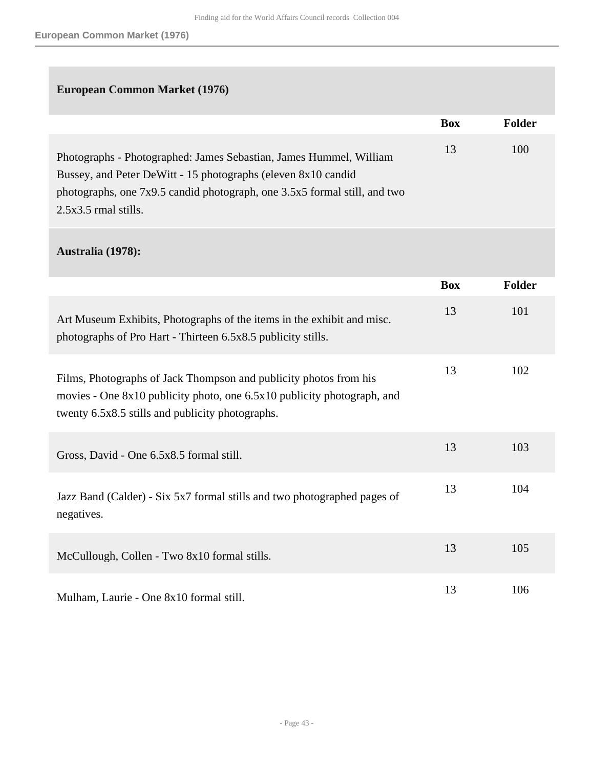## European Common Market (1976)

| | Box | Folder |
|---|---|---|
| Photographs - Photographed: James Sebastian, James Hummel, William Bussey, and Peter DeWitt - 15 photographs (eleven 8x10 candid photographs, one 7x9.5 candid photograph, one 3.5x5 formal still, and two 2.5x3.5 rmal stills. | 13 | 100 |

## Australia (1978):

| | Box | Folder |
|---|---|---|
| Art Museum Exhibits, Photographs of the items in the exhibit and misc. photographs of Pro Hart - Thirteen 6.5x8.5 publicity stills. | 13 | 101 |
| Films, Photographs of Jack Thompson and publicity photos from his movies - One 8x10 publicity photo, one 6.5x10 publicity photograph, and twenty 6.5x8.5 stills and publicity photographs. | 13 | 102 |
| Gross, David - One 6.5x8.5 formal still. | 13 | 103 |
| Jazz Band (Calder) - Six 5x7 formal stills and two photographed pages of negatives. | 13 | 104 |
| McCullough, Collen - Two 8x10 formal stills. | 13 | 105 |
| Mulham, Laurie - One 8x10 formal still. | 13 | 106 |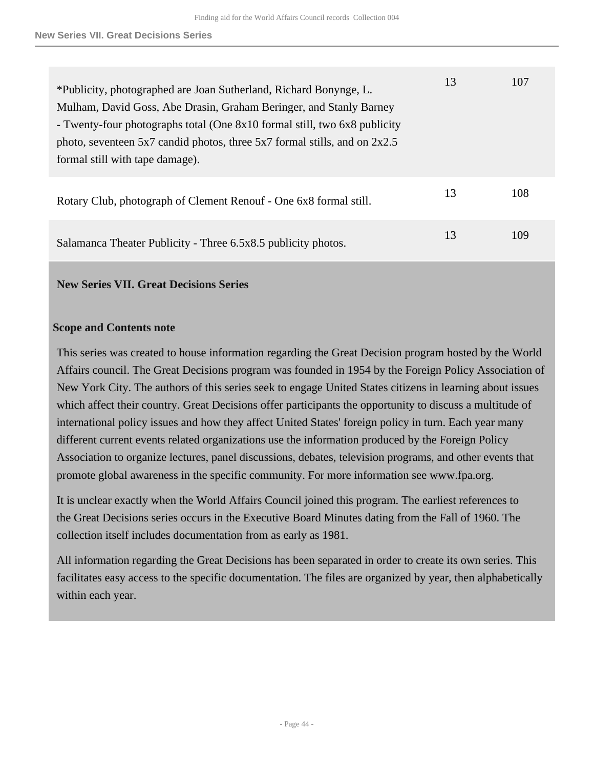| | | |
|---|---|---|
| *Publicity, photographed are Joan Sutherland, Richard Bonynge, L. Mulham, David Goss, Abe Drasin, Graham Beringer, and Stanly Barney - Twenty-four photographs total (One 8x10 formal still, two 6x8 publicity photo, seventeen 5x7 candid photos, three 5x7 formal stills, and on 2x2.5 formal still with tape damage). | 13 | 107 |
| Rotary Club, photograph of Clement Renouf - One 6x8 formal still. | 13 | 108 |
| Salamanca Theater Publicity - Three 6.5x8.5 publicity photos. | 13 | 109 |

## New Series VII. Great Decisions Series

### Scope and Contents note

This series was created to house information regarding the Great Decision program hosted by the World Affairs council. The Great Decisions program was founded in 1954 by the Foreign Policy Association of New York City. The authors of this series seek to engage United States citizens in learning about issues which affect their country. Great Decisions offer participants the opportunity to discuss a multitude of international policy issues and how they affect United States' foreign policy in turn. Each year many different current events related organizations use the information produced by the Foreign Policy Association to organize lectures, panel discussions, debates, television programs, and other events that promote global awareness in the specific community. For more information see www.fpa.org.

It is unclear exactly when the World Affairs Council joined this program. The earliest references to the Great Decisions series occurs in the Executive Board Minutes dating from the Fall of 1960. The collection itself includes documentation from as early as 1981.

All information regarding the Great Decisions has been separated in order to create its own series. This facilitates easy access to the specific documentation. The files are organized by year, then alphabetically within each year.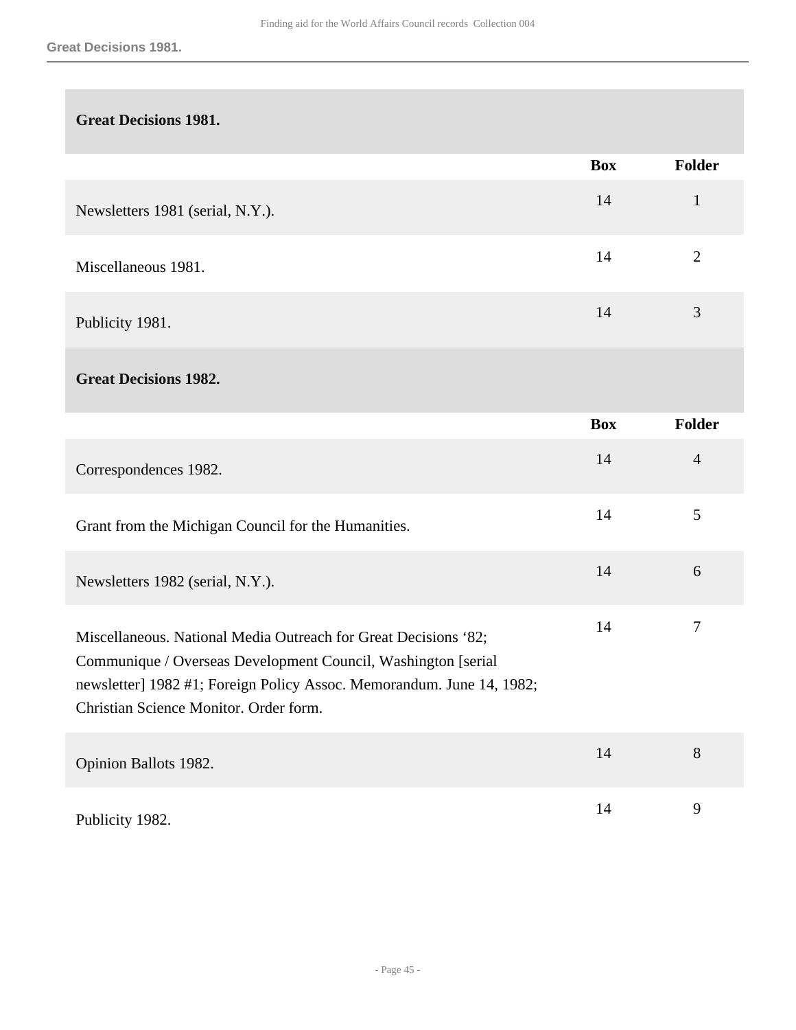## Great Decisions 1981.

| | Box | Folder |
|---|---|---|
| Newsletters 1981 (serial, N.Y.). | 14 | 1 |
| Miscellaneous 1981. | 14 | 2 |
| Publicity 1981. | 14 | 3 |

## Great Decisions 1982.

| | Box | Folder |
|---|---|---|
| Correspondences 1982. | 14 | 4 |
| Grant from the Michigan Council for the Humanities. | 14 | 5 |
| Newsletters 1982 (serial, N.Y.). | 14 | 6 |
| Miscellaneous. National Media Outreach for Great Decisions '82; Communique / Overseas Development Council, Washington [serial newsletter] 1982 #1; Foreign Policy Assoc. Memorandum. June 14, 1982; Christian Science Monitor. Order form. | 14 | 7 |
| Opinion Ballots 1982. | 14 | 8 |
| Publicity 1982. | 14 | 9 |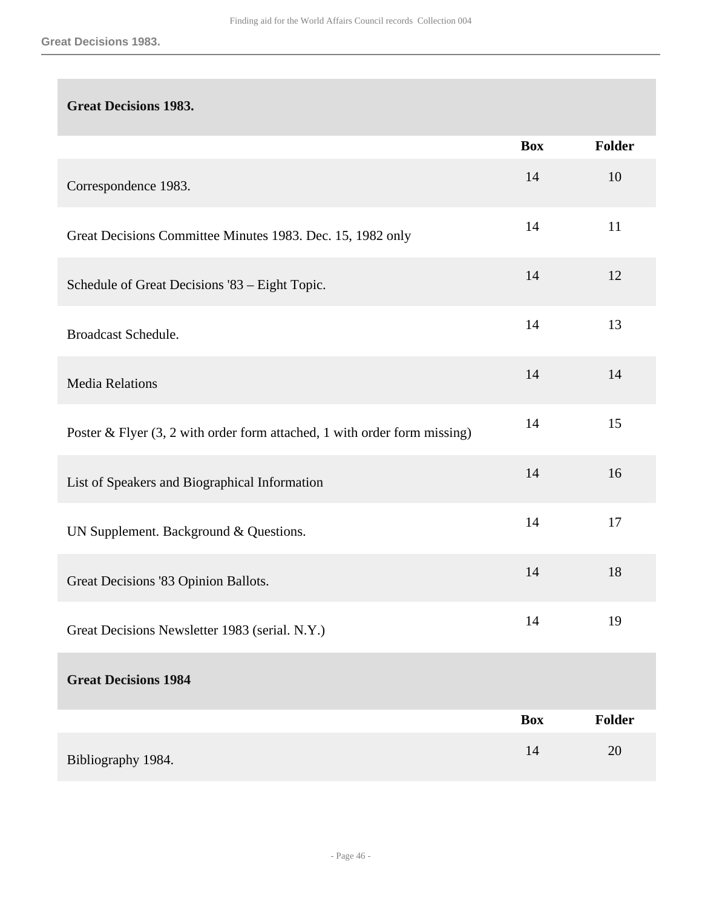## Great Decisions 1983.

| | Box | Folder |
|---|---|---|
| Correspondence 1983. | 14 | 10 |
| Great Decisions Committee Minutes 1983. Dec. 15, 1982 only | 14 | 11 |
| Schedule of Great Decisions '83 – Eight Topic. | 14 | 12 |
| Broadcast Schedule. | 14 | 13 |
| Media Relations | 14 | 14 |
| Poster & Flyer (3, 2 with order form attached, 1 with order form missing) | 14 | 15 |
| List of Speakers and Biographical Information | 14 | 16 |
| UN Supplement. Background & Questions. | 14 | 17 |
| Great Decisions '83 Opinion Ballots. | 14 | 18 |
| Great Decisions Newsletter 1983 (serial. N.Y.) | 14 | 19 |

## Great Decisions 1984

| | Box | Folder |
|---|---|---|
| Bibliography 1984. | 14 | 20 |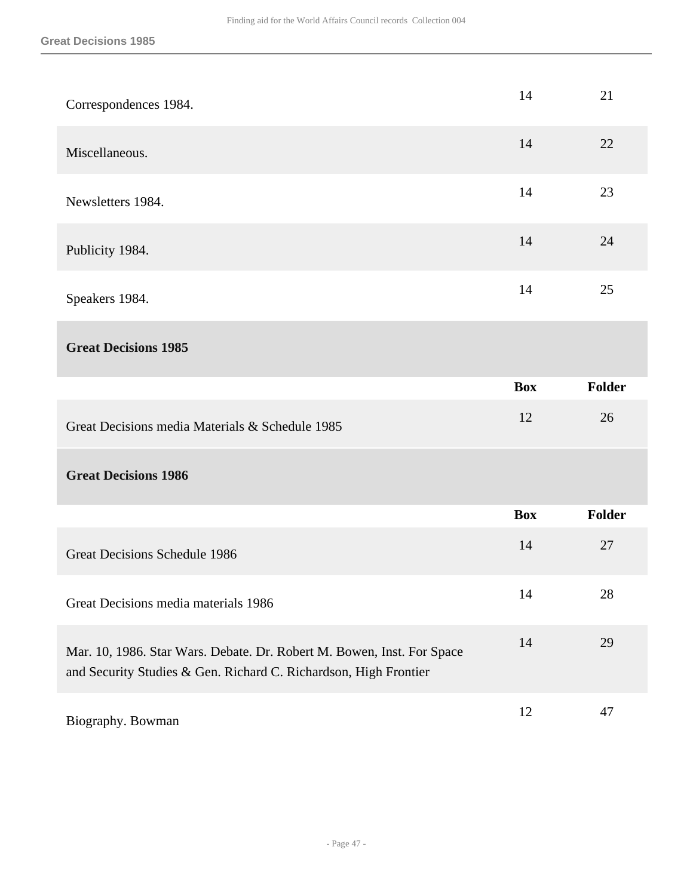| | Box | Folder |
|---|---|---|
| Correspondences 1984. | 14 | 21 |
| Miscellaneous. | 14 | 22 |
| Newsletters 1984. | 14 | 23 |
| Publicity 1984. | 14 | 24 |
| Speakers 1984. | 14 | 25 |

### Great Decisions 1985

| | Box | Folder |
|---|---|---|
| Great Decisions media Materials & Schedule 1985 | 12 | 26 |

### Great Decisions 1986

| | Box | Folder |
|---|---|---|
| Great Decisions Schedule 1986 | 14 | 27 |
| Great Decisions media materials 1986 | 14 | 28 |
| Mar. 10, 1986. Star Wars. Debate. Dr. Robert M. Bowen, Inst. For Space and Security Studies & Gen. Richard C. Richardson, High Frontier | 14 | 29 |
| Biography. Bowman | 12 | 47 |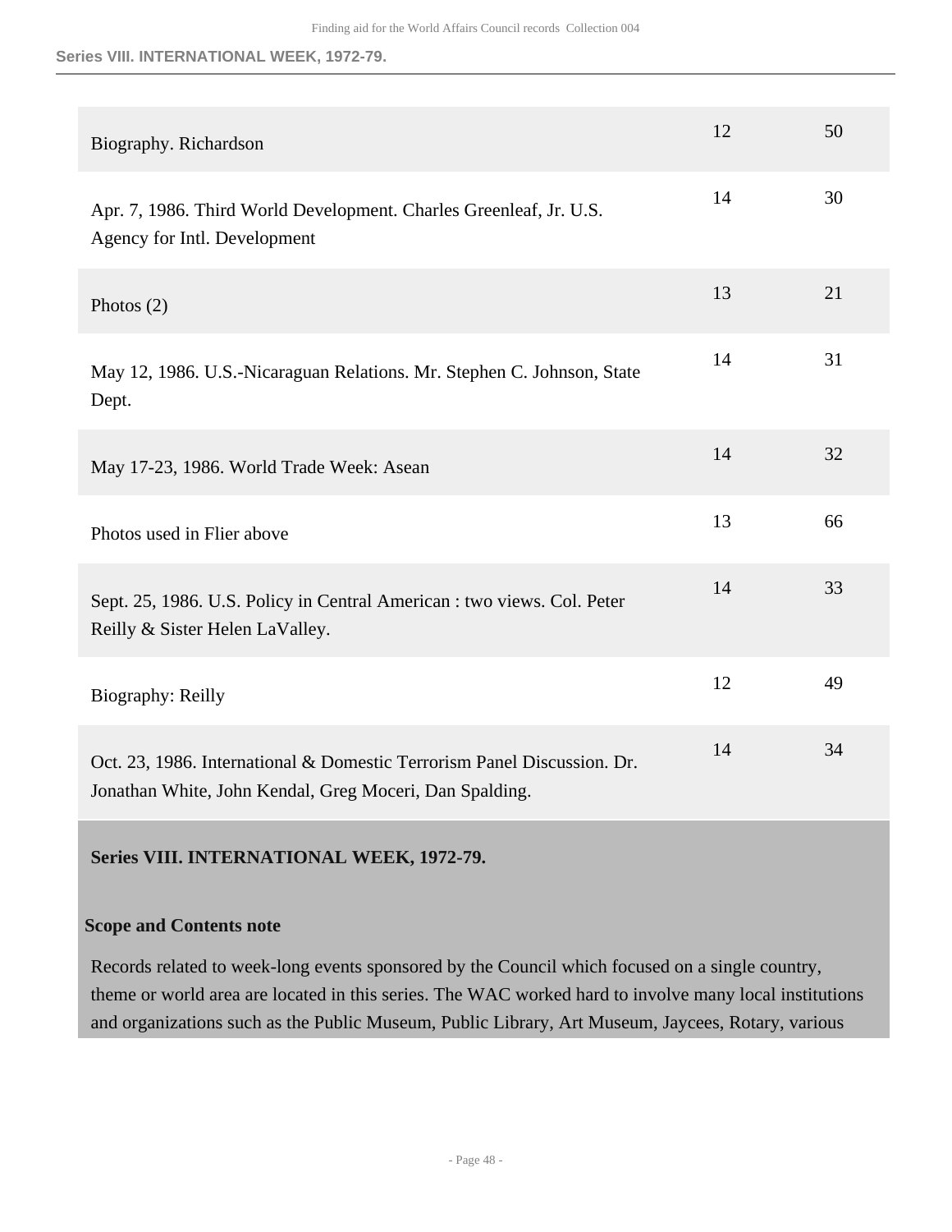| | | |
|---|---|---|
| Biography. Richardson | 12 | 50 |
| Apr. 7, 1986. Third World Development. Charles Greenleaf, Jr. U.S. Agency for Intl. Development | 14 | 30 |
| Photos (2) | 13 | 21 |
| May 12, 1986. U.S.-Nicaraguan Relations. Mr. Stephen C. Johnson, State Dept. | 14 | 31 |
| May 17-23, 1986. World Trade Week: Asean | 14 | 32 |
| Photos used in Flier above | 13 | 66 |
| Sept. 25, 1986. U.S. Policy in Central American : two views. Col. Peter Reilly & Sister Helen LaValley. | 14 | 33 |
| Biography: Reilly | 12 | 49 |
| Oct. 23, 1986. International & Domestic Terrorism Panel Discussion. Dr. Jonathan White, John Kendal, Greg Moceri, Dan Spalding. | 14 | 34 |

## Series VIII. INTERNATIONAL WEEK, 1972-79.

### Scope and Contents note

Records related to week-long events sponsored by the Council which focused on a single country, theme or world area are located in this series. The WAC worked hard to involve many local institutions and organizations such as the Public Museum, Public Library, Art Museum, Jaycees, Rotary, various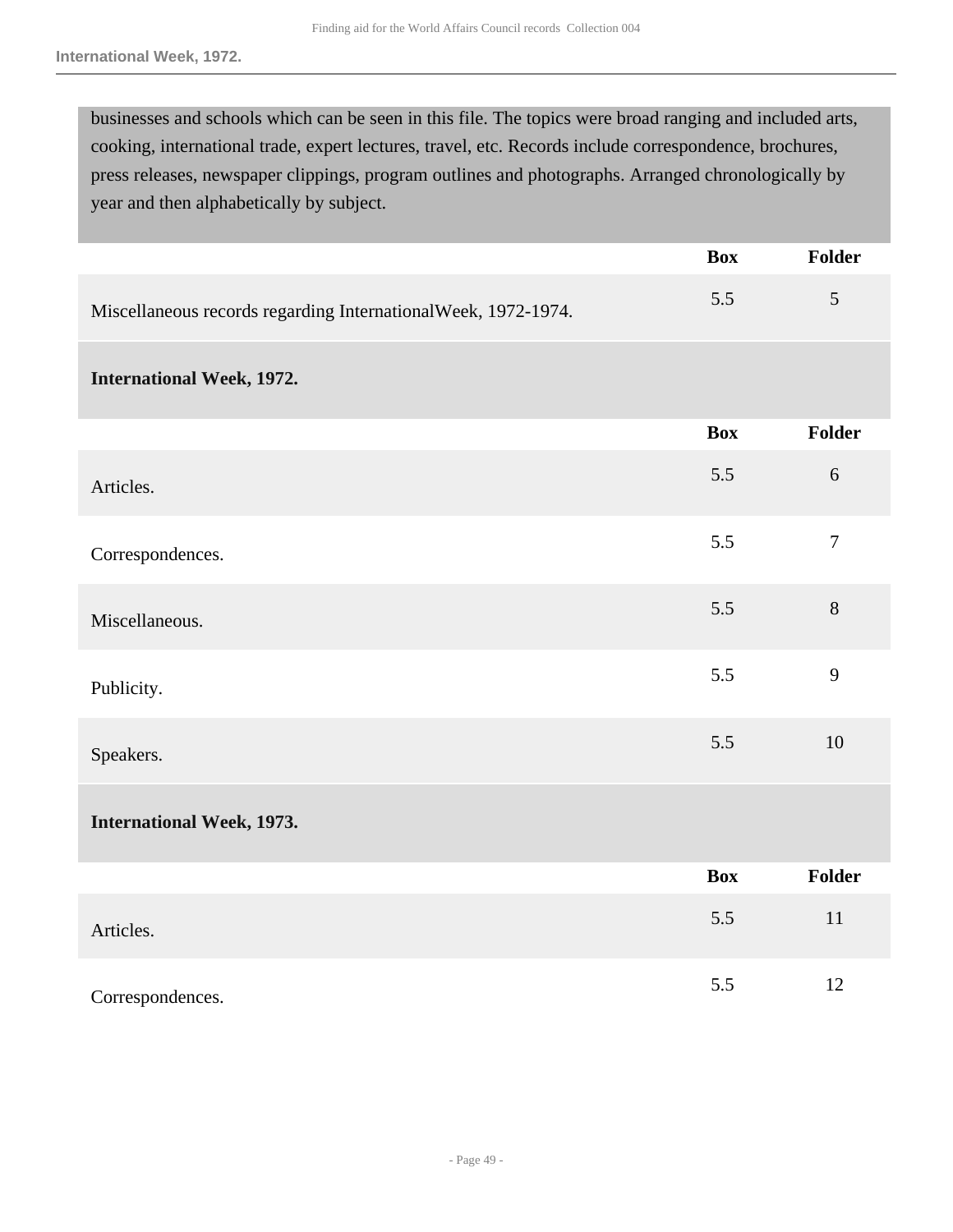businesses and schools which can be seen in this file. The topics were broad ranging and included arts, cooking, international trade, expert lectures, travel, etc. Records include correspondence, brochures, press releases, newspaper clippings, program outlines and photographs. Arranged chronologically by year and then alphabetically by subject.

| | Box | Folder |
|---|---|---|
| Miscellaneous records regarding InternationalWeek, 1972-1974. | 5.5 | 5 |

**International Week, 1972.**

| | Box | Folder |
|---|---|---|
| Articles. | 5.5 | 6 |
| Correspondences. | 5.5 | 7 |
| Miscellaneous. | 5.5 | 8 |
| Publicity. | 5.5 | 9 |
| Speakers. | 5.5 | 10 |

**International Week, 1973.**

| | Box | Folder |
|---|---|---|
| Articles. | 5.5 | 11 |
| Correspondences. | 5.5 | 12 |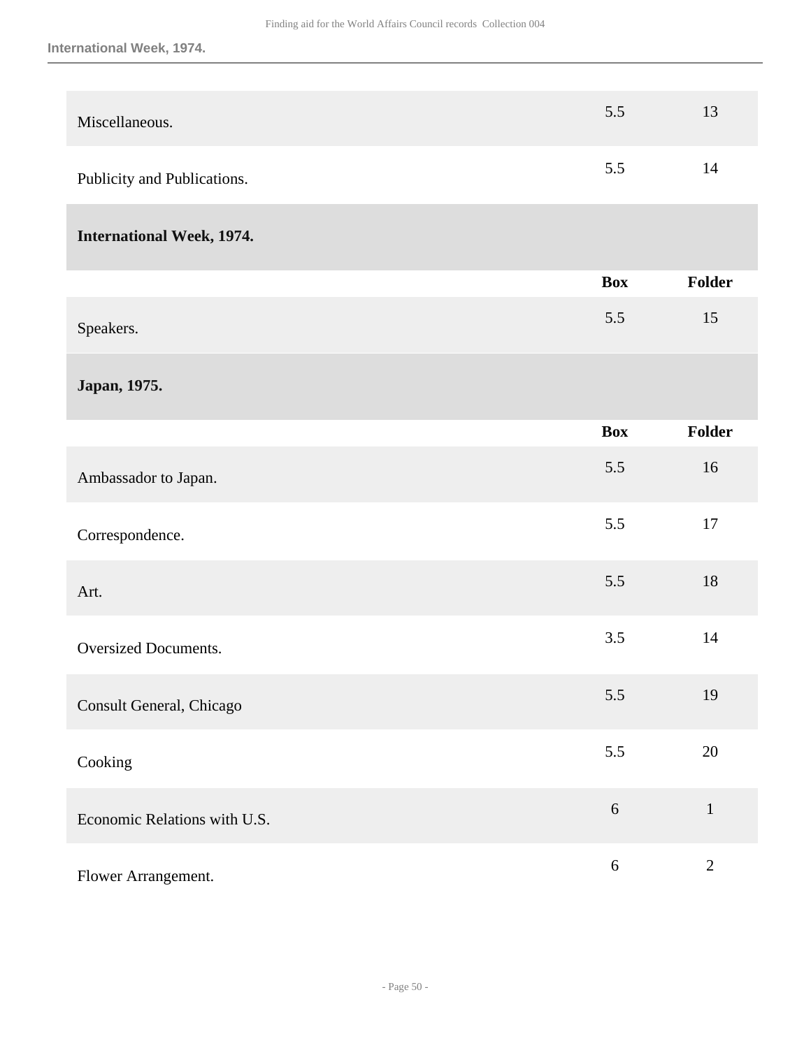| | Box | Folder |
|---|---|---|
| Miscellaneous. | 5.5 | 13 |
| Publicity and Publications. | 5.5 | 14 |

### International Week, 1974.

| | Box | Folder |
|---|---|---|
| Speakers. | 5.5 | 15 |

### Japan, 1975.

| | Box | Folder |
|---|---|---|
| Ambassador to Japan. | 5.5 | 16 |
| Correspondence. | 5.5 | 17 |
| Art. | 5.5 | 18 |
| Oversized Documents. | 3.5 | 14 |
| Consult General, Chicago | 5.5 | 19 |
| Cooking | 5.5 | 20 |
| Economic Relations with U.S. | 6 | 1 |
| Flower Arrangement. | 6 | 2 |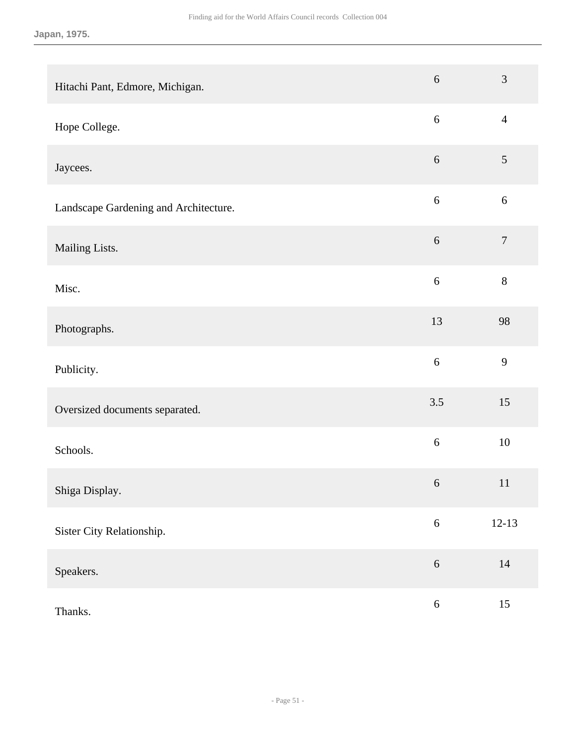**Japan, 1975.**

| | | |
|---|---|---|
| Hitachi Pant, Edmore, Michigan. | 6 | 3 |
| Hope College. | 6 | 4 |
| Jaycees. | 6 | 5 |
| Landscape Gardening and Architecture. | 6 | 6 |
| Mailing Lists. | 6 | 7 |
| Misc. | 6 | 8 |
| Photographs. | 13 | 98 |
| Publicity. | 6 | 9 |
| Oversized documents separated. | 3.5 | 15 |
| Schools. | 6 | 10 |
| Shiga Display. | 6 | 11 |
| Sister City Relationship. | 6 | 12-13 |
| Speakers. | 6 | 14 |
| Thanks. | 6 | 15 |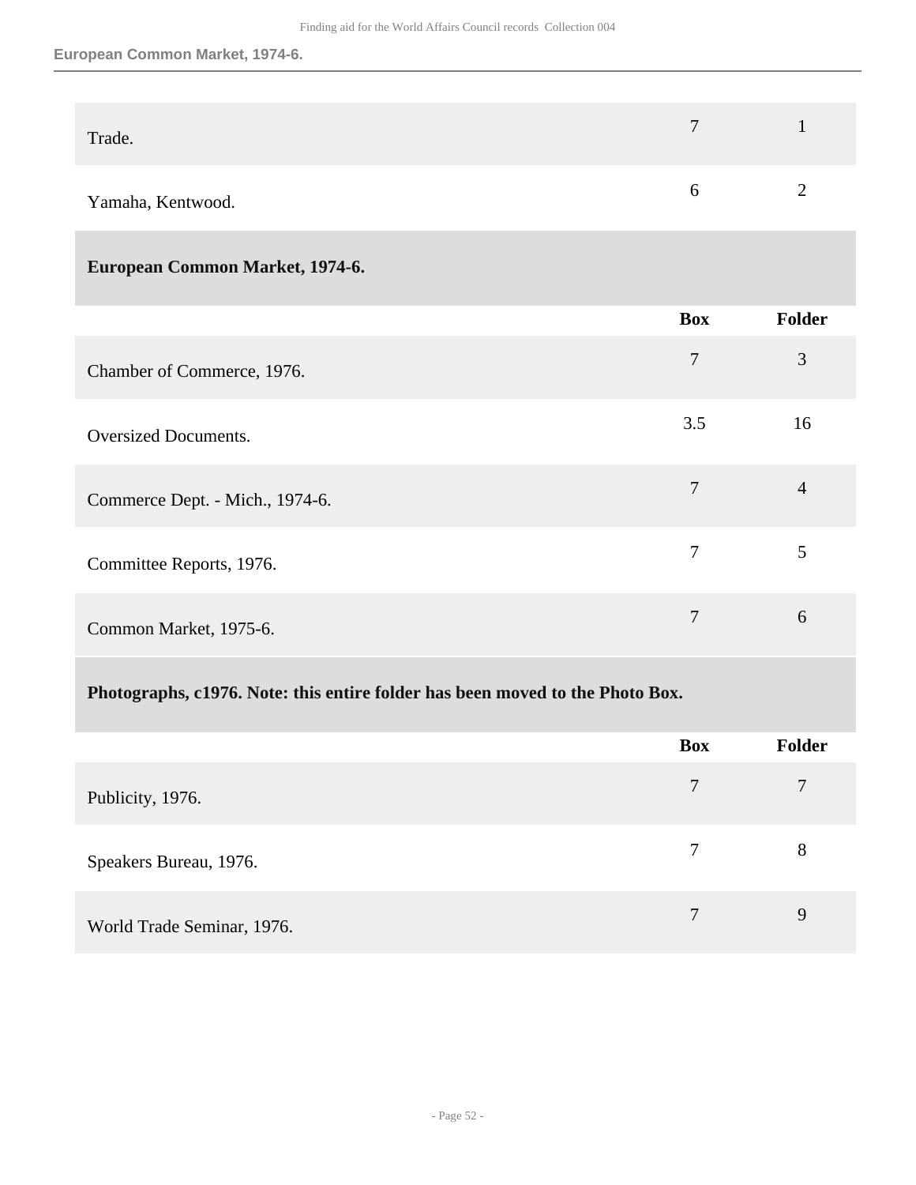| | Box | Folder |
|---|---|---|
| Trade. | 7 | 1 |
| Yamaha, Kentwood. | 6 | 2 |

## European Common Market, 1974-6.

| | Box | Folder |
|---|---|---|
| Chamber of Commerce, 1976. | 7 | 3 |
| Oversized Documents. | 3.5 | 16 |
| Commerce Dept. - Mich., 1974-6. | 7 | 4 |
| Committee Reports, 1976. | 7 | 5 |
| Common Market, 1975-6. | 7 | 6 |

## Photographs, c1976. Note: this entire folder has been moved to the Photo Box.

| | Box | Folder |
|---|---|---|
| Publicity, 1976. | 7 | 7 |
| Speakers Bureau, 1976. | 7 | 8 |
| World Trade Seminar, 1976. | 7 | 9 |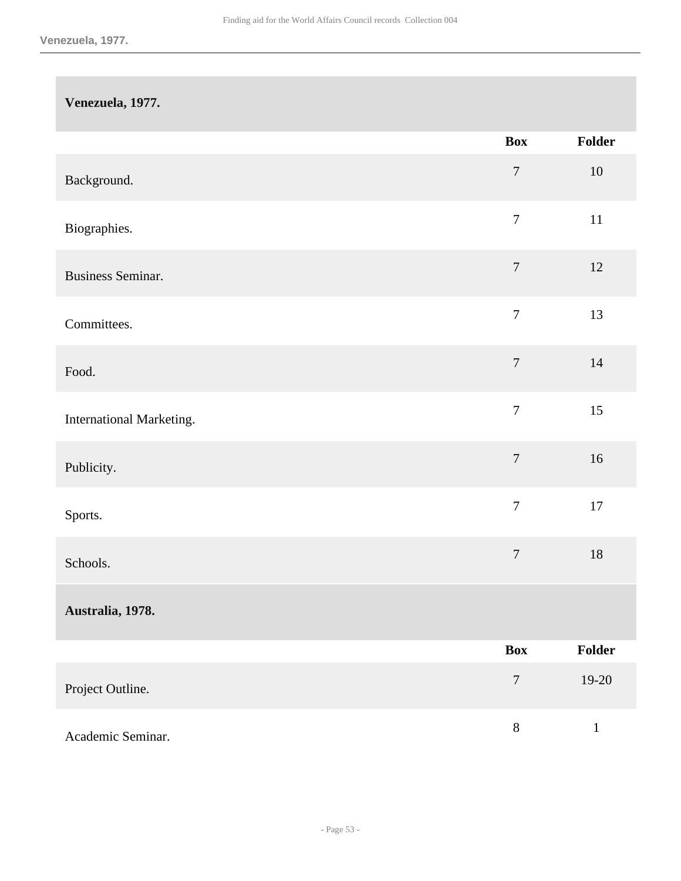## Venezuela, 1977.

| | Box | Folder |
|---|---|---|
| Background. | 7 | 10 |
| Biographies. | 7 | 11 |
| Business Seminar. | 7 | 12 |
| Committees. | 7 | 13 |
| Food. | 7 | 14 |
| International Marketing. | 7 | 15 |
| Publicity. | 7 | 16 |
| Sports. | 7 | 17 |
| Schools. | 7 | 18 |

## Australia, 1978.

| | Box | Folder |
|---|---|---|
| Project Outline. | 7 | 19-20 |
| Academic Seminar. | 8 | 1 |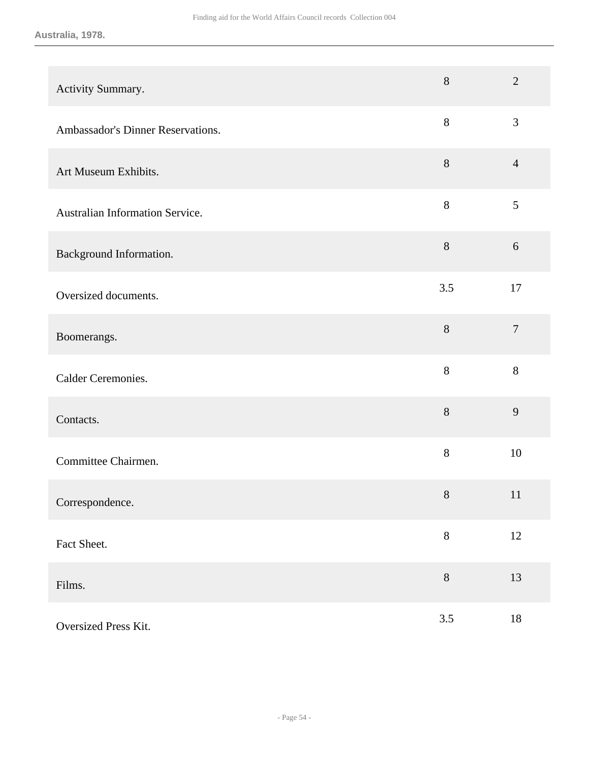**Australia, 1978.**

| | | |
|---|---|---|
| Activity Summary. | 8 | 2 |
| Ambassador's Dinner Reservations. | 8 | 3 |
| Art Museum Exhibits. | 8 | 4 |
| Australian Information Service. | 8 | 5 |
| Background Information. | 8 | 6 |
| Oversized documents. | 3.5 | 17 |
| Boomerangs. | 8 | 7 |
| Calder Ceremonies. | 8 | 8 |
| Contacts. | 8 | 9 |
| Committee Chairmen. | 8 | 10 |
| Correspondence. | 8 | 11 |
| Fact Sheet. | 8 | 12 |
| Films. | 8 | 13 |
| Oversized Press Kit. | 3.5 | 18 |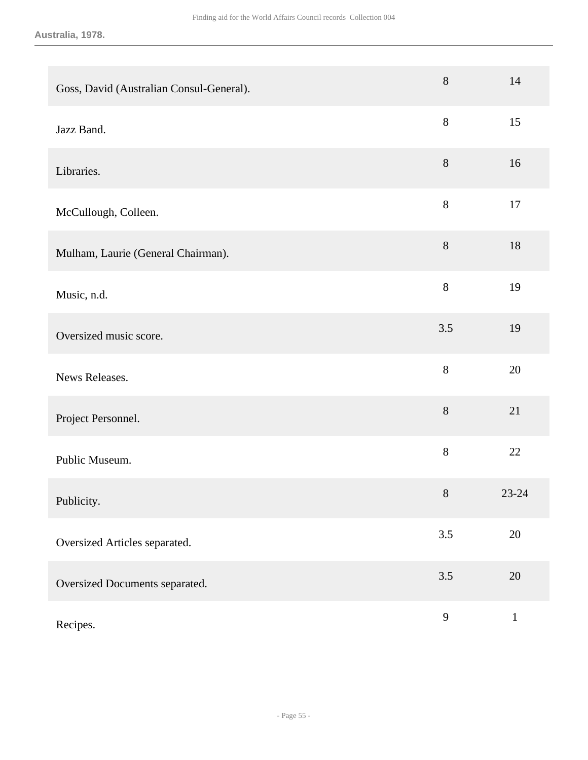**Australia, 1978.**

| | | |
|---|---|---|
| Goss, David (Australian Consul-General). | 8 | 14 |
| Jazz Band. | 8 | 15 |
| Libraries. | 8 | 16 |
| McCullough, Colleen. | 8 | 17 |
| Mulham, Laurie (General Chairman). | 8 | 18 |
| Music, n.d. | 8 | 19 |
| Oversized music score. | 3.5 | 19 |
| News Releases. | 8 | 20 |
| Project Personnel. | 8 | 21 |
| Public Museum. | 8 | 22 |
| Publicity. | 8 | 23-24 |
| Oversized Articles separated. | 3.5 | 20 |
| Oversized Documents separated. | 3.5 | 20 |
| Recipes. | 9 | 1 |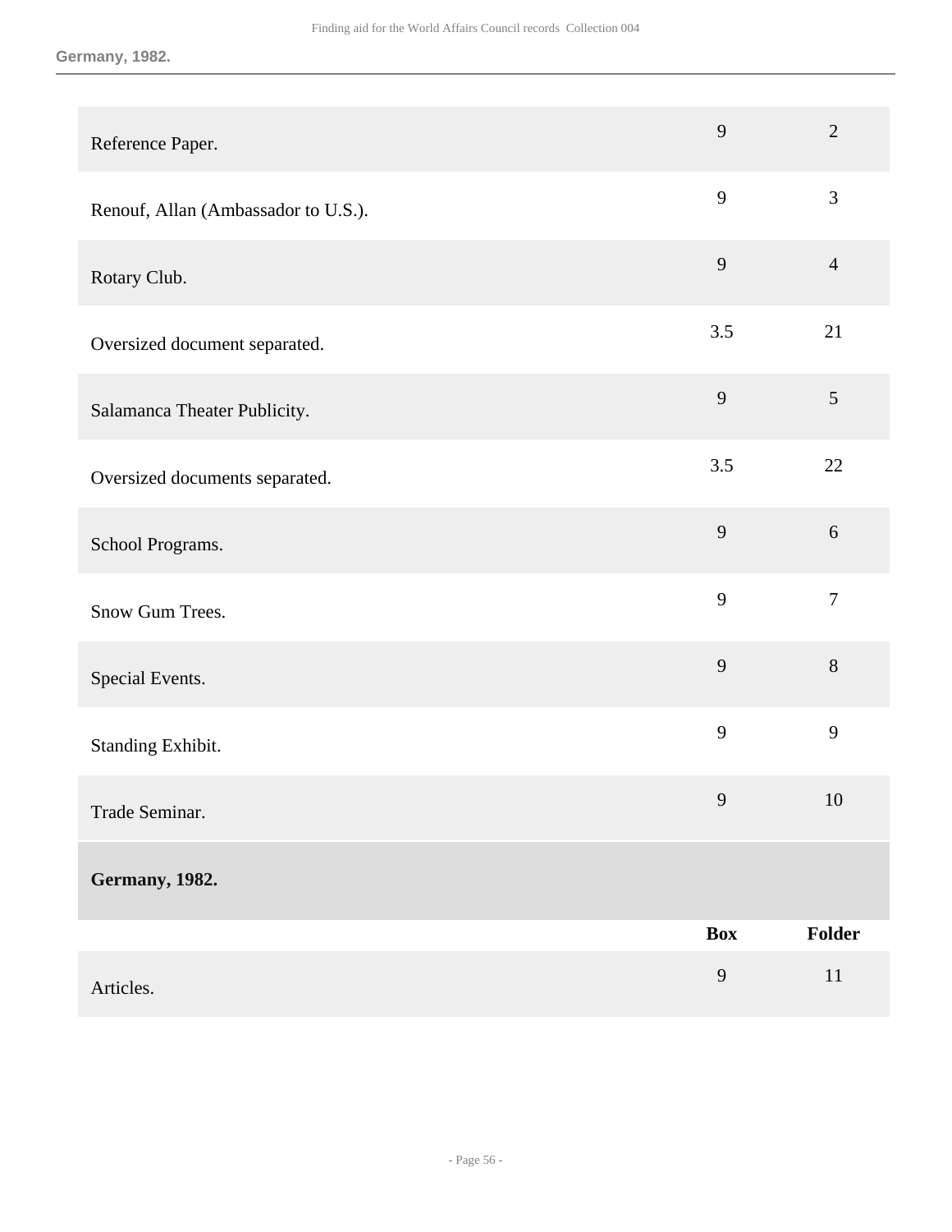| | Box | Folder |
|---|---|---|
| Reference Paper. | 9 | 2 |
| Renouf, Allan (Ambassador to U.S.). | 9 | 3 |
| Rotary Club. | 9 | 4 |
| Oversized document separated. | 3.5 | 21 |
| Salamanca Theater Publicity. | 9 | 5 |
| Oversized documents separated. | 3.5 | 22 |
| School Programs. | 9 | 6 |
| Snow Gum Trees. | 9 | 7 |
| Special Events. | 9 | 8 |
| Standing Exhibit. | 9 | 9 |
| Trade Seminar. | 9 | 10 |

**Germany, 1982.**

| | Box | Folder |
|---|---|---|
| Articles. | 9 | 11 |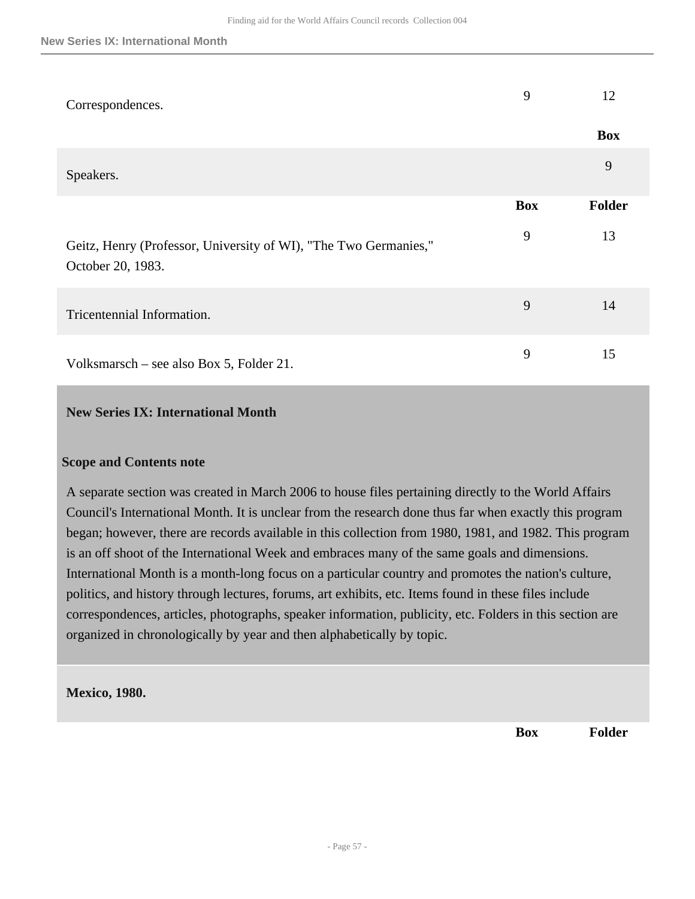| | | |
|---|---|---|
| Correspondences. | 9 | 12 |

| | Box |
|---|---|
| Speakers. | 9 |

| | Box | Folder |
|---|---|---|
| Geitz, Henry (Professor, University of WI), "The Two Germanies," October 20, 1983. | 9 | 13 |
| Tricentennial Information. | 9 | 14 |
| Volksmarsch – see also Box 5, Folder 21. | 9 | 15 |

## New Series IX: International Month

### Scope and Contents note

A separate section was created in March 2006 to house files pertaining directly to the World Affairs Council's International Month. It is unclear from the research done thus far when exactly this program began; however, there are records available in this collection from 1980, 1981, and 1982. This program is an off shoot of the International Week and embraces many of the same goals and dimensions. International Month is a month-long focus on a particular country and promotes the nation's culture, politics, and history through lectures, forums, art exhibits, etc. Items found in these files include correspondences, articles, photographs, speaker information, publicity, etc. Folders in this section are organized in chronologically by year and then alphabetically by topic.

**Mexico, 1980.**

| | Box | Folder |
|---|---|---|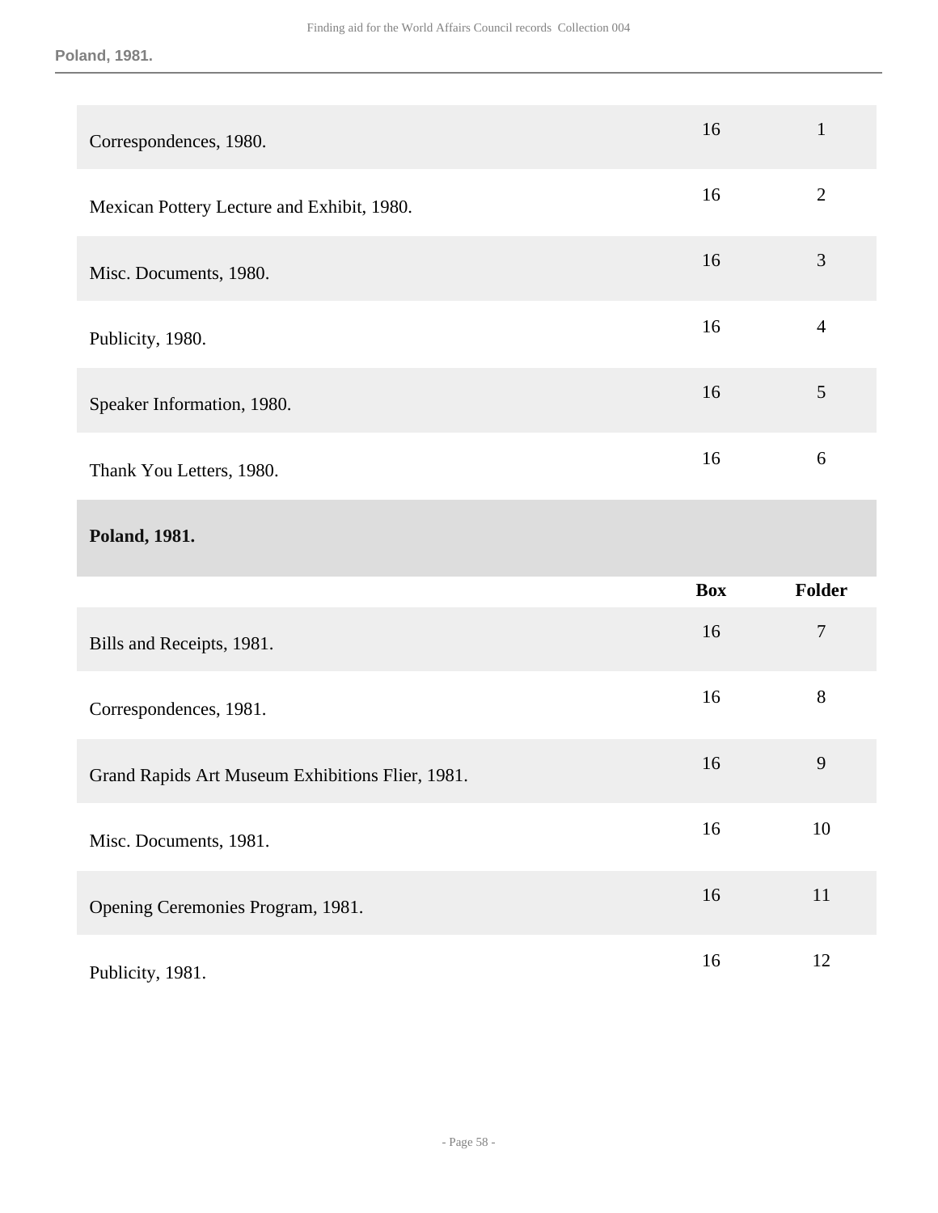| | Box | Folder |
|---|---|---|
| Correspondences, 1980. | 16 | 1 |
| Mexican Pottery Lecture and Exhibit, 1980. | 16 | 2 |
| Misc. Documents, 1980. | 16 | 3 |
| Publicity, 1980. | 16 | 4 |
| Speaker Information, 1980. | 16 | 5 |
| Thank You Letters, 1980. | 16 | 6 |

**Poland, 1981.**

| | Box | Folder |
|---|---|---|
| Bills and Receipts, 1981. | 16 | 7 |
| Correspondences, 1981. | 16 | 8 |
| Grand Rapids Art Museum Exhibitions Flier, 1981. | 16 | 9 |
| Misc. Documents, 1981. | 16 | 10 |
| Opening Ceremonies Program, 1981. | 16 | 11 |
| Publicity, 1981. | 16 | 12 |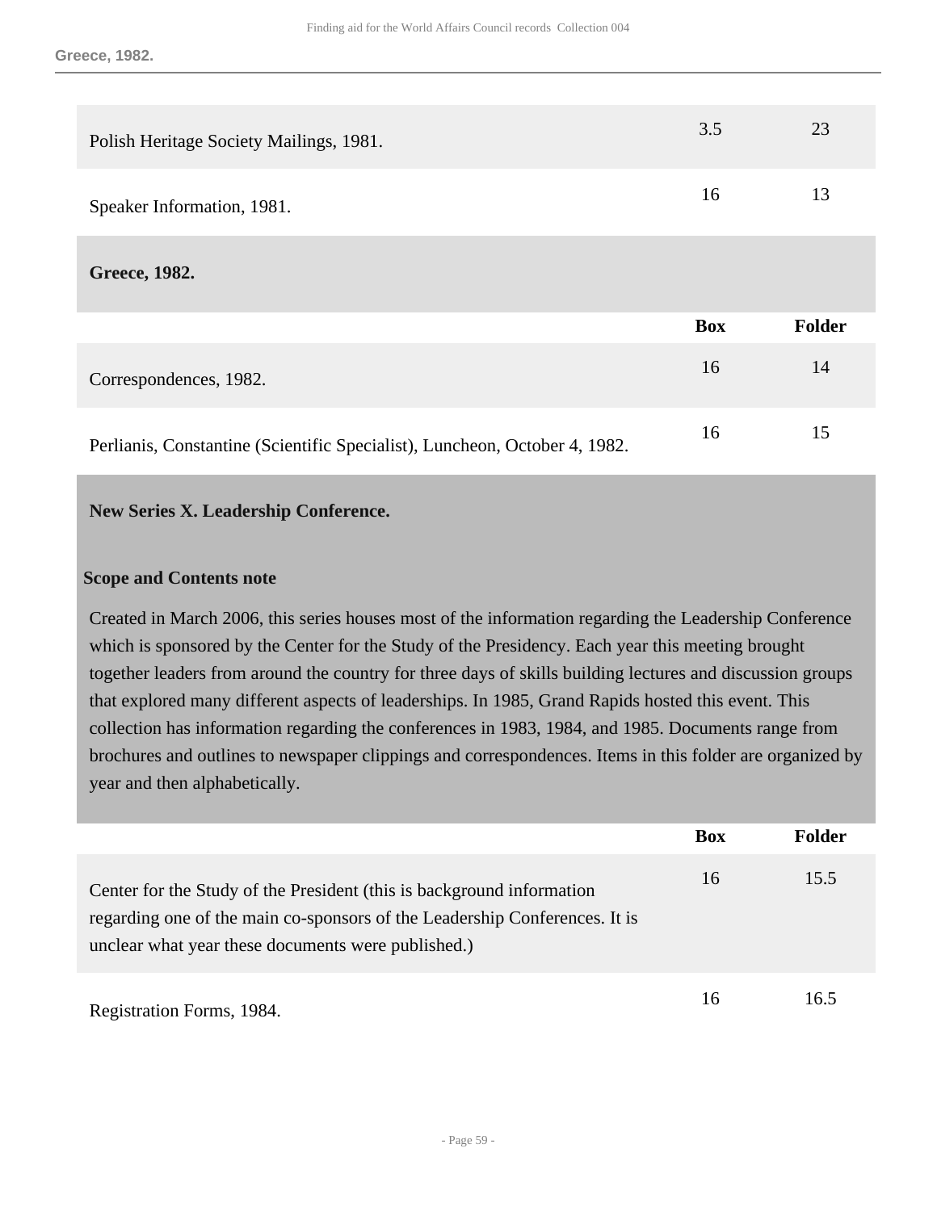| | Box | Folder |
|---|---|---|
| Polish Heritage Society Mailings, 1981. | 3.5 | 23 |
| Speaker Information, 1981. | 16 | 13 |

**Greece, 1982.**

| | Box | Folder |
|---|---|---|
| Correspondences, 1982. | 16 | 14 |
| Perlianis, Constantine (Scientific Specialist), Luncheon, October 4, 1982. | 16 | 15 |

**New Series X. Leadership Conference.**

**Scope and Contents note**

Created in March 2006, this series houses most of the information regarding the Leadership Conference which is sponsored by the Center for the Study of the Presidency. Each year this meeting brought together leaders from around the country for three days of skills building lectures and discussion groups that explored many different aspects of leaderships. In 1985, Grand Rapids hosted this event. This collection has information regarding the conferences in 1983, 1984, and 1985. Documents range from brochures and outlines to newspaper clippings and correspondences. Items in this folder are organized by year and then alphabetically.

| | Box | Folder |
|---|---|---|
| Center for the Study of the President (this is background information regarding one of the main co-sponsors of the Leadership Conferences. It is unclear what year these documents were published.) | 16 | 15.5 |
| Registration Forms, 1984. | 16 | 16.5 |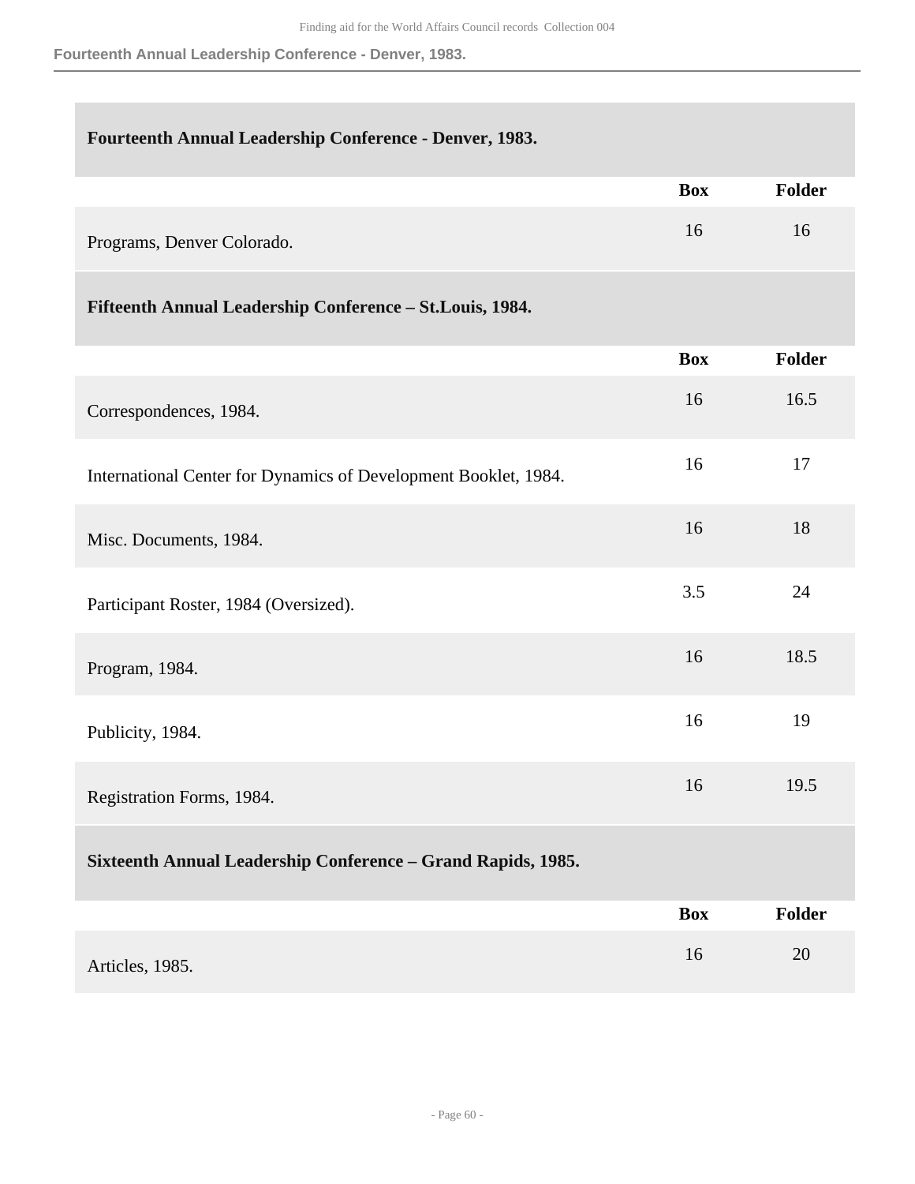### Fourteenth Annual Leadership Conference - Denver, 1983.

| | Box | Folder |
|---|---|---|
| Programs, Denver Colorado. | 16 | 16 |

### Fifteenth Annual Leadership Conference – St.Louis, 1984.

| | Box | Folder |
|---|---|---|
| Correspondences, 1984. | 16 | 16.5 |
| International Center for Dynamics of Development Booklet, 1984. | 16 | 17 |
| Misc. Documents, 1984. | 16 | 18 |
| Participant Roster, 1984 (Oversized). | 3.5 | 24 |
| Program, 1984. | 16 | 18.5 |
| Publicity, 1984. | 16 | 19 |
| Registration Forms, 1984. | 16 | 19.5 |

### Sixteenth Annual Leadership Conference – Grand Rapids, 1985.

| | Box | Folder |
|---|---|---|
| Articles, 1985. | 16 | 20 |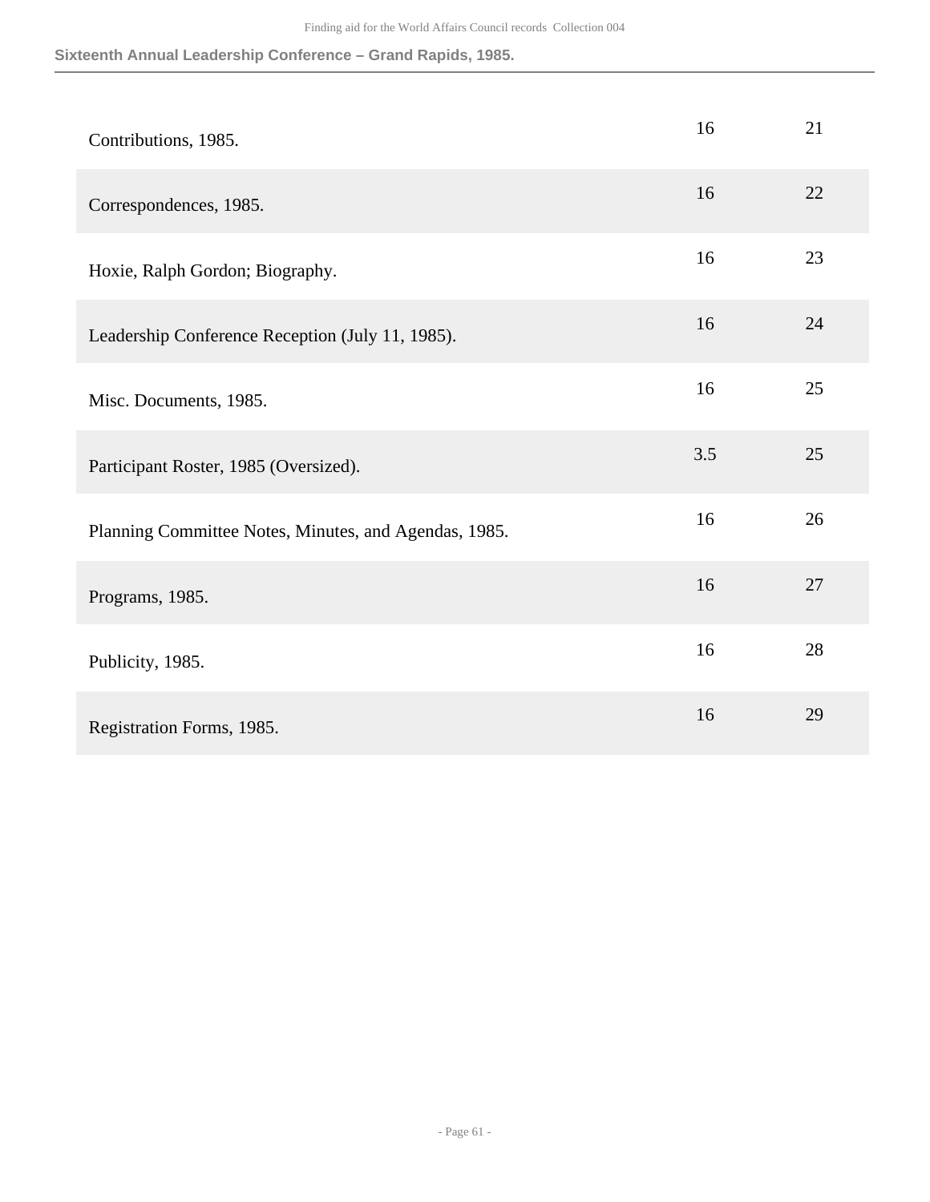## Sixteenth Annual Leadership Conference – Grand Rapids, 1985.

| | | |
|---|---|---|
| Contributions, 1985. | 16 | 21 |
| Correspondences, 1985. | 16 | 22 |
| Hoxie, Ralph Gordon; Biography. | 16 | 23 |
| Leadership Conference Reception (July 11, 1985). | 16 | 24 |
| Misc. Documents, 1985. | 16 | 25 |
| Participant Roster, 1985 (Oversized). | 3.5 | 25 |
| Planning Committee Notes, Minutes, and Agendas, 1985. | 16 | 26 |
| Programs, 1985. | 16 | 27 |
| Publicity, 1985. | 16 | 28 |
| Registration Forms, 1985. | 16 | 29 |